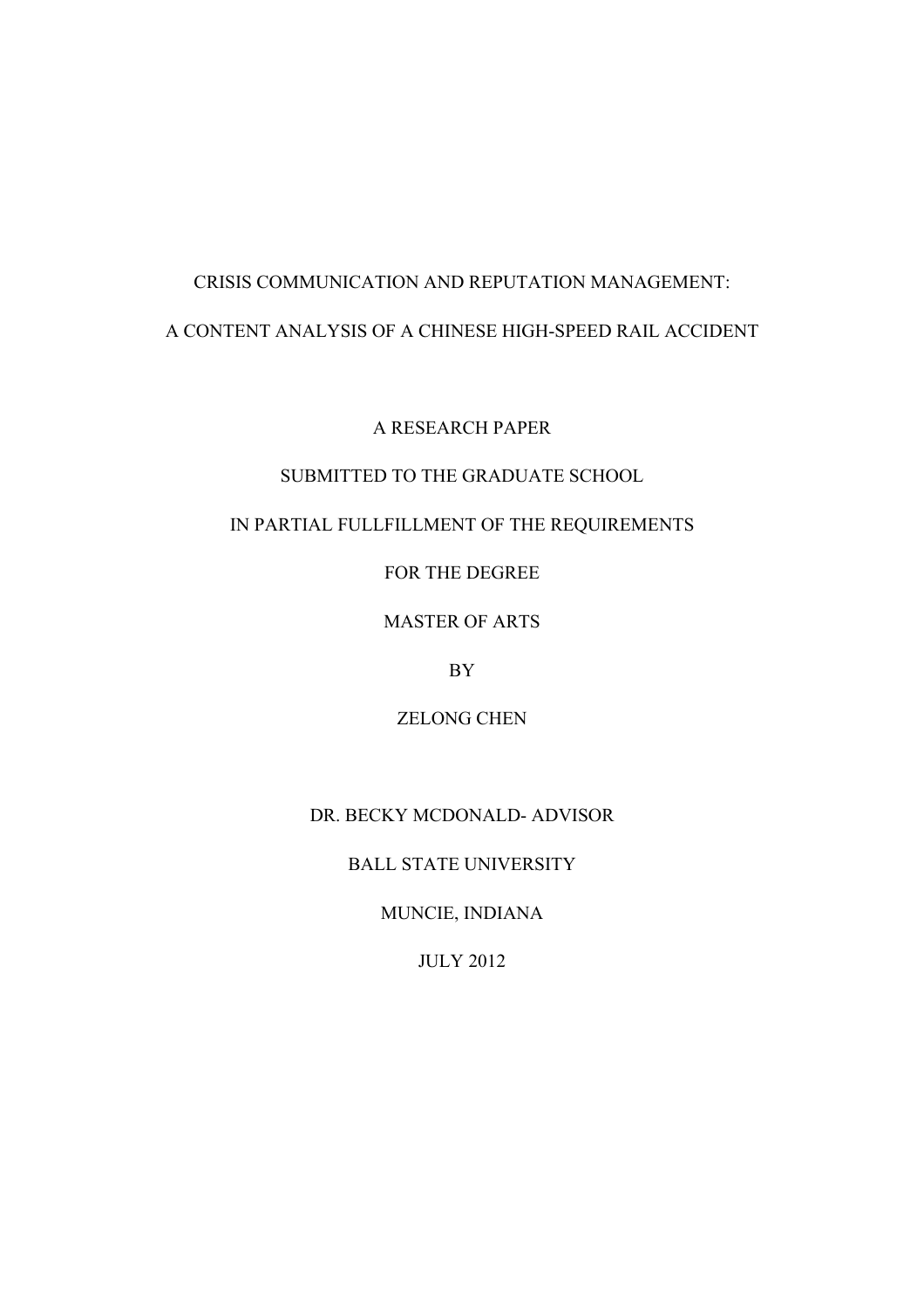# CRISIS COMMUNICATION AND REPUTATION MANAGEMENT:

# A CONTENT ANALYSIS OF A CHINESE HIGH-SPEED RAIL ACCIDENT

A RESEARCH PAPER

SUBMITTED TO THE GRADUATE SCHOOL

IN PARTIAL FULLFILLMENT OF THE REQUIREMENTS

FOR THE DEGREE

MASTER OF ARTS

BY

ZELONG CHEN

DR. BECKY MCDONALD- ADVISOR

BALL STATE UNIVERSITY

MUNCIE, INDIANA

JULY 2012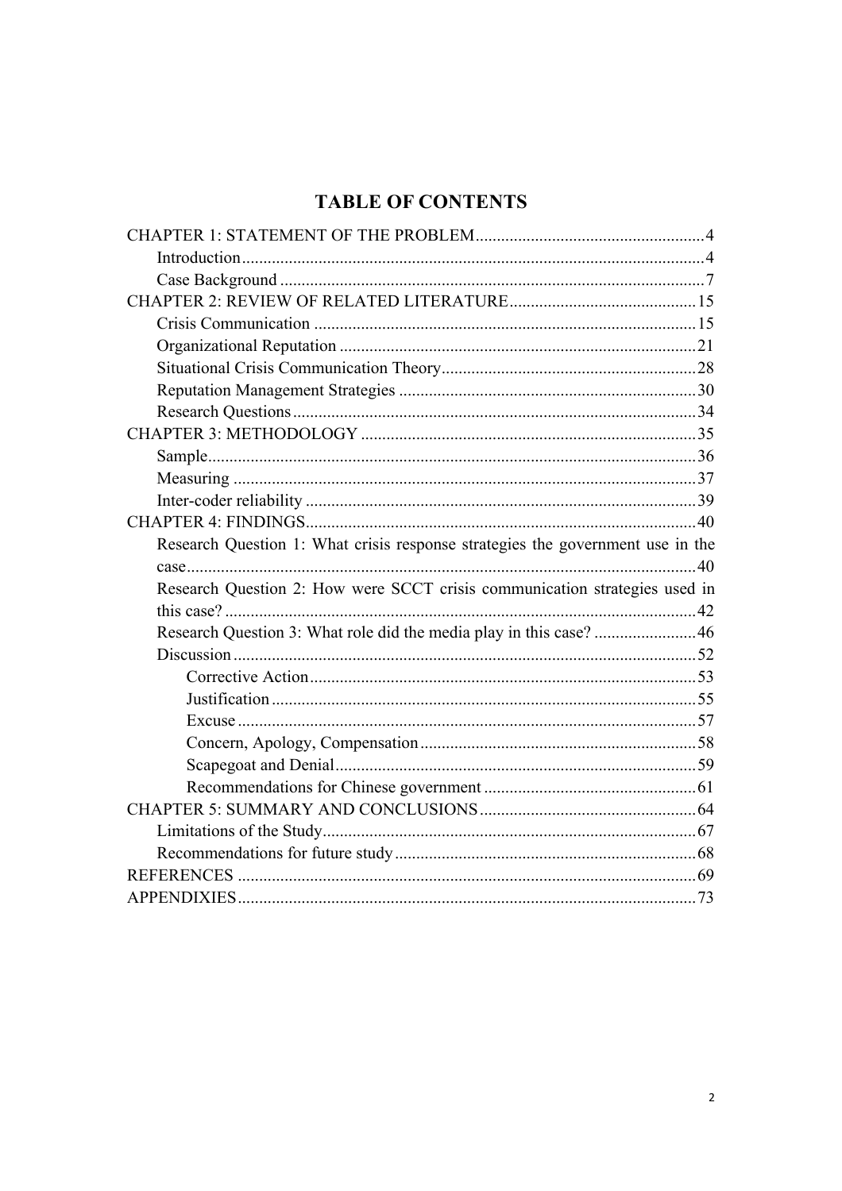# TABLE OF CONTENTS

CHAPTER 1: STATEMENT OF THE PROBLEM ..................................................... 4
- Introduction ........................................................................................... 4
- Case Background .................................................................................. 7

CHAPTER 2: REVIEW OF RELATED LITERATURE ............................................ 15
- Crisis Communication ......................................................................... 15
- Organizational Reputation ................................................................... 21
- Situational Crisis Communication Theory ........................................... 28
- Reputation Management Strategies ..................................................... 30
- Research Questions .............................................................................. 34

CHAPTER 3: METHODOLOGY .............................................................................. 35
- Sample .................................................................................................. 36
- Measuring ............................................................................................ 37
- Inter-coder reliability ........................................................................... 39

CHAPTER 4: FINDINGS ........................................................................................ 40
- Research Question 1: What crisis response strategies the government use in the case ...................................................................................................... 40
- Research Question 2: How were SCCT crisis communication strategies used in this case? ............................................................................................. 42
- Research Question 3: What role did the media play in this case? ........................ 46
- Discussion ............................................................................................ 52
  - Corrective Action .......................................................................... 53
  - Justification ................................................................................... 55
  - Excuse ........................................................................................... 57
  - Concern, Apology, Compensation ................................................ 58
  - Scapegoat and Denial .................................................................... 59
  - Recommendations for Chinese government .................................. 61

CHAPTER 5: SUMMARY AND CONCLUSIONS ................................................... 64
- Limitations of the Study ....................................................................... 67
- Recommendations for future study ...................................................... 68

REFERENCES ........................................................................................................... 69

APPENDIXIES ........................................................................................................... 73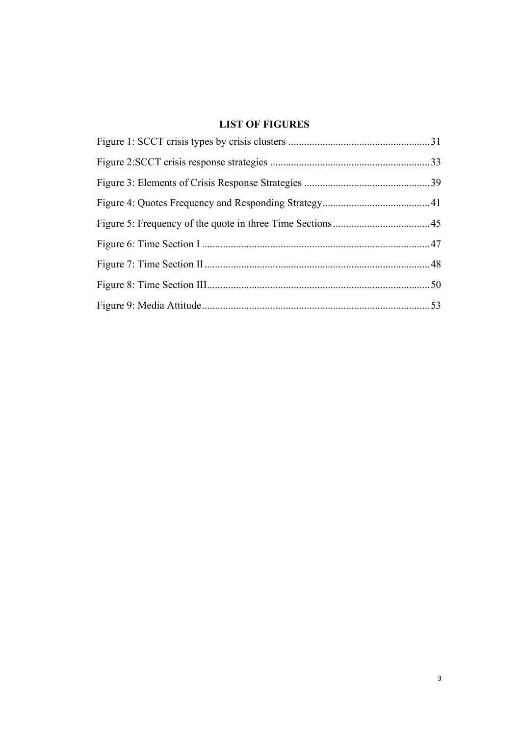# LIST OF FIGURES

Figure 1: SCCT crisis types by crisis clusters ...................................................... 31

Figure 2:SCCT crisis response strategies ............................................................. 33

Figure 3: Elements of Crisis Response Strategies ................................................ 39

Figure 4: Quotes Frequency and Responding Strategy......................................... 41

Figure 5: Frequency of the quote in three Time Sections..................................... 45

Figure 6: Time Section I ....................................................................................... 47

Figure 7: Time Section II...................................................................................... 48

Figure 8: Time Section III..................................................................................... 50

Figure 9: Media Attitude....................................................................................... 53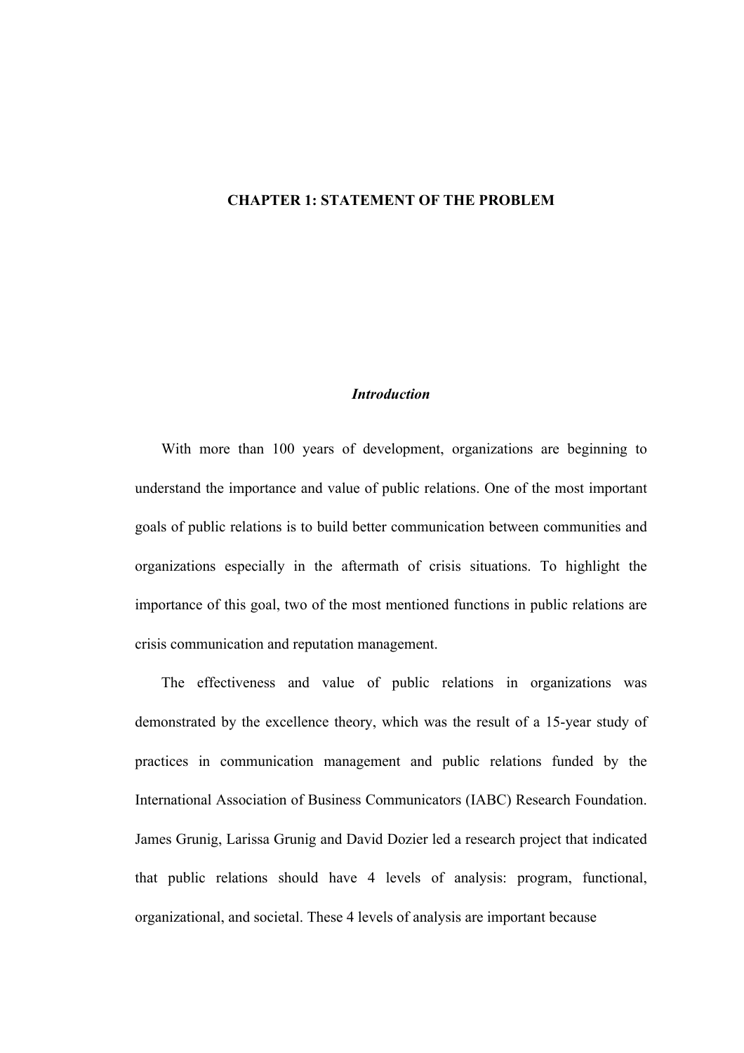# CHAPTER 1: STATEMENT OF THE PROBLEM

## *Introduction*

With more than 100 years of development, organizations are beginning to understand the importance and value of public relations. One of the most important goals of public relations is to build better communication between communities and organizations especially in the aftermath of crisis situations. To highlight the importance of this goal, two of the most mentioned functions in public relations are crisis communication and reputation management.

The effectiveness and value of public relations in organizations was demonstrated by the excellence theory, which was the result of a 15-year study of practices in communication management and public relations funded by the International Association of Business Communicators (IABC) Research Foundation. James Grunig, Larissa Grunig and David Dozier led a research project that indicated that public relations should have 4 levels of analysis: program, functional, organizational, and societal. These 4 levels of analysis are important because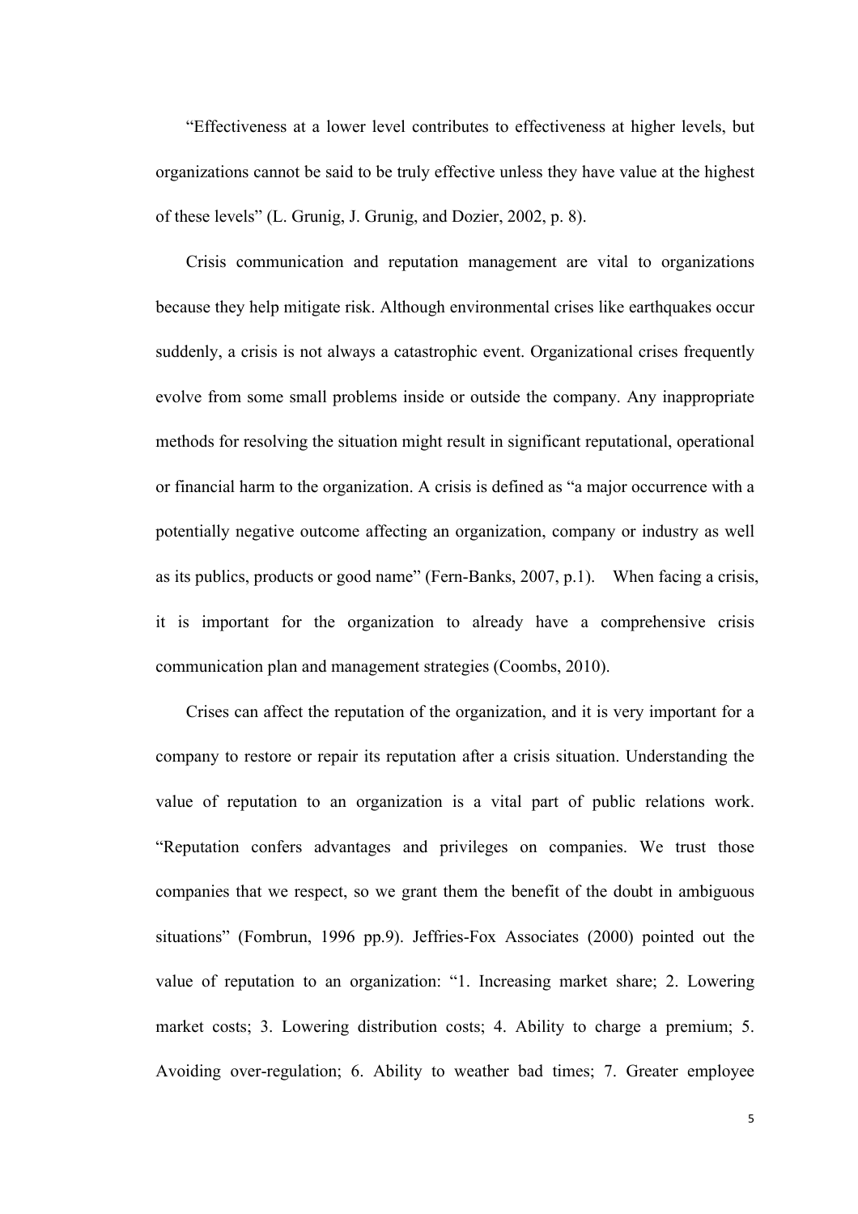"Effectiveness at a lower level contributes to effectiveness at higher levels, but organizations cannot be said to be truly effective unless they have value at the highest of these levels" (L. Grunig, J. Grunig, and Dozier, 2002, p. 8).

Crisis communication and reputation management are vital to organizations because they help mitigate risk. Although environmental crises like earthquakes occur suddenly, a crisis is not always a catastrophic event. Organizational crises frequently evolve from some small problems inside or outside the company. Any inappropriate methods for resolving the situation might result in significant reputational, operational or financial harm to the organization. A crisis is defined as "a major occurrence with a potentially negative outcome affecting an organization, company or industry as well as its publics, products or good name" (Fern-Banks, 2007, p.1). When facing a crisis, it is important for the organization to already have a comprehensive crisis communication plan and management strategies (Coombs, 2010).

Crises can affect the reputation of the organization, and it is very important for a company to restore or repair its reputation after a crisis situation. Understanding the value of reputation to an organization is a vital part of public relations work. "Reputation confers advantages and privileges on companies. We trust those companies that we respect, so we grant them the benefit of the doubt in ambiguous situations" (Fombrun, 1996 pp.9). Jeffries-Fox Associates (2000) pointed out the value of reputation to an organization: "1. Increasing market share; 2. Lowering market costs; 3. Lowering distribution costs; 4. Ability to charge a premium; 5. Avoiding over-regulation; 6. Ability to weather bad times; 7. Greater employee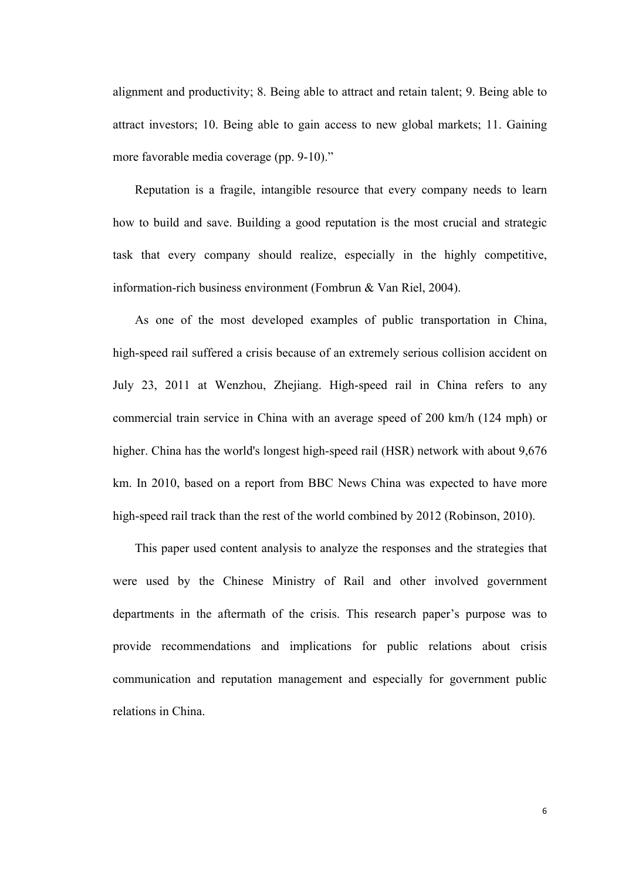alignment and productivity; 8. Being able to attract and retain talent; 9. Being able to attract investors; 10. Being able to gain access to new global markets; 11. Gaining more favorable media coverage (pp. 9-10)."

Reputation is a fragile, intangible resource that every company needs to learn how to build and save. Building a good reputation is the most crucial and strategic task that every company should realize, especially in the highly competitive, information-rich business environment (Fombrun & Van Riel, 2004).

As one of the most developed examples of public transportation in China, high-speed rail suffered a crisis because of an extremely serious collision accident on July 23, 2011 at Wenzhou, Zhejiang. High-speed rail in China refers to any commercial train service in China with an average speed of 200 km/h (124 mph) or higher. China has the world's longest high-speed rail (HSR) network with about 9,676 km. In 2010, based on a report from BBC News China was expected to have more high-speed rail track than the rest of the world combined by 2012 (Robinson, 2010).

This paper used content analysis to analyze the responses and the strategies that were used by the Chinese Ministry of Rail and other involved government departments in the aftermath of the crisis. This research paper's purpose was to provide recommendations and implications for public relations about crisis communication and reputation management and especially for government public relations in China.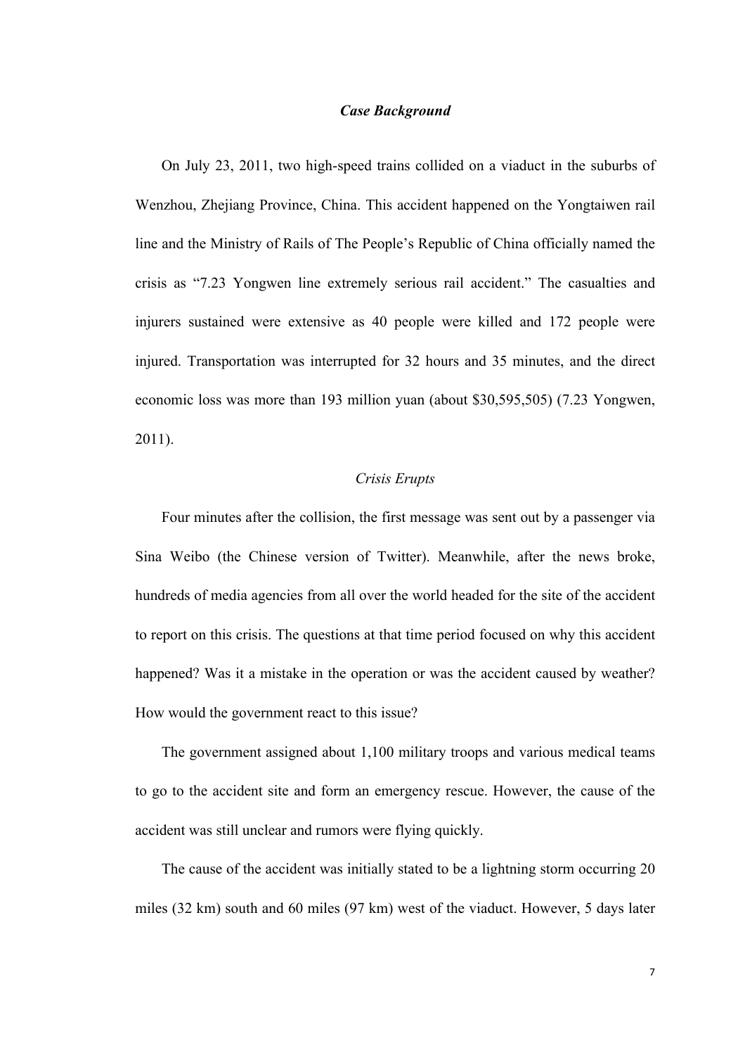### *Case Background*

On July 23, 2011, two high-speed trains collided on a viaduct in the suburbs of Wenzhou, Zhejiang Province, China. This accident happened on the Yongtaiwen rail line and the Ministry of Rails of The People's Republic of China officially named the crisis as "7.23 Yongwen line extremely serious rail accident." The casualties and injurers sustained were extensive as 40 people were killed and 172 people were injured. Transportation was interrupted for 32 hours and 35 minutes, and the direct economic loss was more than 193 million yuan (about $30,595,505) (7.23 Yongwen, 2011).

#### *Crisis Erupts*

Four minutes after the collision, the first message was sent out by a passenger via Sina Weibo (the Chinese version of Twitter). Meanwhile, after the news broke, hundreds of media agencies from all over the world headed for the site of the accident to report on this crisis. The questions at that time period focused on why this accident happened? Was it a mistake in the operation or was the accident caused by weather? How would the government react to this issue?

The government assigned about 1,100 military troops and various medical teams to go to the accident site and form an emergency rescue. However, the cause of the accident was still unclear and rumors were flying quickly.

The cause of the accident was initially stated to be a lightning storm occurring 20 miles (32 km) south and 60 miles (97 km) west of the viaduct. However, 5 days later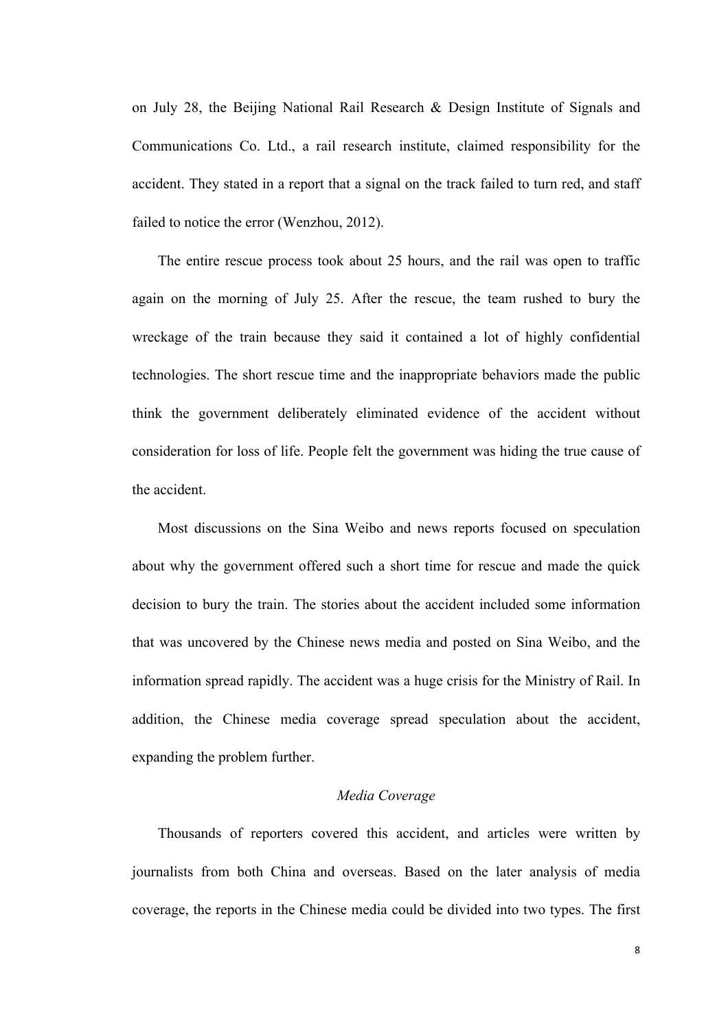on July 28, the Beijing National Rail Research & Design Institute of Signals and Communications Co. Ltd., a rail research institute, claimed responsibility for the accident. They stated in a report that a signal on the track failed to turn red, and staff failed to notice the error (Wenzhou, 2012).

The entire rescue process took about 25 hours, and the rail was open to traffic again on the morning of July 25. After the rescue, the team rushed to bury the wreckage of the train because they said it contained a lot of highly confidential technologies. The short rescue time and the inappropriate behaviors made the public think the government deliberately eliminated evidence of the accident without consideration for loss of life. People felt the government was hiding the true cause of the accident.

Most discussions on the Sina Weibo and news reports focused on speculation about why the government offered such a short time for rescue and made the quick decision to bury the train. The stories about the accident included some information that was uncovered by the Chinese news media and posted on Sina Weibo, and the information spread rapidly. The accident was a huge crisis for the Ministry of Rail. In addition, the Chinese media coverage spread speculation about the accident, expanding the problem further.

### *Media Coverage*

Thousands of reporters covered this accident, and articles were written by journalists from both China and overseas. Based on the later analysis of media coverage, the reports in the Chinese media could be divided into two types. The first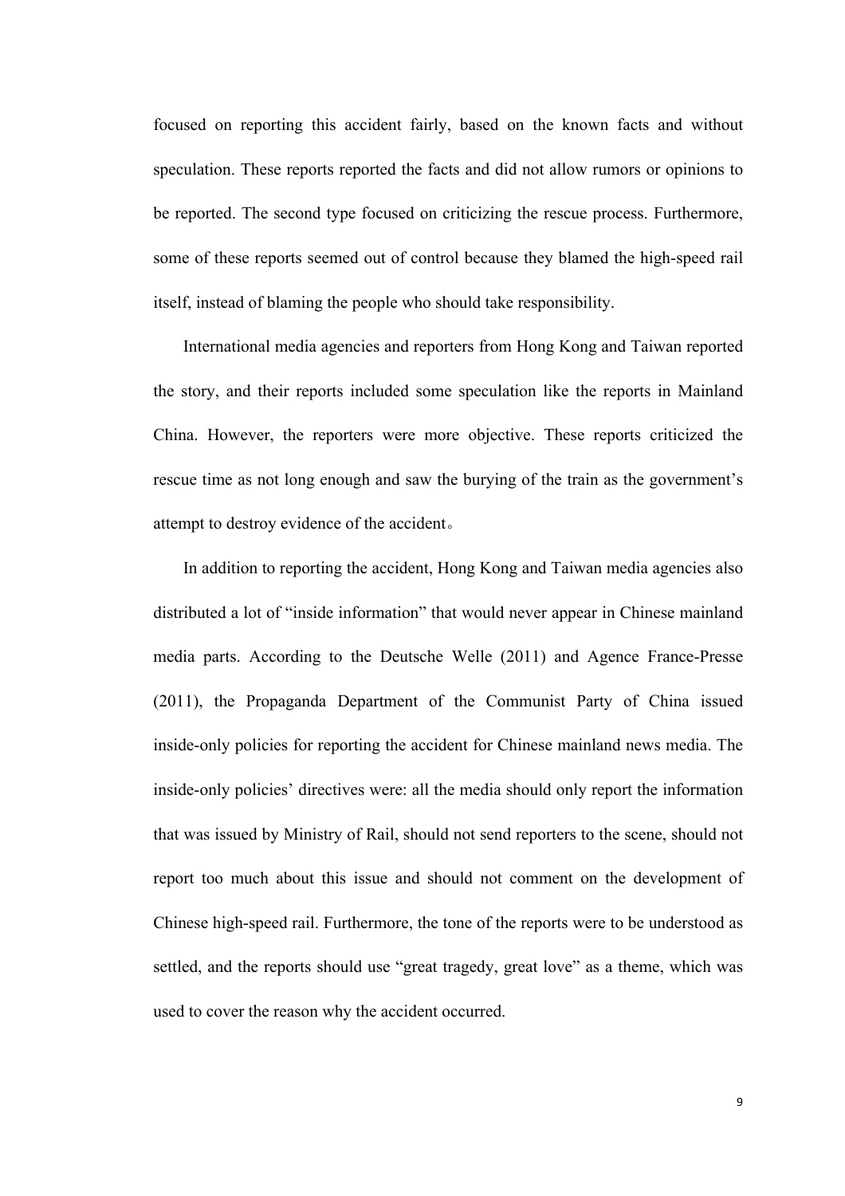focused on reporting this accident fairly, based on the known facts and without speculation. These reports reported the facts and did not allow rumors or opinions to be reported. The second type focused on criticizing the rescue process. Furthermore, some of these reports seemed out of control because they blamed the high-speed rail itself, instead of blaming the people who should take responsibility.

International media agencies and reporters from Hong Kong and Taiwan reported the story, and their reports included some speculation like the reports in Mainland China. However, the reporters were more objective. These reports criticized the rescue time as not long enough and saw the burying of the train as the government's attempt to destroy evidence of the accident。

In addition to reporting the accident, Hong Kong and Taiwan media agencies also distributed a lot of "inside information" that would never appear in Chinese mainland media parts. According to the Deutsche Welle (2011) and Agence France-Presse (2011), the Propaganda Department of the Communist Party of China issued inside-only policies for reporting the accident for Chinese mainland news media. The inside-only policies' directives were: all the media should only report the information that was issued by Ministry of Rail, should not send reporters to the scene, should not report too much about this issue and should not comment on the development of Chinese high-speed rail. Furthermore, the tone of the reports were to be understood as settled, and the reports should use "great tragedy, great love" as a theme, which was used to cover the reason why the accident occurred.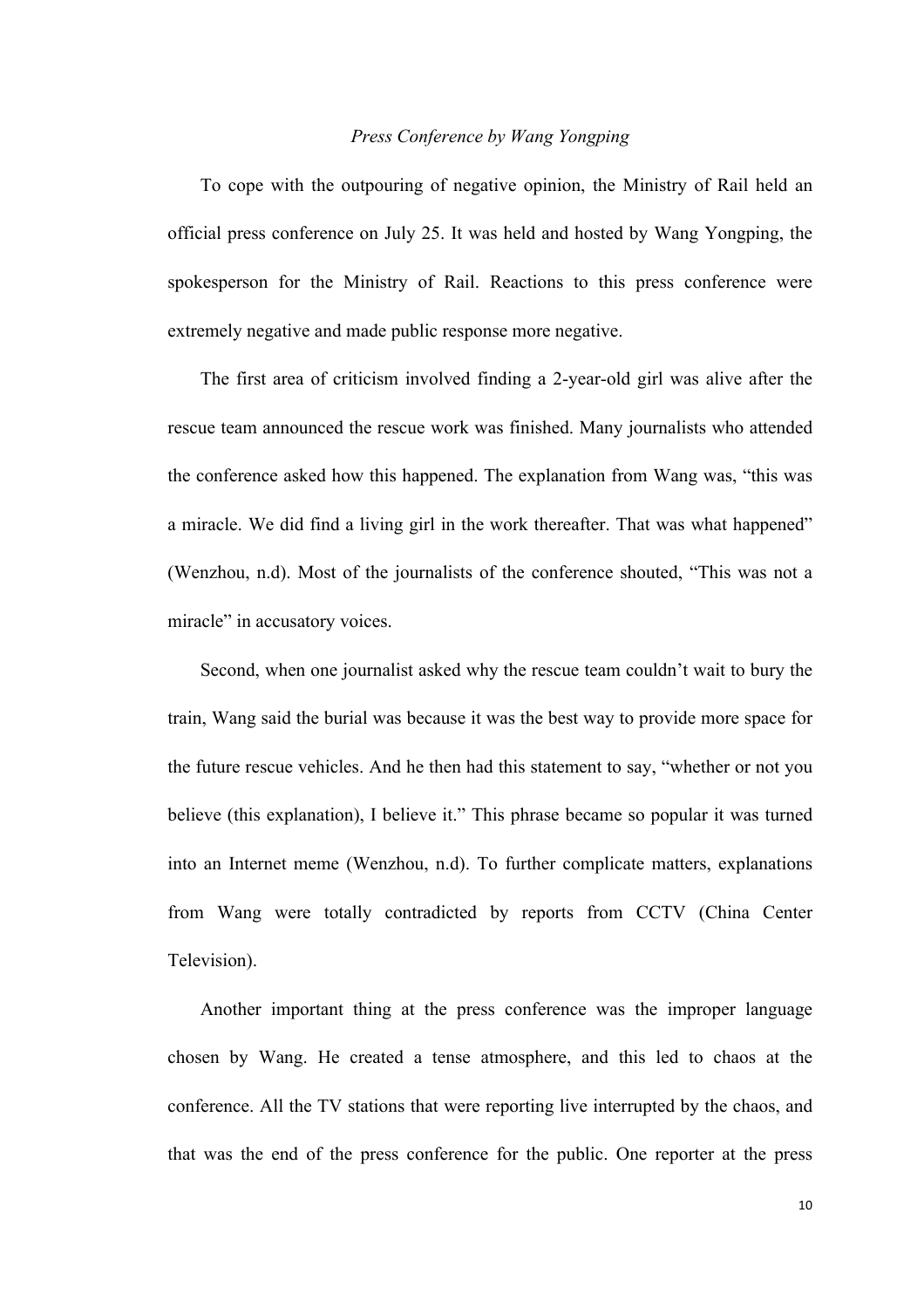### *Press Conference by Wang Yongping*

To cope with the outpouring of negative opinion, the Ministry of Rail held an official press conference on July 25. It was held and hosted by Wang Yongping, the spokesperson for the Ministry of Rail. Reactions to this press conference were extremely negative and made public response more negative.

The first area of criticism involved finding a 2-year-old girl was alive after the rescue team announced the rescue work was finished. Many journalists who attended the conference asked how this happened. The explanation from Wang was, "this was a miracle. We did find a living girl in the work thereafter. That was what happened" (Wenzhou, n.d). Most of the journalists of the conference shouted, "This was not a miracle" in accusatory voices.

Second, when one journalist asked why the rescue team couldn't wait to bury the train, Wang said the burial was because it was the best way to provide more space for the future rescue vehicles. And he then had this statement to say, "whether or not you believe (this explanation), I believe it." This phrase became so popular it was turned into an Internet meme (Wenzhou, n.d). To further complicate matters, explanations from Wang were totally contradicted by reports from CCTV (China Center Television).

Another important thing at the press conference was the improper language chosen by Wang. He created a tense atmosphere, and this led to chaos at the conference. All the TV stations that were reporting live interrupted by the chaos, and that was the end of the press conference for the public. One reporter at the press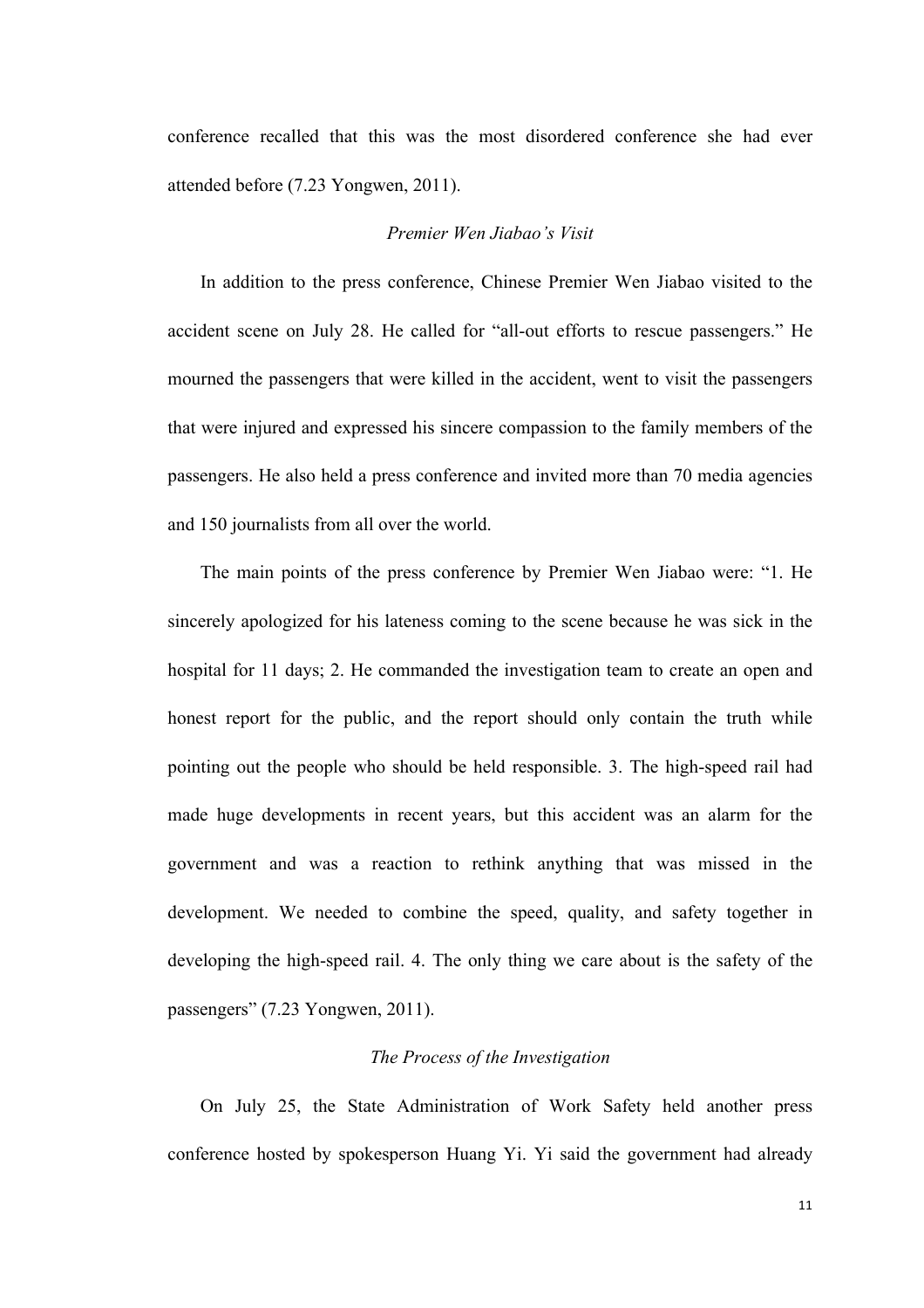conference recalled that this was the most disordered conference she had ever attended before (7.23 Yongwen, 2011).

### *Premier Wen Jiabao's Visit*

In addition to the press conference, Chinese Premier Wen Jiabao visited to the accident scene on July 28. He called for "all-out efforts to rescue passengers." He mourned the passengers that were killed in the accident, went to visit the passengers that were injured and expressed his sincere compassion to the family members of the passengers. He also held a press conference and invited more than 70 media agencies and 150 journalists from all over the world.

The main points of the press conference by Premier Wen Jiabao were: "1. He sincerely apologized for his lateness coming to the scene because he was sick in the hospital for 11 days; 2. He commanded the investigation team to create an open and honest report for the public, and the report should only contain the truth while pointing out the people who should be held responsible. 3. The high-speed rail had made huge developments in recent years, but this accident was an alarm for the government and was a reaction to rethink anything that was missed in the development. We needed to combine the speed, quality, and safety together in developing the high-speed rail. 4. The only thing we care about is the safety of the passengers" (7.23 Yongwen, 2011).

### *The Process of the Investigation*

On July 25, the State Administration of Work Safety held another press conference hosted by spokesperson Huang Yi. Yi said the government had already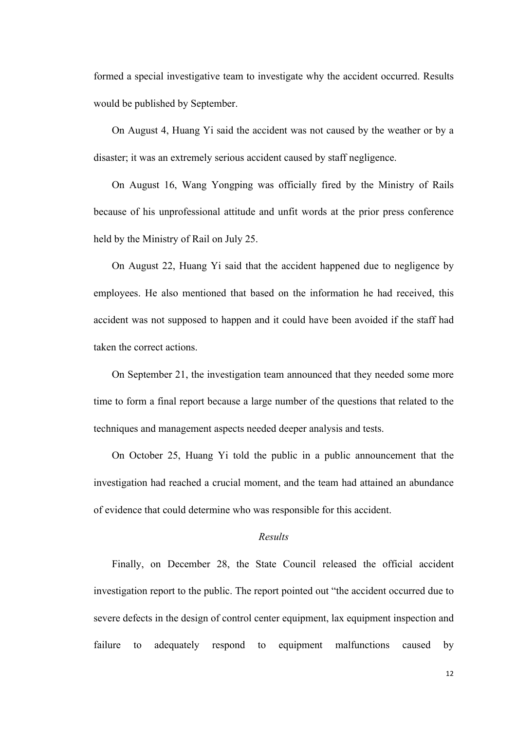formed a special investigative team to investigate why the accident occurred. Results would be published by September.

On August 4, Huang Yi said the accident was not caused by the weather or by a disaster; it was an extremely serious accident caused by staff negligence.

On August 16, Wang Yongping was officially fired by the Ministry of Rails because of his unprofessional attitude and unfit words at the prior press conference held by the Ministry of Rail on July 25.

On August 22, Huang Yi said that the accident happened due to negligence by employees. He also mentioned that based on the information he had received, this accident was not supposed to happen and it could have been avoided if the staff had taken the correct actions.

On September 21, the investigation team announced that they needed some more time to form a final report because a large number of the questions that related to the techniques and management aspects needed deeper analysis and tests.

On October 25, Huang Yi told the public in a public announcement that the investigation had reached a crucial moment, and the team had attained an abundance of evidence that could determine who was responsible for this accident.

*Results*

Finally, on December 28, the State Council released the official accident investigation report to the public. The report pointed out "the accident occurred due to severe defects in the design of control center equipment, lax equipment inspection and failure to adequately respond to equipment malfunctions caused by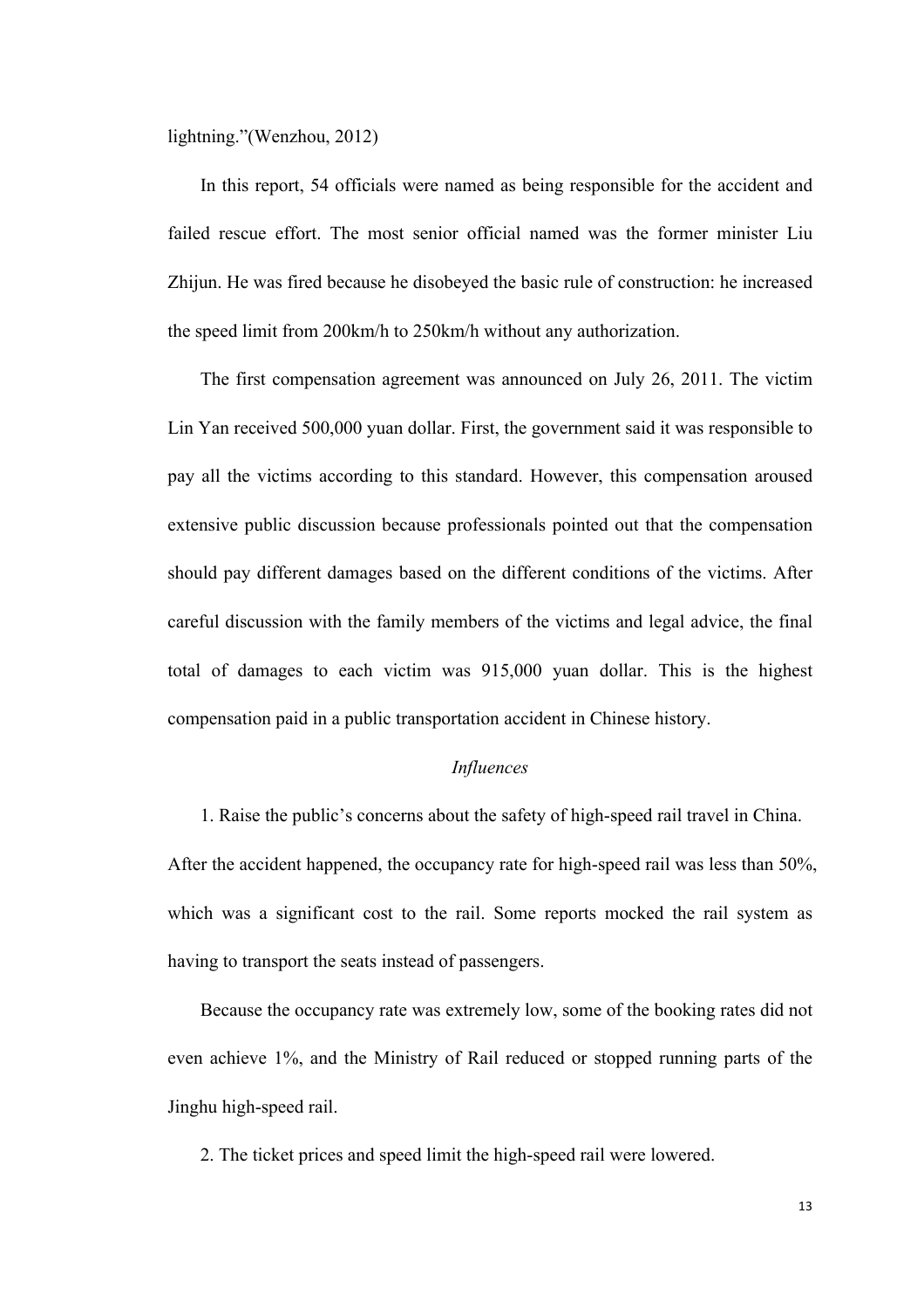lightning."(Wenzhou, 2012)

In this report, 54 officials were named as being responsible for the accident and failed rescue effort. The most senior official named was the former minister Liu Zhijun. He was fired because he disobeyed the basic rule of construction: he increased the speed limit from 200km/h to 250km/h without any authorization.

The first compensation agreement was announced on July 26, 2011. The victim Lin Yan received 500,000 yuan dollar. First, the government said it was responsible to pay all the victims according to this standard. However, this compensation aroused extensive public discussion because professionals pointed out that the compensation should pay different damages based on the different conditions of the victims. After careful discussion with the family members of the victims and legal advice, the final total of damages to each victim was 915,000 yuan dollar. This is the highest compensation paid in a public transportation accident in Chinese history.

*Influences*

1. Raise the public's concerns about the safety of high-speed rail travel in China. After the accident happened, the occupancy rate for high-speed rail was less than 50%, which was a significant cost to the rail. Some reports mocked the rail system as having to transport the seats instead of passengers.

Because the occupancy rate was extremely low, some of the booking rates did not even achieve 1%, and the Ministry of Rail reduced or stopped running parts of the Jinghu high-speed rail.

2. The ticket prices and speed limit the high-speed rail were lowered.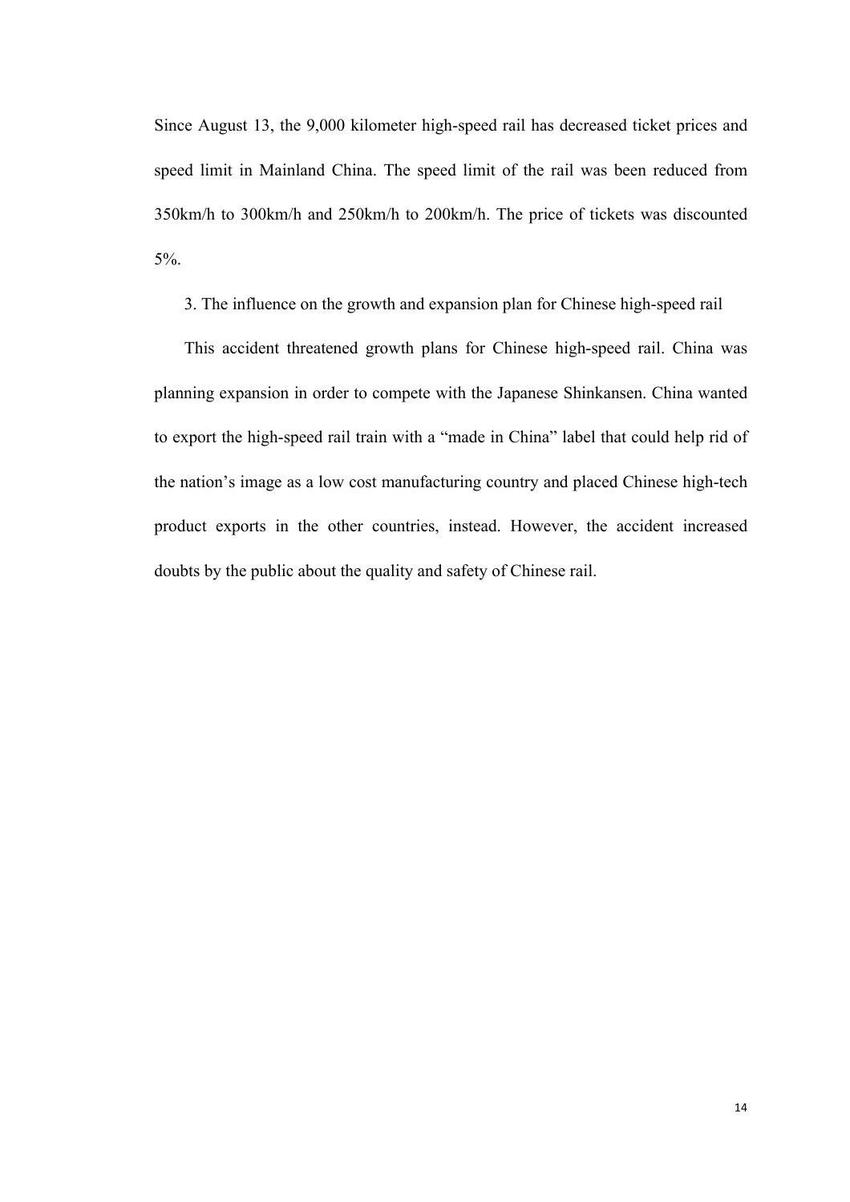Since August 13, the 9,000 kilometer high-speed rail has decreased ticket prices and speed limit in Mainland China. The speed limit of the rail was been reduced from 350km/h to 300km/h and 250km/h to 200km/h. The price of tickets was discounted 5%.

3. The influence on the growth and expansion plan for Chinese high-speed rail

This accident threatened growth plans for Chinese high-speed rail. China was planning expansion in order to compete with the Japanese Shinkansen. China wanted to export the high-speed rail train with a "made in China" label that could help rid of the nation's image as a low cost manufacturing country and placed Chinese high-tech product exports in the other countries, instead. However, the accident increased doubts by the public about the quality and safety of Chinese rail.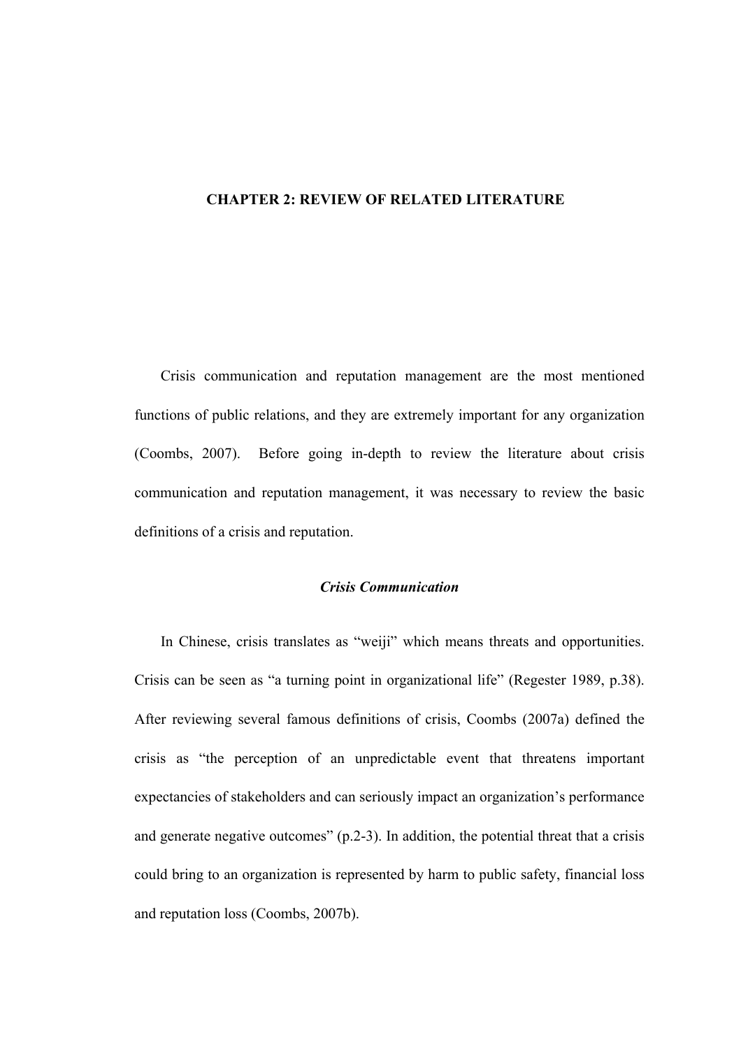# CHAPTER 2: REVIEW OF RELATED LITERATURE

Crisis communication and reputation management are the most mentioned functions of public relations, and they are extremely important for any organization (Coombs, 2007). Before going in-depth to review the literature about crisis communication and reputation management, it was necessary to review the basic definitions of a crisis and reputation.

## *Crisis Communication*

In Chinese, crisis translates as “weiji” which means threats and opportunities. Crisis can be seen as “a turning point in organizational life” (Regester 1989, p.38). After reviewing several famous definitions of crisis, Coombs (2007a) defined the crisis as “the perception of an unpredictable event that threatens important expectancies of stakeholders and can seriously impact an organization’s performance and generate negative outcomes” (p.2-3). In addition, the potential threat that a crisis could bring to an organization is represented by harm to public safety, financial loss and reputation loss (Coombs, 2007b).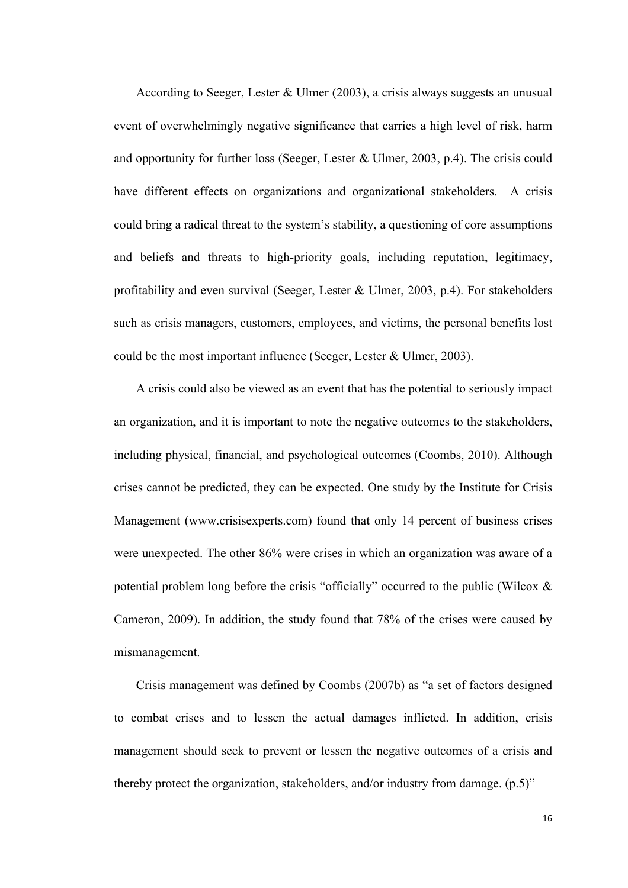According to Seeger, Lester & Ulmer (2003), a crisis always suggests an unusual event of overwhelmingly negative significance that carries a high level of risk, harm and opportunity for further loss (Seeger, Lester & Ulmer, 2003, p.4). The crisis could have different effects on organizations and organizational stakeholders. A crisis could bring a radical threat to the system's stability, a questioning of core assumptions and beliefs and threats to high-priority goals, including reputation, legitimacy, profitability and even survival (Seeger, Lester & Ulmer, 2003, p.4). For stakeholders such as crisis managers, customers, employees, and victims, the personal benefits lost could be the most important influence (Seeger, Lester & Ulmer, 2003).

A crisis could also be viewed as an event that has the potential to seriously impact an organization, and it is important to note the negative outcomes to the stakeholders, including physical, financial, and psychological outcomes (Coombs, 2010). Although crises cannot be predicted, they can be expected. One study by the Institute for Crisis Management (www.crisisexperts.com) found that only 14 percent of business crises were unexpected. The other 86% were crises in which an organization was aware of a potential problem long before the crisis "officially" occurred to the public (Wilcox & Cameron, 2009). In addition, the study found that 78% of the crises were caused by mismanagement.

Crisis management was defined by Coombs (2007b) as "a set of factors designed to combat crises and to lessen the actual damages inflicted. In addition, crisis management should seek to prevent or lessen the negative outcomes of a crisis and thereby protect the organization, stakeholders, and/or industry from damage. (p.5)"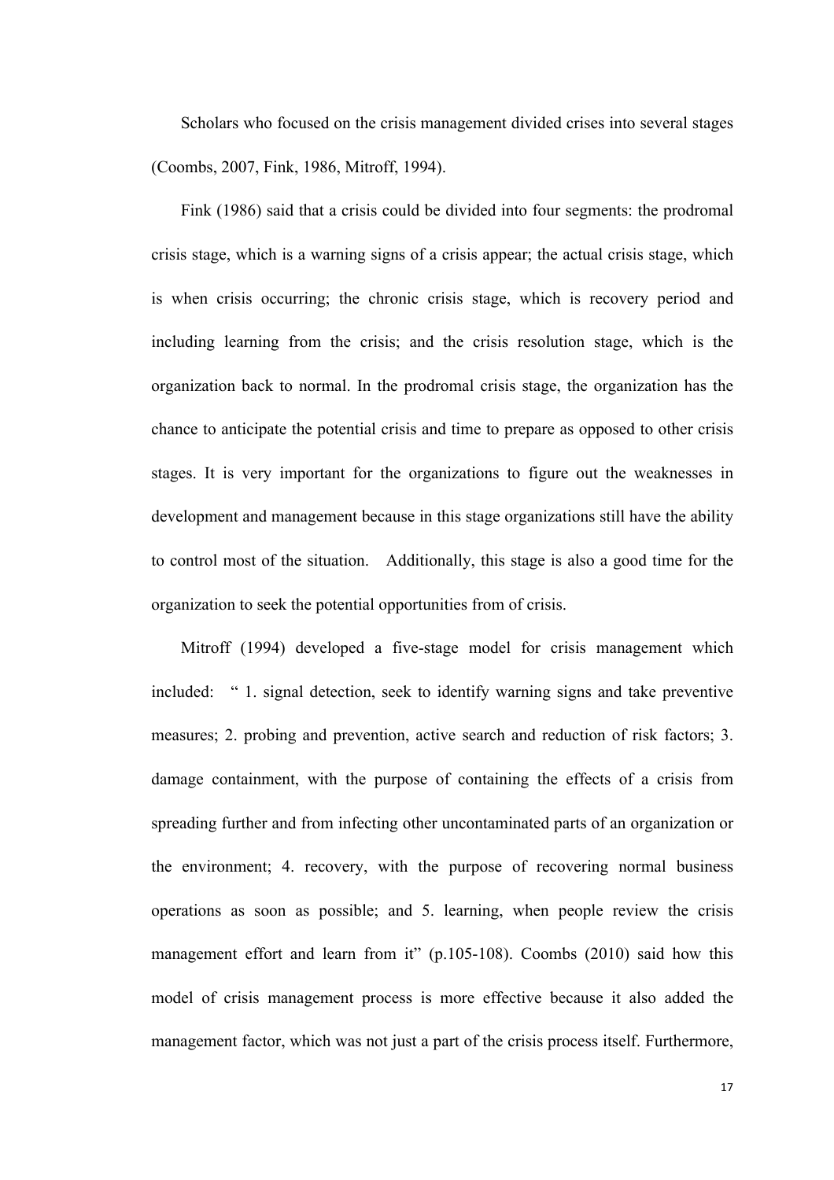Scholars who focused on the crisis management divided crises into several stages (Coombs, 2007, Fink, 1986, Mitroff, 1994).

Fink (1986) said that a crisis could be divided into four segments: the prodromal crisis stage, which is a warning signs of a crisis appear; the actual crisis stage, which is when crisis occurring; the chronic crisis stage, which is recovery period and including learning from the crisis; and the crisis resolution stage, which is the organization back to normal. In the prodromal crisis stage, the organization has the chance to anticipate the potential crisis and time to prepare as opposed to other crisis stages. It is very important for the organizations to figure out the weaknesses in development and management because in this stage organizations still have the ability to control most of the situation. Additionally, this stage is also a good time for the organization to seek the potential opportunities from of crisis.

Mitroff (1994) developed a five-stage model for crisis management which included: " 1. signal detection, seek to identify warning signs and take preventive measures; 2. probing and prevention, active search and reduction of risk factors; 3. damage containment, with the purpose of containing the effects of a crisis from spreading further and from infecting other uncontaminated parts of an organization or the environment; 4. recovery, with the purpose of recovering normal business operations as soon as possible; and 5. learning, when people review the crisis management effort and learn from it" (p.105-108). Coombs (2010) said how this model of crisis management process is more effective because it also added the management factor, which was not just a part of the crisis process itself. Furthermore,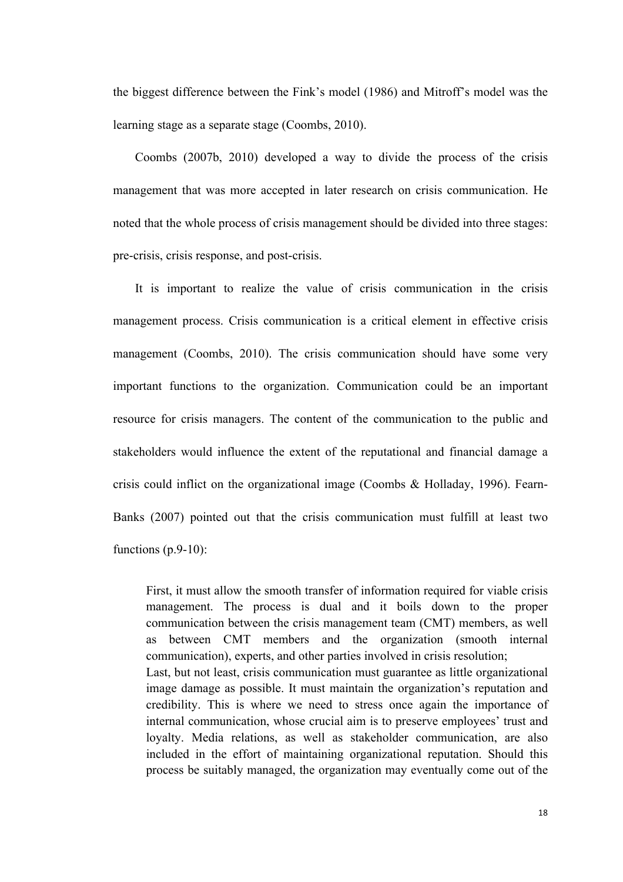the biggest difference between the Fink's model (1986) and Mitroff's model was the learning stage as a separate stage (Coombs, 2010).

Coombs (2007b, 2010) developed a way to divide the process of the crisis management that was more accepted in later research on crisis communication. He noted that the whole process of crisis management should be divided into three stages: pre-crisis, crisis response, and post-crisis.

It is important to realize the value of crisis communication in the crisis management process. Crisis communication is a critical element in effective crisis management (Coombs, 2010). The crisis communication should have some very important functions to the organization. Communication could be an important resource for crisis managers. The content of the communication to the public and stakeholders would influence the extent of the reputational and financial damage a crisis could inflict on the organizational image (Coombs & Holladay, 1996). Fearn-Banks (2007) pointed out that the crisis communication must fulfill at least two functions (p.9-10):

> First, it must allow the smooth transfer of information required for viable crisis management. The process is dual and it boils down to the proper communication between the crisis management team (CMT) members, as well as between CMT members and the organization (smooth internal communication), experts, and other parties involved in crisis resolution;
> Last, but not least, crisis communication must guarantee as little organizational image damage as possible. It must maintain the organization's reputation and credibility. This is where we need to stress once again the importance of internal communication, whose crucial aim is to preserve employees' trust and loyalty. Media relations, as well as stakeholder communication, are also included in the effort of maintaining organizational reputation. Should this process be suitably managed, the organization may eventually come out of the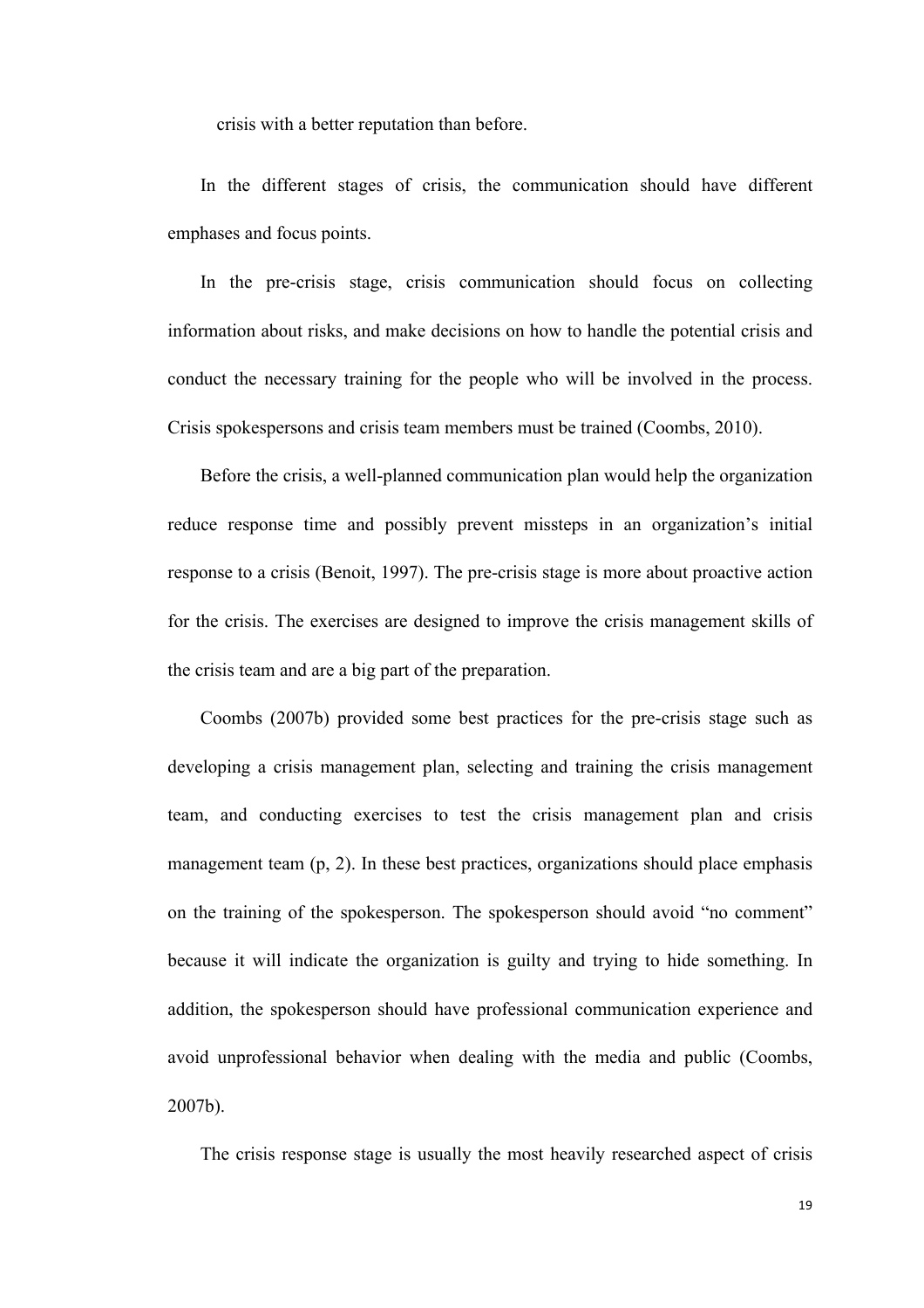crisis with a better reputation than before.

In the different stages of crisis, the communication should have different emphases and focus points.

In the pre-crisis stage, crisis communication should focus on collecting information about risks, and make decisions on how to handle the potential crisis and conduct the necessary training for the people who will be involved in the process. Crisis spokespersons and crisis team members must be trained (Coombs, 2010).

Before the crisis, a well-planned communication plan would help the organization reduce response time and possibly prevent missteps in an organization's initial response to a crisis (Benoit, 1997). The pre-crisis stage is more about proactive action for the crisis. The exercises are designed to improve the crisis management skills of the crisis team and are a big part of the preparation.

Coombs (2007b) provided some best practices for the pre-crisis stage such as developing a crisis management plan, selecting and training the crisis management team, and conducting exercises to test the crisis management plan and crisis management team (p, 2). In these best practices, organizations should place emphasis on the training of the spokesperson. The spokesperson should avoid "no comment" because it will indicate the organization is guilty and trying to hide something. In addition, the spokesperson should have professional communication experience and avoid unprofessional behavior when dealing with the media and public (Coombs, 2007b).

The crisis response stage is usually the most heavily researched aspect of crisis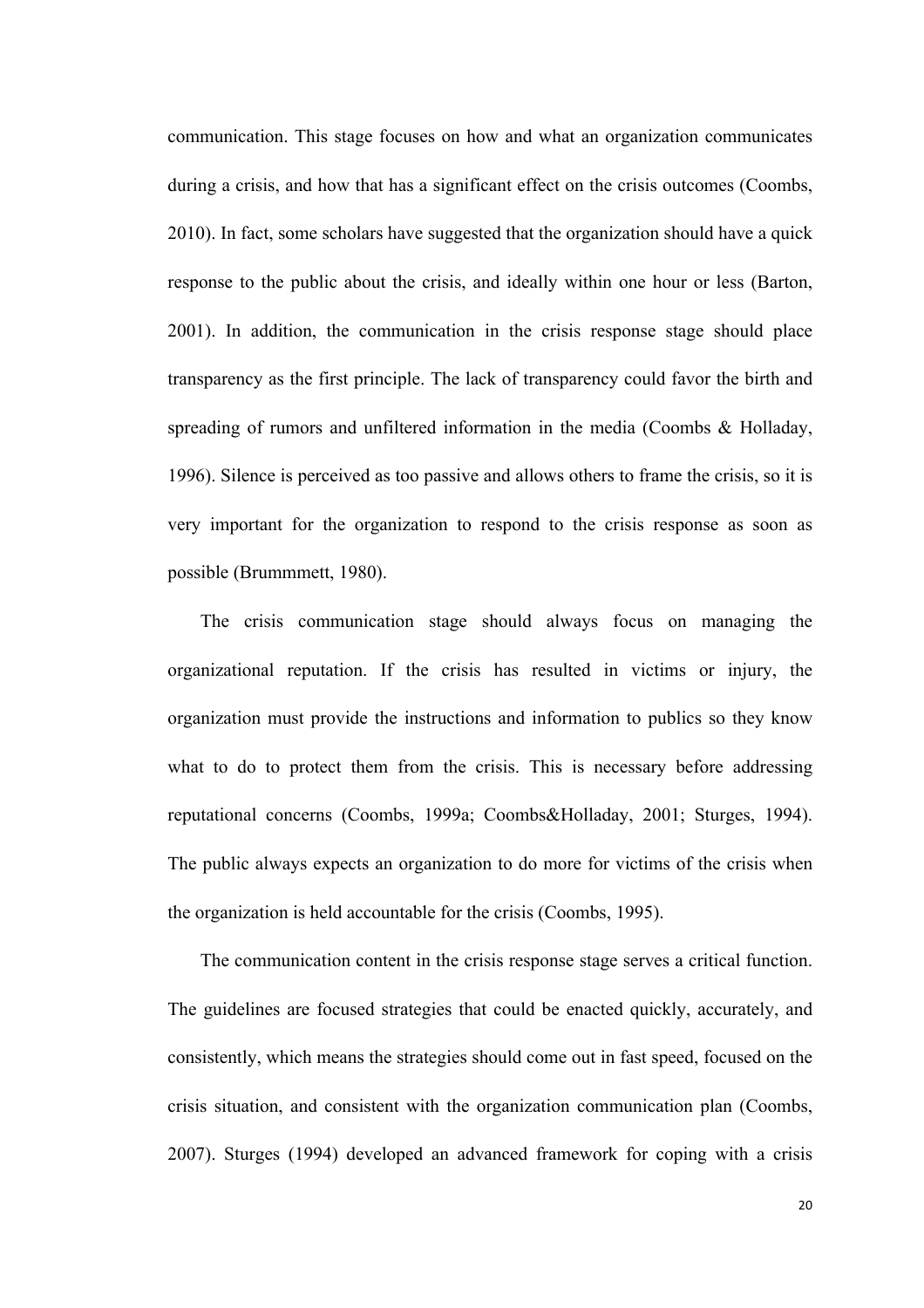communication. This stage focuses on how and what an organization communicates during a crisis, and how that has a significant effect on the crisis outcomes (Coombs, 2010). In fact, some scholars have suggested that the organization should have a quick response to the public about the crisis, and ideally within one hour or less (Barton, 2001). In addition, the communication in the crisis response stage should place transparency as the first principle. The lack of transparency could favor the birth and spreading of rumors and unfiltered information in the media (Coombs & Holladay, 1996). Silence is perceived as too passive and allows others to frame the crisis, so it is very important for the organization to respond to the crisis response as soon as possible (Brummmett, 1980).

The crisis communication stage should always focus on managing the organizational reputation. If the crisis has resulted in victims or injury, the organization must provide the instructions and information to publics so they know what to do to protect them from the crisis. This is necessary before addressing reputational concerns (Coombs, 1999a; Coombs&Holladay, 2001; Sturges, 1994). The public always expects an organization to do more for victims of the crisis when the organization is held accountable for the crisis (Coombs, 1995).

The communication content in the crisis response stage serves a critical function. The guidelines are focused strategies that could be enacted quickly, accurately, and consistently, which means the strategies should come out in fast speed, focused on the crisis situation, and consistent with the organization communication plan (Coombs, 2007). Sturges (1994) developed an advanced framework for coping with a crisis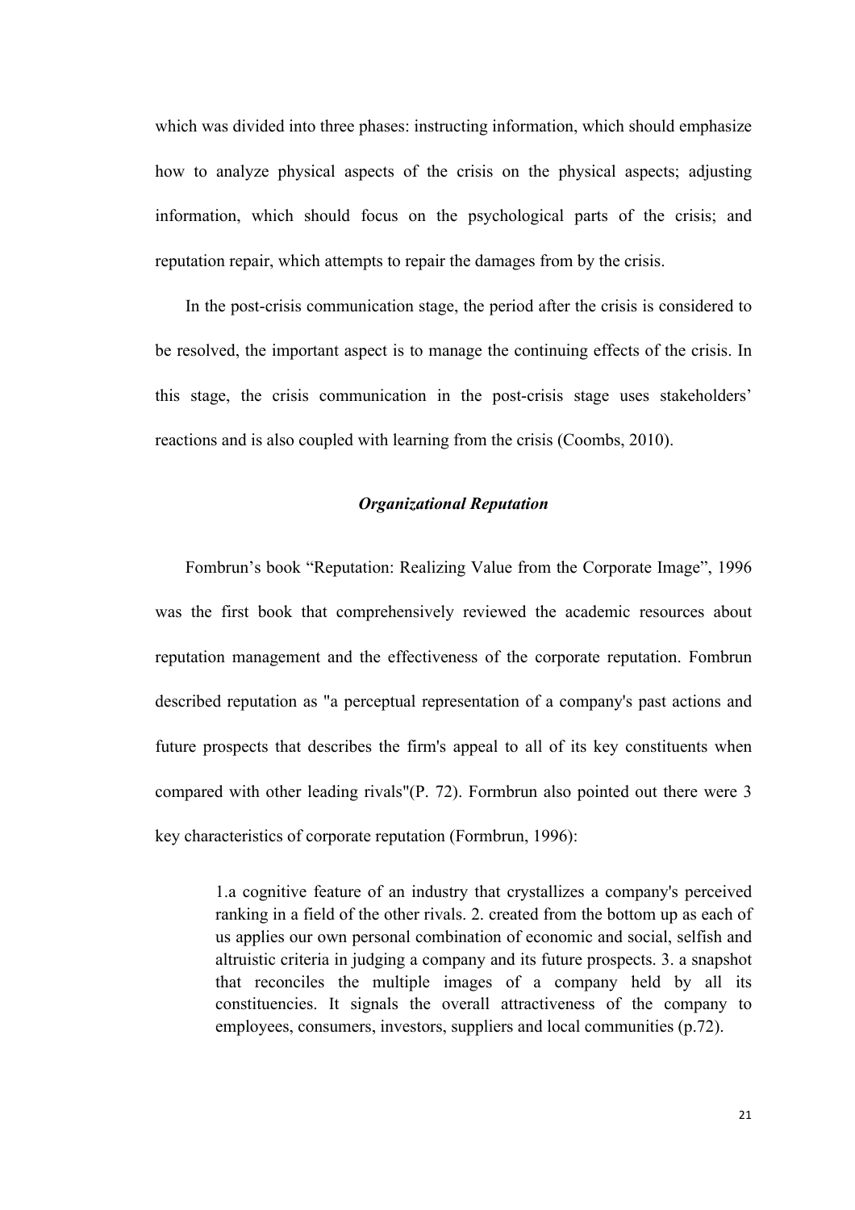which was divided into three phases: instructing information, which should emphasize how to analyze physical aspects of the crisis on the physical aspects; adjusting information, which should focus on the psychological parts of the crisis; and reputation repair, which attempts to repair the damages from by the crisis.

In the post-crisis communication stage, the period after the crisis is considered to be resolved, the important aspect is to manage the continuing effects of the crisis. In this stage, the crisis communication in the post-crisis stage uses stakeholders' reactions and is also coupled with learning from the crisis (Coombs, 2010).

### *Organizational Reputation*

Fombrun's book "Reputation: Realizing Value from the Corporate Image", 1996 was the first book that comprehensively reviewed the academic resources about reputation management and the effectiveness of the corporate reputation. Fombrun described reputation as "a perceptual representation of a company's past actions and future prospects that describes the firm's appeal to all of its key constituents when compared with other leading rivals"(P. 72). Formbrun also pointed out there were 3 key characteristics of corporate reputation (Formbrun, 1996):

> 1.a cognitive feature of an industry that crystallizes a company's perceived ranking in a field of the other rivals. 2. created from the bottom up as each of us applies our own personal combination of economic and social, selfish and altruistic criteria in judging a company and its future prospects. 3. a snapshot that reconciles the multiple images of a company held by all its constituencies. It signals the overall attractiveness of the company to employees, consumers, investors, suppliers and local communities (p.72).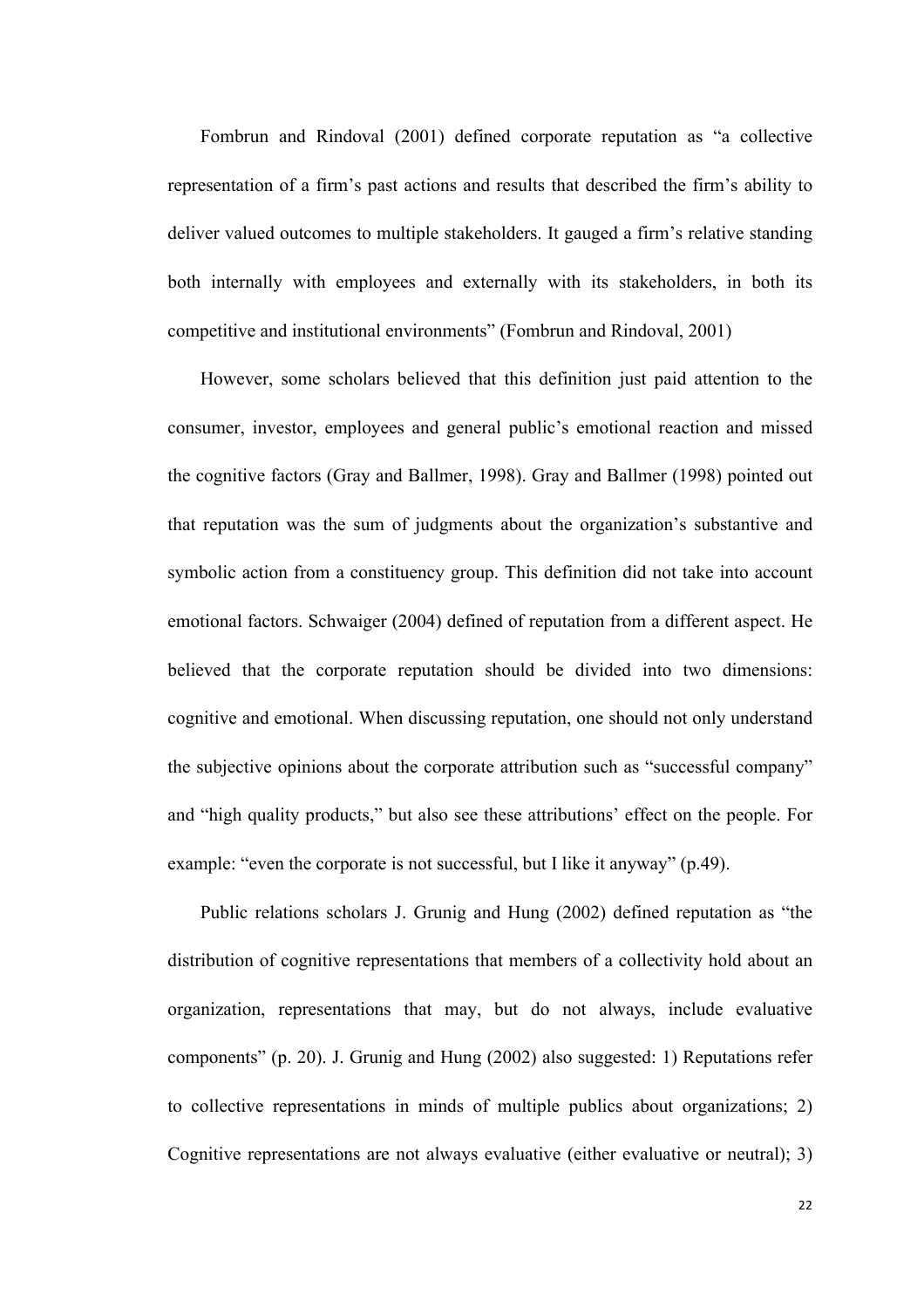Fombrun and Rindoval (2001) defined corporate reputation as "a collective representation of a firm's past actions and results that described the firm's ability to deliver valued outcomes to multiple stakeholders. It gauged a firm's relative standing both internally with employees and externally with its stakeholders, in both its competitive and institutional environments" (Fombrun and Rindoval, 2001)

However, some scholars believed that this definition just paid attention to the consumer, investor, employees and general public's emotional reaction and missed the cognitive factors (Gray and Ballmer, 1998). Gray and Ballmer (1998) pointed out that reputation was the sum of judgments about the organization's substantive and symbolic action from a constituency group. This definition did not take into account emotional factors. Schwaiger (2004) defined of reputation from a different aspect. He believed that the corporate reputation should be divided into two dimensions: cognitive and emotional. When discussing reputation, one should not only understand the subjective opinions about the corporate attribution such as "successful company" and "high quality products," but also see these attributions' effect on the people. For example: "even the corporate is not successful, but I like it anyway" (p.49).

Public relations scholars J. Grunig and Hung (2002) defined reputation as "the distribution of cognitive representations that members of a collectivity hold about an organization, representations that may, but do not always, include evaluative components" (p. 20). J. Grunig and Hung (2002) also suggested: 1) Reputations refer to collective representations in minds of multiple publics about organizations; 2) Cognitive representations are not always evaluative (either evaluative or neutral); 3)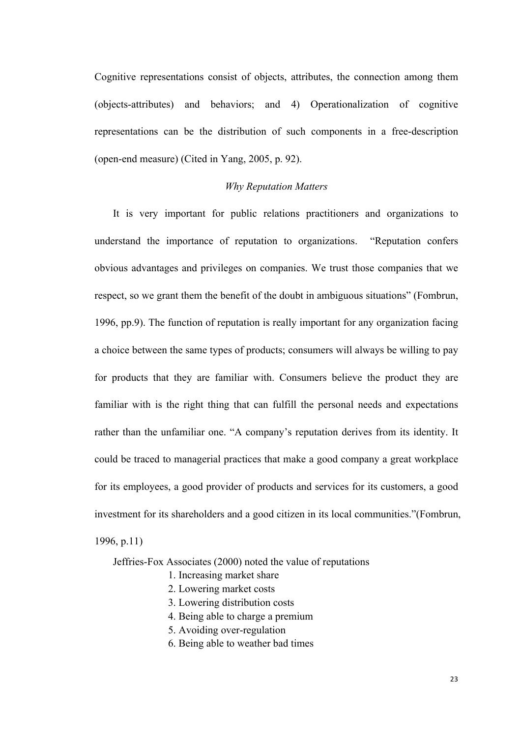Cognitive representations consist of objects, attributes, the connection among them (objects-attributes) and behaviors; and 4) Operationalization of cognitive representations can be the distribution of such components in a free-description (open-end measure) (Cited in Yang, 2005, p. 92).

### *Why Reputation Matters*

It is very important for public relations practitioners and organizations to understand the importance of reputation to organizations. "Reputation confers obvious advantages and privileges on companies. We trust those companies that we respect, so we grant them the benefit of the doubt in ambiguous situations" (Fombrun, 1996, pp.9). The function of reputation is really important for any organization facing a choice between the same types of products; consumers will always be willing to pay for products that they are familiar with. Consumers believe the product they are familiar with is the right thing that can fulfill the personal needs and expectations rather than the unfamiliar one. "A company's reputation derives from its identity. It could be traced to managerial practices that make a good company a great workplace for its employees, a good provider of products and services for its customers, a good investment for its shareholders and a good citizen in its local communities."(Fombrun, 1996, p.11)

Jeffries-Fox Associates (2000) noted the value of reputations

1. Increasing market share
2. Lowering market costs
3. Lowering distribution costs
4. Being able to charge a premium
5. Avoiding over-regulation
6. Being able to weather bad times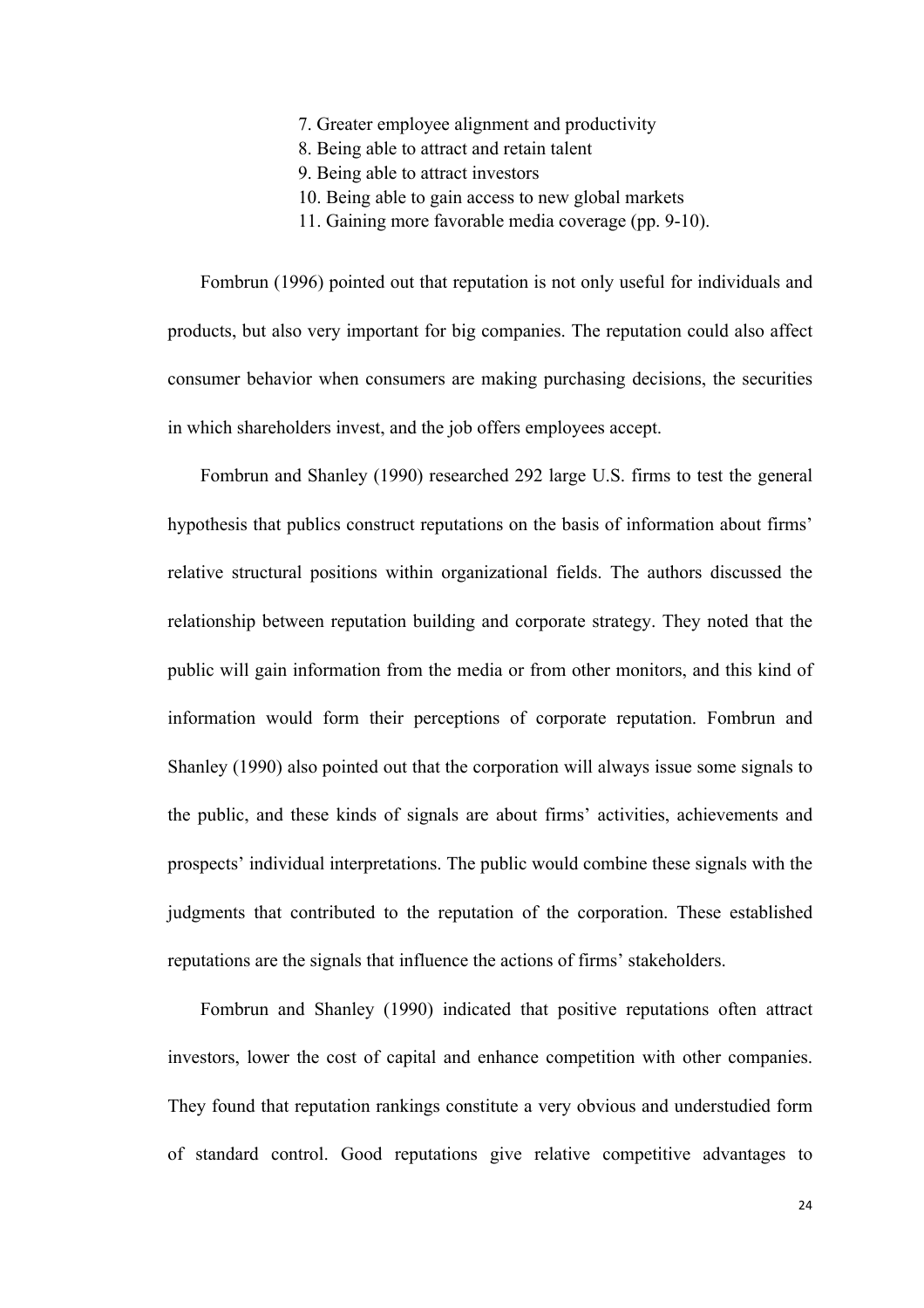7. Greater employee alignment and productivity
8. Being able to attract and retain talent
9. Being able to attract investors
10. Being able to gain access to new global markets
11. Gaining more favorable media coverage (pp. 9-10).

Fombrun (1996) pointed out that reputation is not only useful for individuals and products, but also very important for big companies. The reputation could also affect consumer behavior when consumers are making purchasing decisions, the securities in which shareholders invest, and the job offers employees accept.

Fombrun and Shanley (1990) researched 292 large U.S. firms to test the general hypothesis that publics construct reputations on the basis of information about firms' relative structural positions within organizational fields. The authors discussed the relationship between reputation building and corporate strategy. They noted that the public will gain information from the media or from other monitors, and this kind of information would form their perceptions of corporate reputation. Fombrun and Shanley (1990) also pointed out that the corporation will always issue some signals to the public, and these kinds of signals are about firms' activities, achievements and prospects' individual interpretations. The public would combine these signals with the judgments that contributed to the reputation of the corporation. These established reputations are the signals that influence the actions of firms' stakeholders.

Fombrun and Shanley (1990) indicated that positive reputations often attract investors, lower the cost of capital and enhance competition with other companies. They found that reputation rankings constitute a very obvious and understudied form of standard control. Good reputations give relative competitive advantages to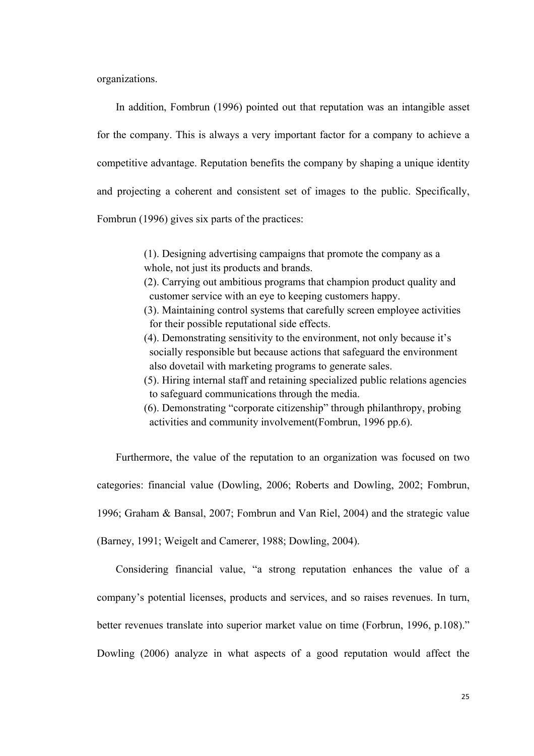organizations.

In addition, Fombrun (1996) pointed out that reputation was an intangible asset for the company. This is always a very important factor for a company to achieve a competitive advantage. Reputation benefits the company by shaping a unique identity and projecting a coherent and consistent set of images to the public. Specifically, Fombrun (1996) gives six parts of the practices:

> (1). Designing advertising campaigns that promote the company as a whole, not just its products and brands.
> (2). Carrying out ambitious programs that champion product quality and customer service with an eye to keeping customers happy.
> (3). Maintaining control systems that carefully screen employee activities for their possible reputational side effects.
> (4). Demonstrating sensitivity to the environment, not only because it's socially responsible but because actions that safeguard the environment also dovetail with marketing programs to generate sales.
> (5). Hiring internal staff and retaining specialized public relations agencies to safeguard communications through the media.
> (6). Demonstrating "corporate citizenship" through philanthropy, probing activities and community involvement(Fombrun, 1996 pp.6).

Furthermore, the value of the reputation to an organization was focused on two categories: financial value (Dowling, 2006; Roberts and Dowling, 2002; Fombrun, 1996; Graham & Bansal, 2007; Fombrun and Van Riel, 2004) and the strategic value (Barney, 1991; Weigelt and Camerer, 1988; Dowling, 2004).

Considering financial value, "a strong reputation enhances the value of a company's potential licenses, products and services, and so raises revenues. In turn, better revenues translate into superior market value on time (Forbrun, 1996, p.108)." Dowling (2006) analyze in what aspects of a good reputation would affect the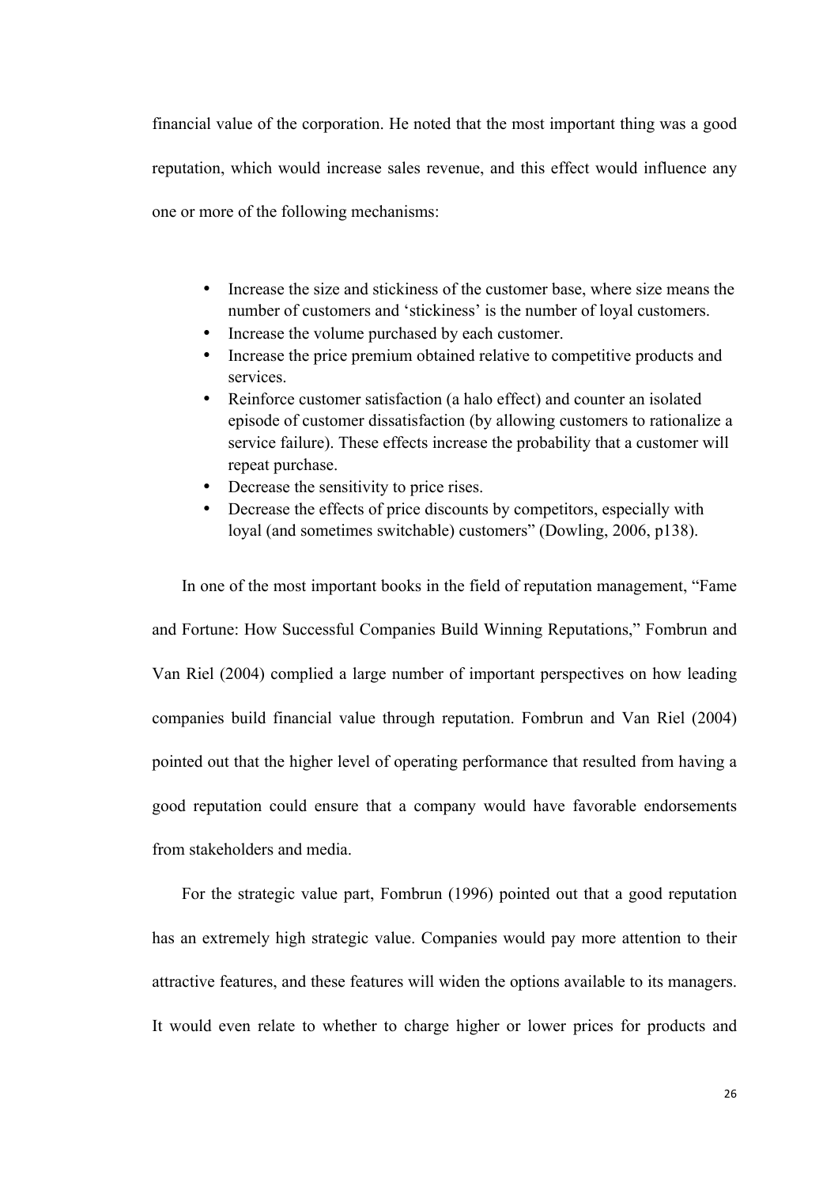financial value of the corporation. He noted that the most important thing was a good reputation, which would increase sales revenue, and this effect would influence any one or more of the following mechanisms:

- Increase the size and stickiness of the customer base, where size means the number of customers and 'stickiness' is the number of loyal customers.
- Increase the volume purchased by each customer.
- Increase the price premium obtained relative to competitive products and services.
- Reinforce customer satisfaction (a halo effect) and counter an isolated episode of customer dissatisfaction (by allowing customers to rationalize a service failure). These effects increase the probability that a customer will repeat purchase.
- Decrease the sensitivity to price rises.
- Decrease the effects of price discounts by competitors, especially with loyal (and sometimes switchable) customers" (Dowling, 2006, p138).

In one of the most important books in the field of reputation management, "Fame and Fortune: How Successful Companies Build Winning Reputations," Fombrun and Van Riel (2004) complied a large number of important perspectives on how leading companies build financial value through reputation. Fombrun and Van Riel (2004) pointed out that the higher level of operating performance that resulted from having a good reputation could ensure that a company would have favorable endorsements from stakeholders and media.

For the strategic value part, Fombrun (1996) pointed out that a good reputation has an extremely high strategic value. Companies would pay more attention to their attractive features, and these features will widen the options available to its managers. It would even relate to whether to charge higher or lower prices for products and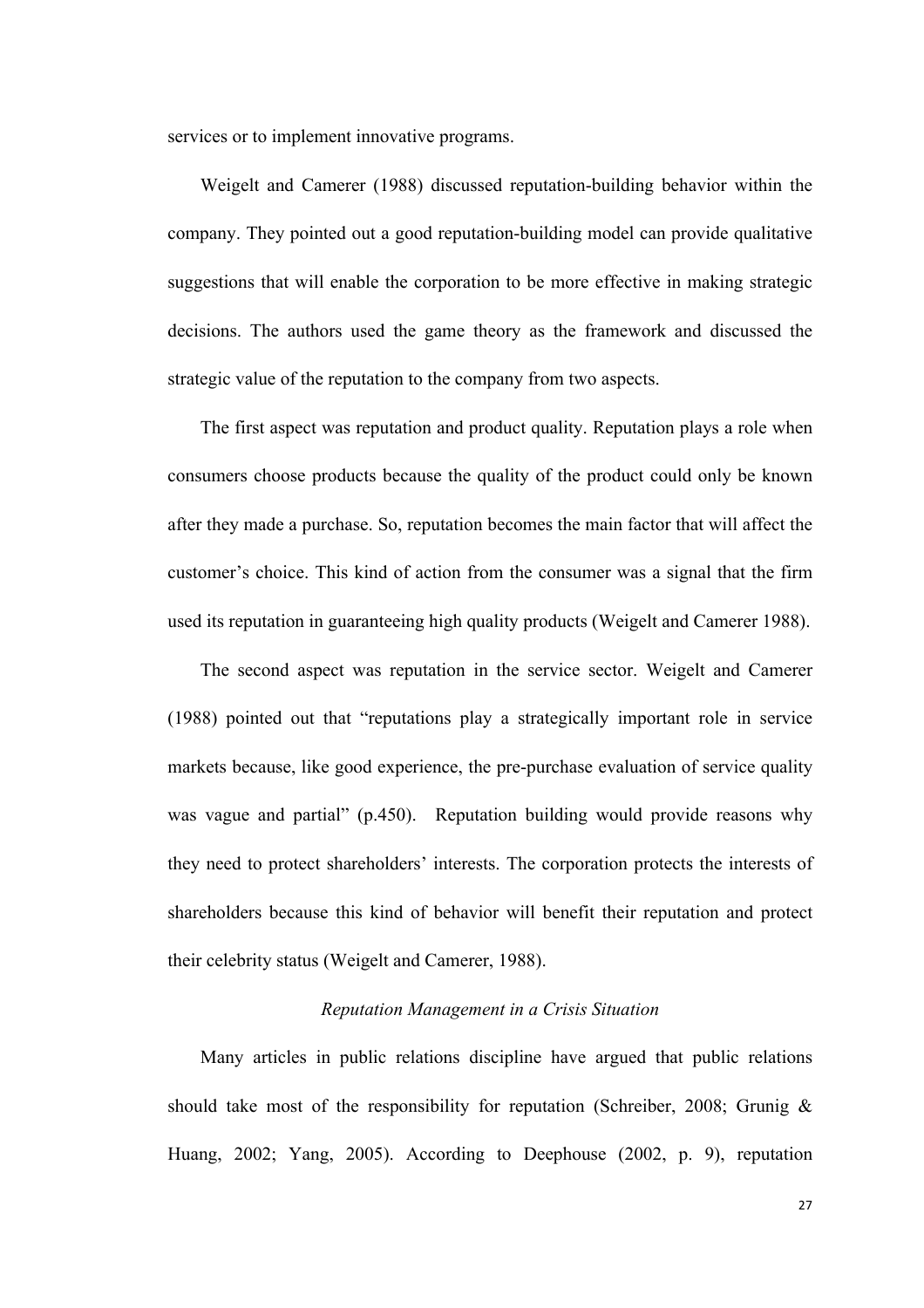services or to implement innovative programs.

Weigelt and Camerer (1988) discussed reputation-building behavior within the company. They pointed out a good reputation-building model can provide qualitative suggestions that will enable the corporation to be more effective in making strategic decisions. The authors used the game theory as the framework and discussed the strategic value of the reputation to the company from two aspects.

The first aspect was reputation and product quality. Reputation plays a role when consumers choose products because the quality of the product could only be known after they made a purchase. So, reputation becomes the main factor that will affect the customer's choice. This kind of action from the consumer was a signal that the firm used its reputation in guaranteeing high quality products (Weigelt and Camerer 1988).

The second aspect was reputation in the service sector. Weigelt and Camerer (1988) pointed out that "reputations play a strategically important role in service markets because, like good experience, the pre-purchase evaluation of service quality was vague and partial" (p.450). Reputation building would provide reasons why they need to protect shareholders' interests. The corporation protects the interests of shareholders because this kind of behavior will benefit their reputation and protect their celebrity status (Weigelt and Camerer, 1988).

### *Reputation Management in a Crisis Situation*

Many articles in public relations discipline have argued that public relations should take most of the responsibility for reputation (Schreiber, 2008; Grunig & Huang, 2002; Yang, 2005). According to Deephouse (2002, p. 9), reputation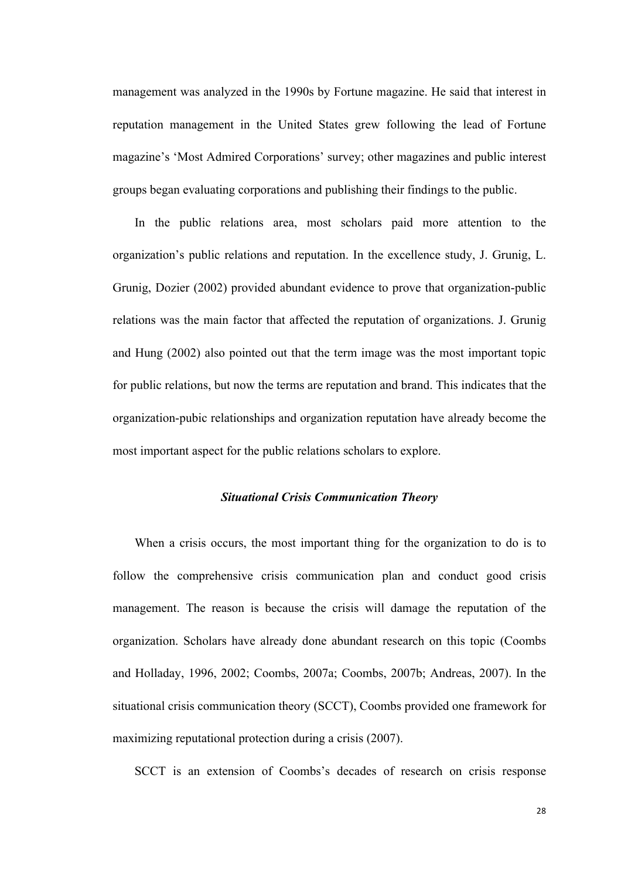management was analyzed in the 1990s by Fortune magazine. He said that interest in reputation management in the United States grew following the lead of Fortune magazine's 'Most Admired Corporations' survey; other magazines and public interest groups began evaluating corporations and publishing their findings to the public.

In the public relations area, most scholars paid more attention to the organization's public relations and reputation. In the excellence study, J. Grunig, L. Grunig, Dozier (2002) provided abundant evidence to prove that organization-public relations was the main factor that affected the reputation of organizations. J. Grunig and Hung (2002) also pointed out that the term image was the most important topic for public relations, but now the terms are reputation and brand. This indicates that the organization-pubic relationships and organization reputation have already become the most important aspect for the public relations scholars to explore.

### ***Situational Crisis Communication Theory***

When a crisis occurs, the most important thing for the organization to do is to follow the comprehensive crisis communication plan and conduct good crisis management. The reason is because the crisis will damage the reputation of the organization. Scholars have already done abundant research on this topic (Coombs and Holladay, 1996, 2002; Coombs, 2007a; Coombs, 2007b; Andreas, 2007). In the situational crisis communication theory (SCCT), Coombs provided one framework for maximizing reputational protection during a crisis (2007).

SCCT is an extension of Coombs's decades of research on crisis response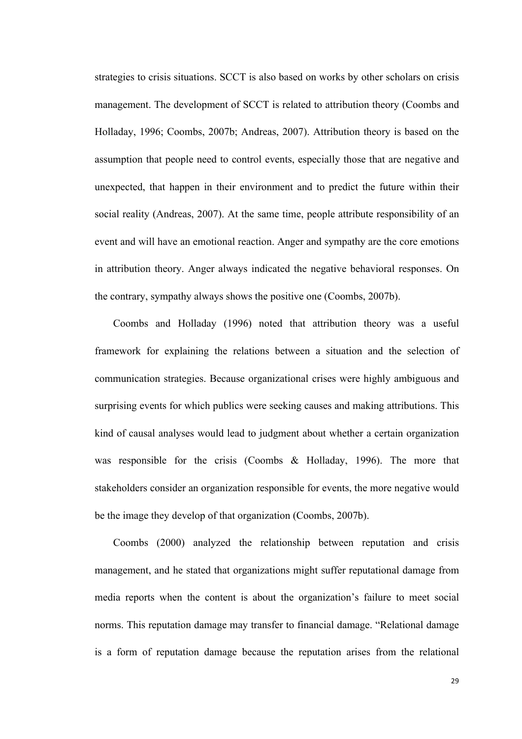strategies to crisis situations. SCCT is also based on works by other scholars on crisis management. The development of SCCT is related to attribution theory (Coombs and Holladay, 1996; Coombs, 2007b; Andreas, 2007). Attribution theory is based on the assumption that people need to control events, especially those that are negative and unexpected, that happen in their environment and to predict the future within their social reality (Andreas, 2007). At the same time, people attribute responsibility of an event and will have an emotional reaction. Anger and sympathy are the core emotions in attribution theory. Anger always indicated the negative behavioral responses. On the contrary, sympathy always shows the positive one (Coombs, 2007b).

Coombs and Holladay (1996) noted that attribution theory was a useful framework for explaining the relations between a situation and the selection of communication strategies. Because organizational crises were highly ambiguous and surprising events for which publics were seeking causes and making attributions. This kind of causal analyses would lead to judgment about whether a certain organization was responsible for the crisis (Coombs & Holladay, 1996). The more that stakeholders consider an organization responsible for events, the more negative would be the image they develop of that organization (Coombs, 2007b).

Coombs (2000) analyzed the relationship between reputation and crisis management, and he stated that organizations might suffer reputational damage from media reports when the content is about the organization's failure to meet social norms. This reputation damage may transfer to financial damage. "Relational damage is a form of reputation damage because the reputation arises from the relational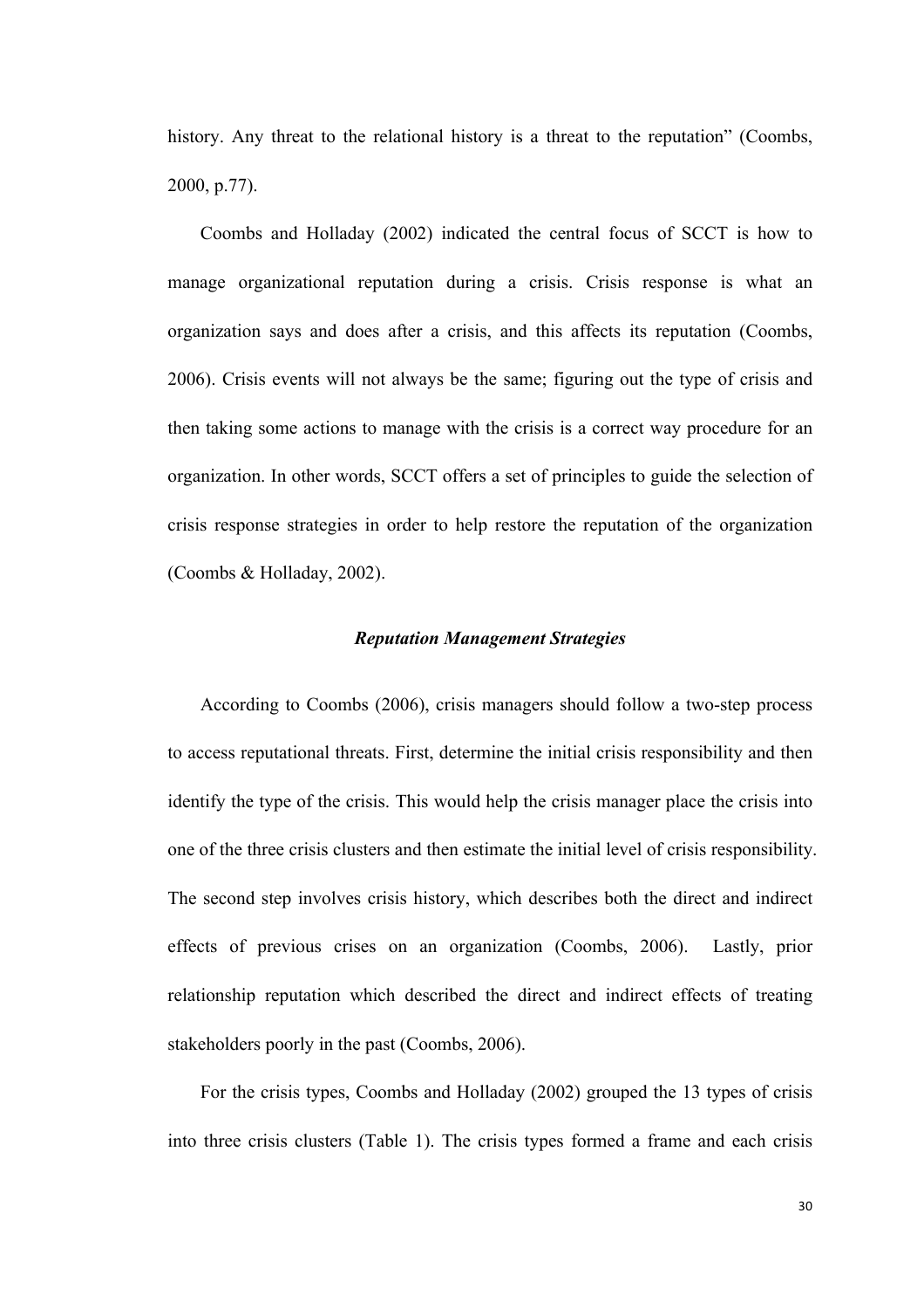history. Any threat to the relational history is a threat to the reputation" (Coombs, 2000, p.77).

Coombs and Holladay (2002) indicated the central focus of SCCT is how to manage organizational reputation during a crisis. Crisis response is what an organization says and does after a crisis, and this affects its reputation (Coombs, 2006). Crisis events will not always be the same; figuring out the type of crisis and then taking some actions to manage with the crisis is a correct way procedure for an organization. In other words, SCCT offers a set of principles to guide the selection of crisis response strategies in order to help restore the reputation of the organization (Coombs & Holladay, 2002).

### *Reputation Management Strategies*

According to Coombs (2006), crisis managers should follow a two-step process to access reputational threats. First, determine the initial crisis responsibility and then identify the type of the crisis. This would help the crisis manager place the crisis into one of the three crisis clusters and then estimate the initial level of crisis responsibility. The second step involves crisis history, which describes both the direct and indirect effects of previous crises on an organization (Coombs, 2006). Lastly, prior relationship reputation which described the direct and indirect effects of treating stakeholders poorly in the past (Coombs, 2006).

For the crisis types, Coombs and Holladay (2002) grouped the 13 types of crisis into three crisis clusters (Table 1). The crisis types formed a frame and each crisis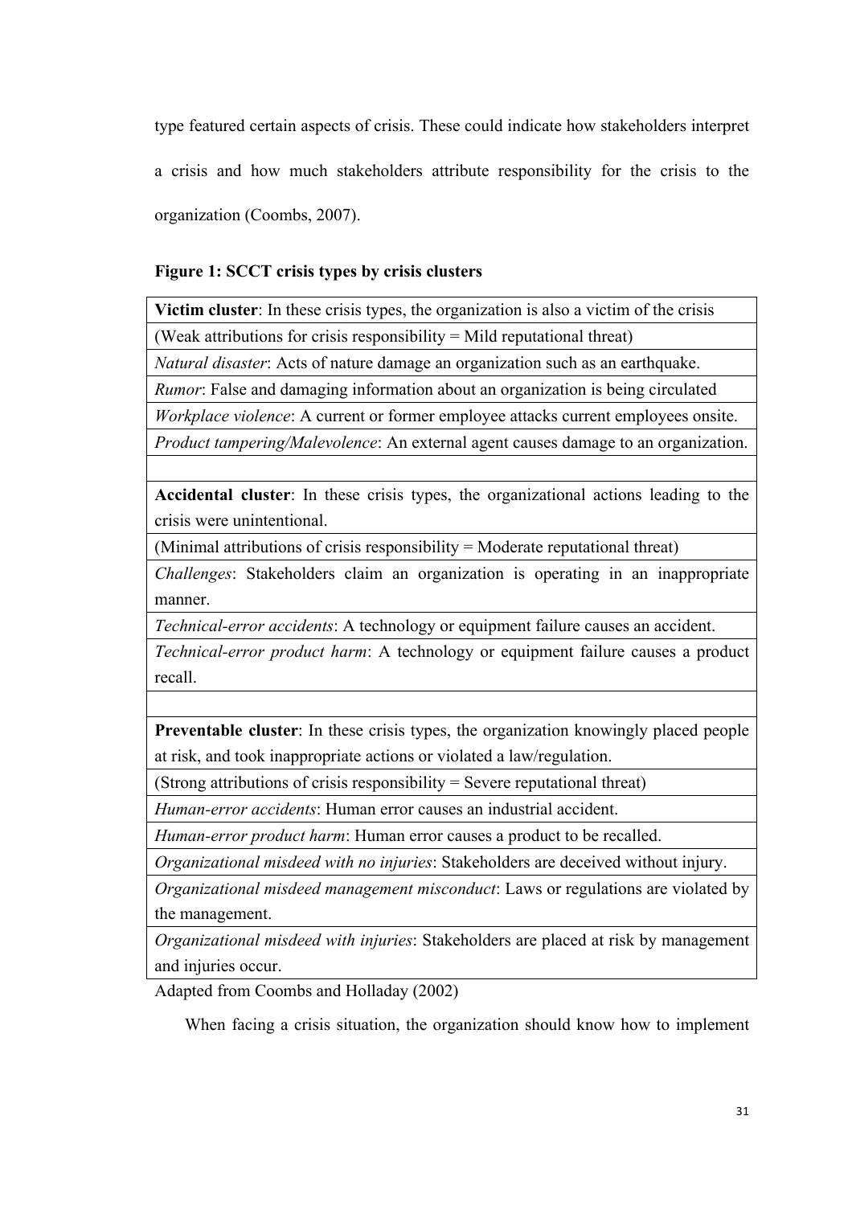type featured certain aspects of crisis. These could indicate how stakeholders interpret a crisis and how much stakeholders attribute responsibility for the crisis to the organization (Coombs, 2007).

**Figure 1: SCCT crisis types by crisis clusters**

| **Victim cluster**: In these crisis types, the organization is also a victim of the crisis |
|---|
| (Weak attributions for crisis responsibility = Mild reputational threat) |
| *Natural disaster*: Acts of nature damage an organization such as an earthquake. |
| *Rumor*: False and damaging information about an organization is being circulated |
| *Workplace violence*: A current or former employee attacks current employees onsite. |
| *Product tampering/Malevolence*: An external agent causes damage to an organization. |
| |
| **Accidental cluster**: In these crisis types, the organizational actions leading to the crisis were unintentional. |
| (Minimal attributions of crisis responsibility = Moderate reputational threat) |
| *Challenges*: Stakeholders claim an organization is operating in an inappropriate manner. |
| *Technical-error accidents*: A technology or equipment failure causes an accident. |
| *Technical-error product harm*: A technology or equipment failure causes a product recall. |
| |
| **Preventable cluster**: In these crisis types, the organization knowingly placed people at risk, and took inappropriate actions or violated a law/regulation. |
| (Strong attributions of crisis responsibility = Severe reputational threat) |
| *Human-error accidents*: Human error causes an industrial accident. |
| *Human-error product harm*: Human error causes a product to be recalled. |
| *Organizational misdeed with no injuries*: Stakeholders are deceived without injury. |
| *Organizational misdeed management misconduct*: Laws or regulations are violated by the management. |
| *Organizational misdeed with injuries*: Stakeholders are placed at risk by management and injuries occur. |

Adapted from Coombs and Holladay (2002)

When facing a crisis situation, the organization should know how to implement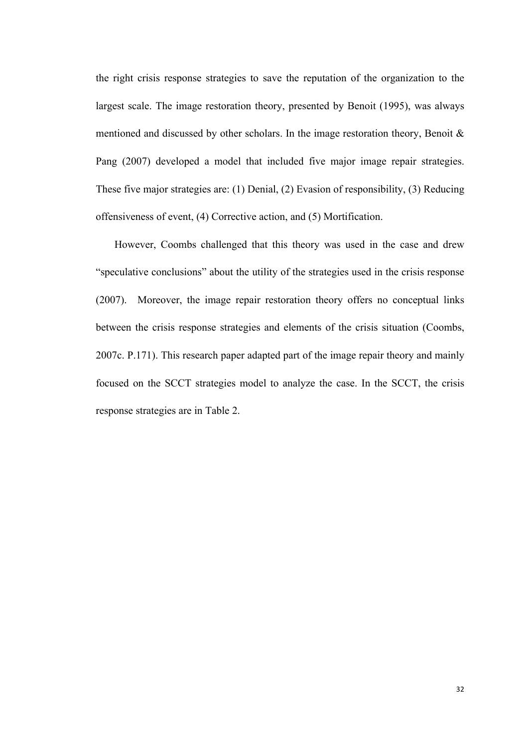the right crisis response strategies to save the reputation of the organization to the largest scale. The image restoration theory, presented by Benoit (1995), was always mentioned and discussed by other scholars. In the image restoration theory, Benoit & Pang (2007) developed a model that included five major image repair strategies. These five major strategies are: (1) Denial, (2) Evasion of responsibility, (3) Reducing offensiveness of event, (4) Corrective action, and (5) Mortification.

However, Coombs challenged that this theory was used in the case and drew "speculative conclusions" about the utility of the strategies used in the crisis response (2007). Moreover, the image repair restoration theory offers no conceptual links between the crisis response strategies and elements of the crisis situation (Coombs, 2007c. P.171). This research paper adapted part of the image repair theory and mainly focused on the SCCT strategies model to analyze the case. In the SCCT, the crisis response strategies are in Table 2.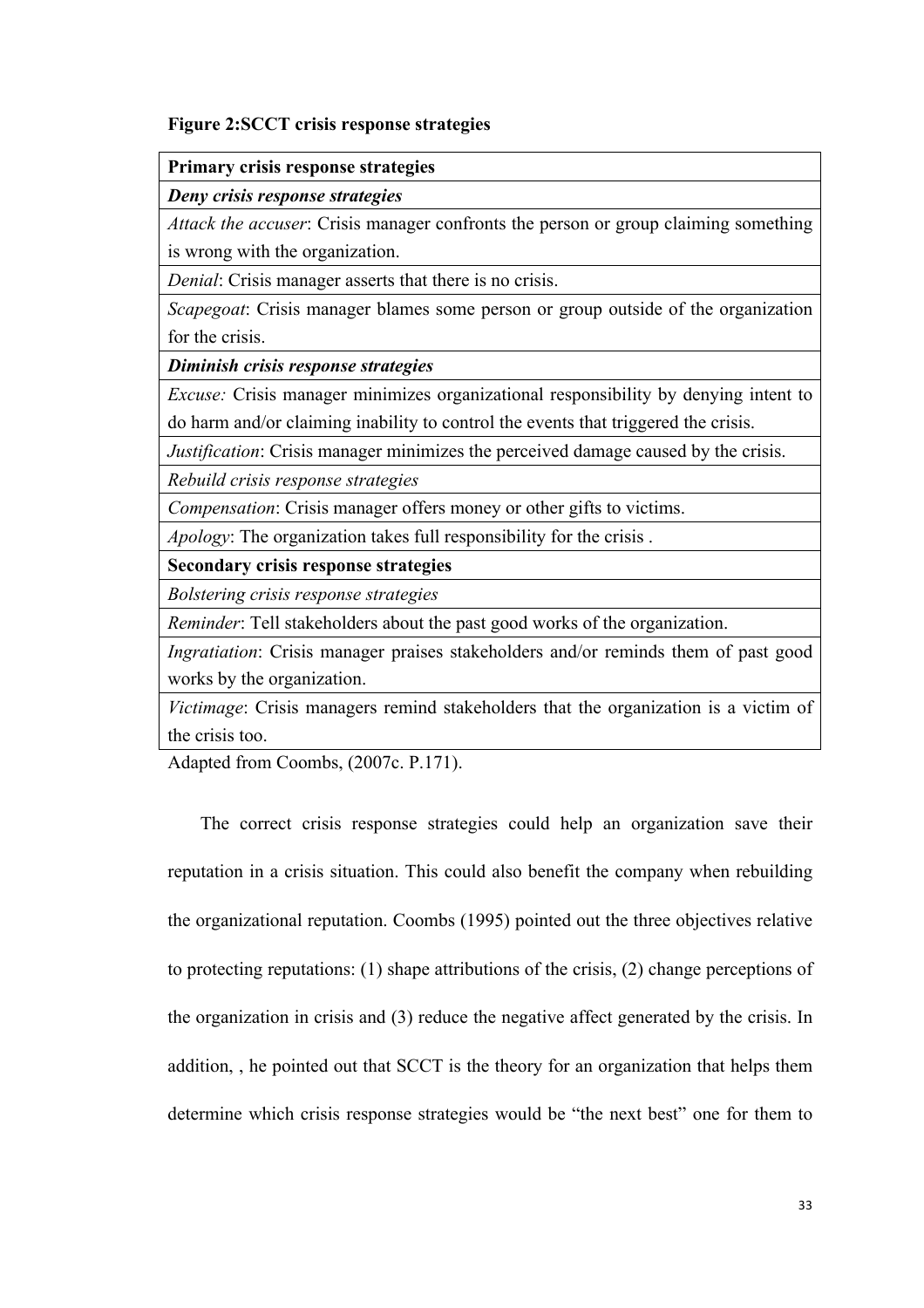**Figure 2:SCCT crisis response strategies**

| **Primary crisis response strategies** |
|---|
| ***Deny crisis response strategies*** |
| *Attack the accuser*: Crisis manager confronts the person or group claiming something is wrong with the organization. |
| *Denial*: Crisis manager asserts that there is no crisis. |
| *Scapegoat*: Crisis manager blames some person or group outside of the organization for the crisis. |
| ***Diminish crisis response strategies*** |
| *Excuse:* Crisis manager minimizes organizational responsibility by denying intent to do harm and/or claiming inability to control the events that triggered the crisis. |
| *Justification*: Crisis manager minimizes the perceived damage caused by the crisis. |
| *Rebuild crisis response strategies* |
| *Compensation*: Crisis manager offers money or other gifts to victims. |
| *Apology*: The organization takes full responsibility for the crisis . |
| **Secondary crisis response strategies** |
| *Bolstering crisis response strategies* |
| *Reminder*: Tell stakeholders about the past good works of the organization. |
| *Ingratiation*: Crisis manager praises stakeholders and/or reminds them of past good works by the organization. |
| *Victimage*: Crisis managers remind stakeholders that the organization is a victim of the crisis too. |

Adapted from Coombs, (2007c. P.171).

The correct crisis response strategies could help an organization save their reputation in a crisis situation. This could also benefit the company when rebuilding the organizational reputation. Coombs (1995) pointed out the three objectives relative to protecting reputations: (1) shape attributions of the crisis, (2) change perceptions of the organization in crisis and (3) reduce the negative affect generated by the crisis. In addition, , he pointed out that SCCT is the theory for an organization that helps them determine which crisis response strategies would be "the next best" one for them to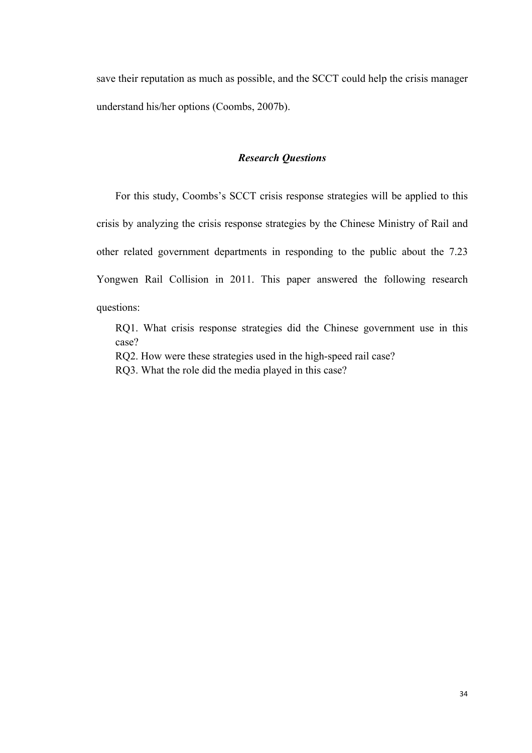save their reputation as much as possible, and the SCCT could help the crisis manager understand his/her options (Coombs, 2007b).

### ***Research Questions***

For this study, Coombs's SCCT crisis response strategies will be applied to this crisis by analyzing the crisis response strategies by the Chinese Ministry of Rail and other related government departments in responding to the public about the 7.23 Yongwen Rail Collision in 2011. This paper answered the following research questions:

RQ1. What crisis response strategies did the Chinese government use in this case?
RQ2. How were these strategies used in the high-speed rail case?
RQ3. What the role did the media played in this case?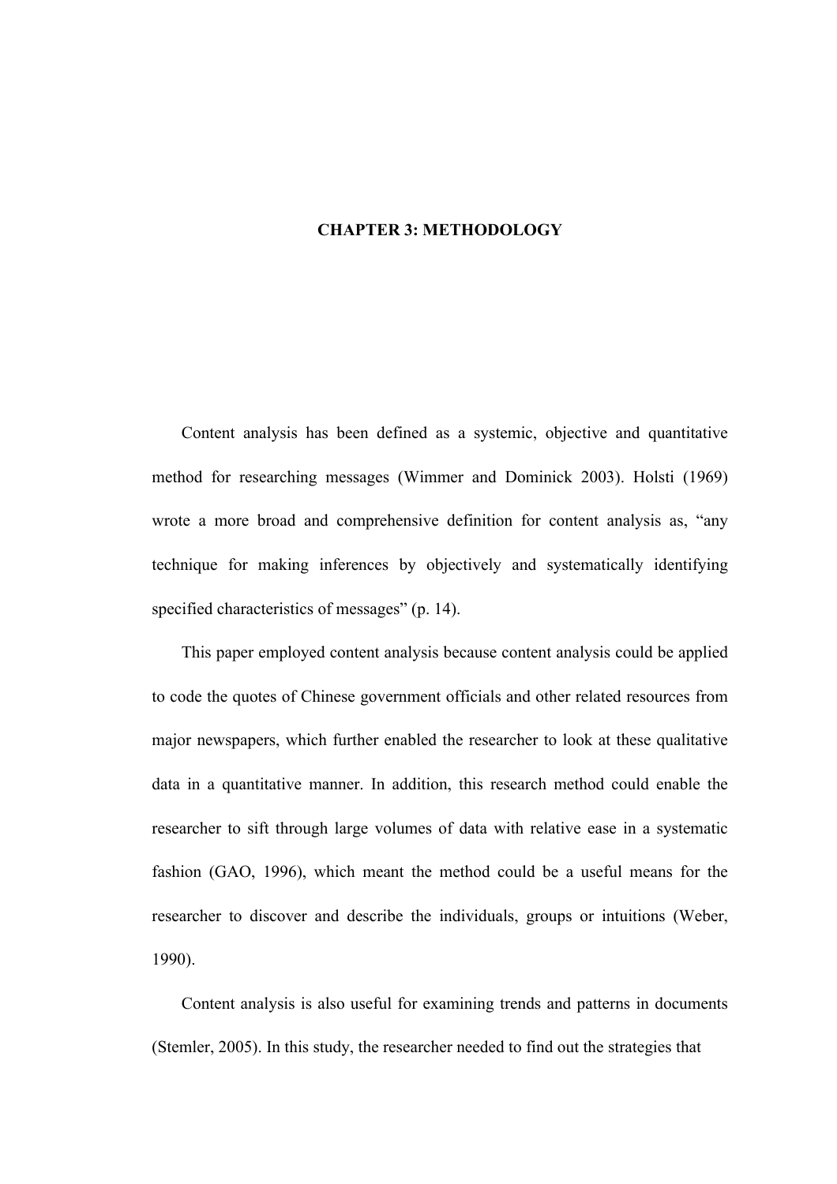# CHAPTER 3: METHODOLOGY

Content analysis has been defined as a systemic, objective and quantitative method for researching messages (Wimmer and Dominick 2003). Holsti (1969) wrote a more broad and comprehensive definition for content analysis as, "any technique for making inferences by objectively and systematically identifying specified characteristics of messages" (p. 14).

This paper employed content analysis because content analysis could be applied to code the quotes of Chinese government officials and other related resources from major newspapers, which further enabled the researcher to look at these qualitative data in a quantitative manner. In addition, this research method could enable the researcher to sift through large volumes of data with relative ease in a systematic fashion (GAO, 1996), which meant the method could be a useful means for the researcher to discover and describe the individuals, groups or intuitions (Weber, 1990).

Content analysis is also useful for examining trends and patterns in documents (Stemler, 2005). In this study, the researcher needed to find out the strategies that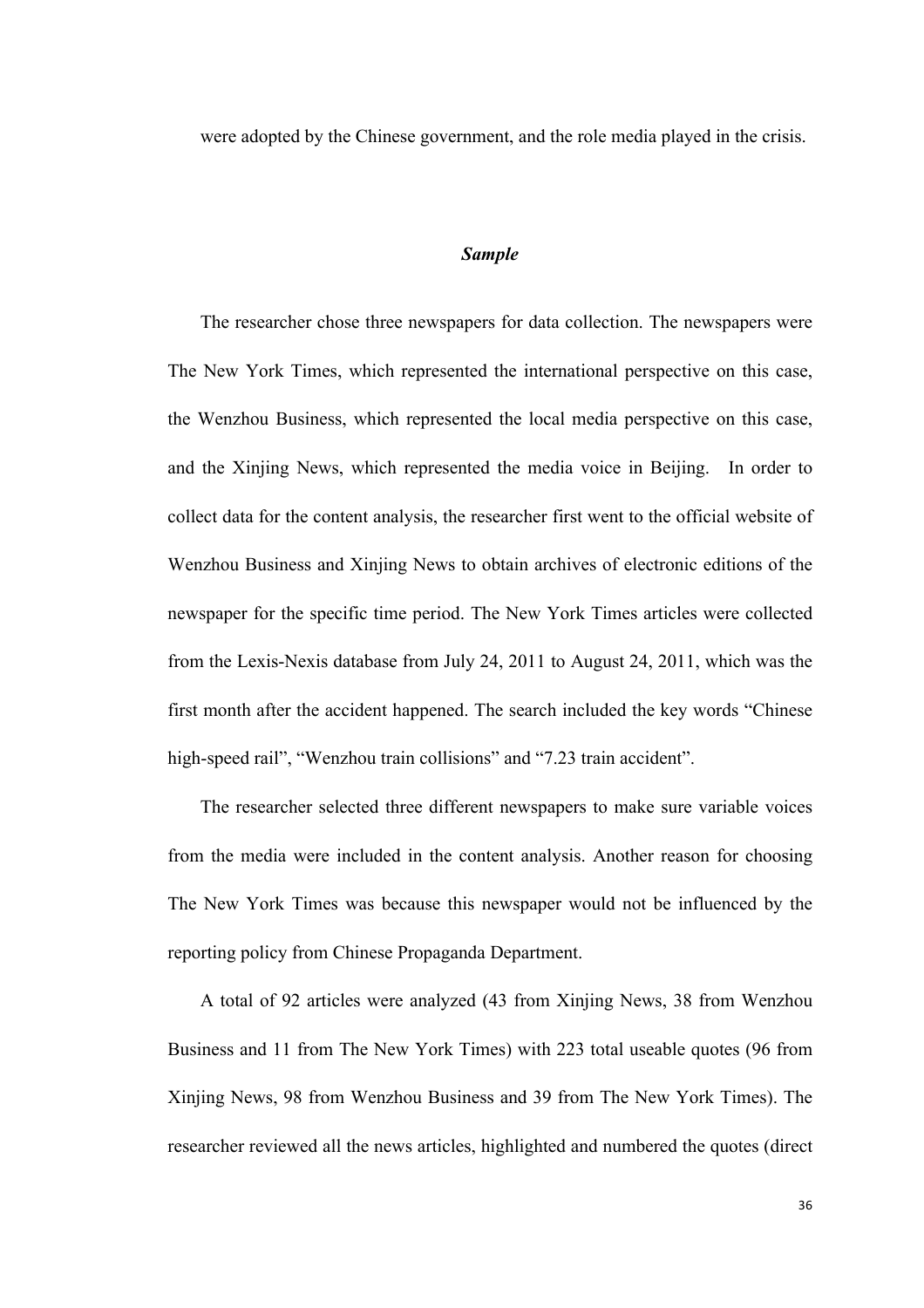were adopted by the Chinese government, and the role media played in the crisis.

### *Sample*

The researcher chose three newspapers for data collection. The newspapers were The New York Times, which represented the international perspective on this case, the Wenzhou Business, which represented the local media perspective on this case, and the Xinjing News, which represented the media voice in Beijing. In order to collect data for the content analysis, the researcher first went to the official website of Wenzhou Business and Xinjing News to obtain archives of electronic editions of the newspaper for the specific time period. The New York Times articles were collected from the Lexis-Nexis database from July 24, 2011 to August 24, 2011, which was the first month after the accident happened. The search included the key words "Chinese high-speed rail", "Wenzhou train collisions" and "7.23 train accident".

The researcher selected three different newspapers to make sure variable voices from the media were included in the content analysis. Another reason for choosing The New York Times was because this newspaper would not be influenced by the reporting policy from Chinese Propaganda Department.

A total of 92 articles were analyzed (43 from Xinjing News, 38 from Wenzhou Business and 11 from The New York Times) with 223 total useable quotes (96 from Xinjing News, 98 from Wenzhou Business and 39 from The New York Times). The researcher reviewed all the news articles, highlighted and numbered the quotes (direct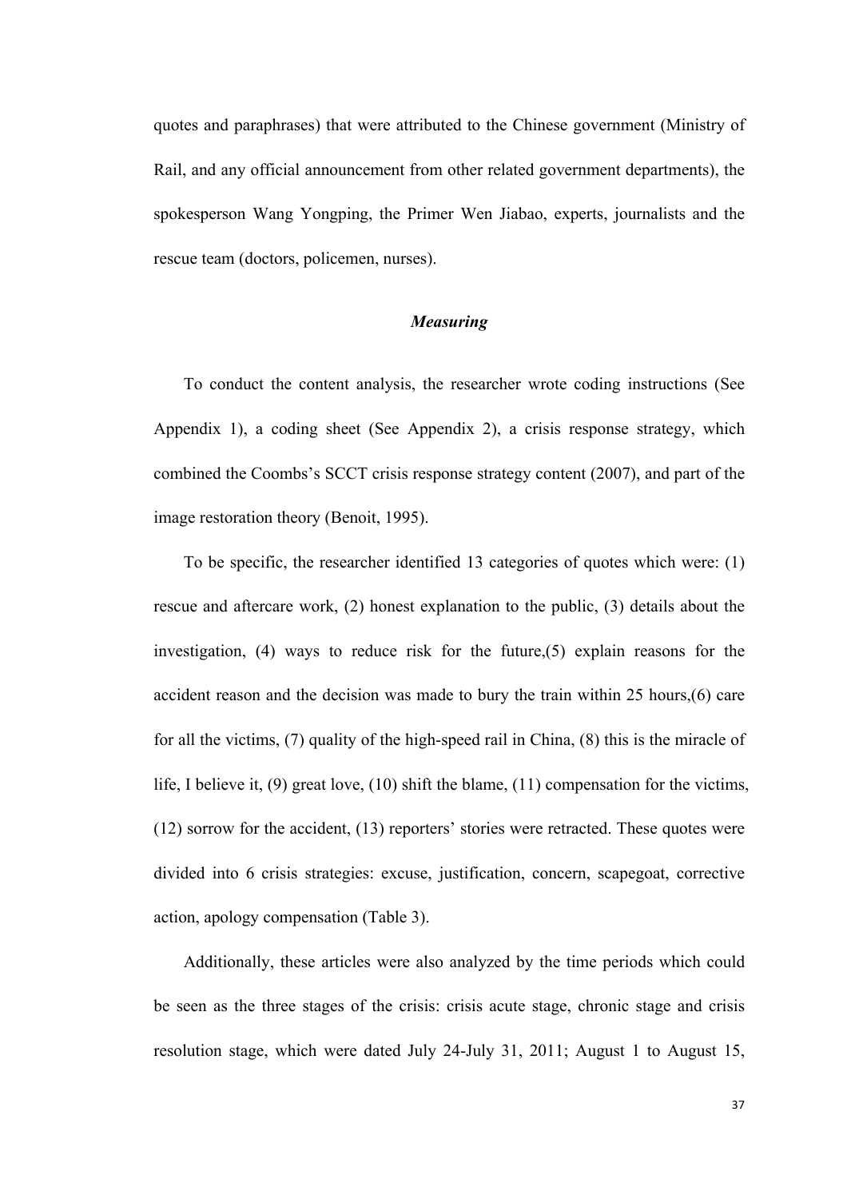quotes and paraphrases) that were attributed to the Chinese government (Ministry of Rail, and any official announcement from other related government departments), the spokesperson Wang Yongping, the Primer Wen Jiabao, experts, journalists and the rescue team (doctors, policemen, nurses).

### *Measuring*

To conduct the content analysis, the researcher wrote coding instructions (See Appendix 1), a coding sheet (See Appendix 2), a crisis response strategy, which combined the Coombs's SCCT crisis response strategy content (2007), and part of the image restoration theory (Benoit, 1995).

To be specific, the researcher identified 13 categories of quotes which were: (1) rescue and aftercare work, (2) honest explanation to the public, (3) details about the investigation, (4) ways to reduce risk for the future,(5) explain reasons for the accident reason and the decision was made to bury the train within 25 hours,(6) care for all the victims, (7) quality of the high-speed rail in China, (8) this is the miracle of life, I believe it, (9) great love, (10) shift the blame, (11) compensation for the victims, (12) sorrow for the accident, (13) reporters' stories were retracted. These quotes were divided into 6 crisis strategies: excuse, justification, concern, scapegoat, corrective action, apology compensation (Table 3).

Additionally, these articles were also analyzed by the time periods which could be seen as the three stages of the crisis: crisis acute stage, chronic stage and crisis resolution stage, which were dated July 24-July 31, 2011; August 1 to August 15,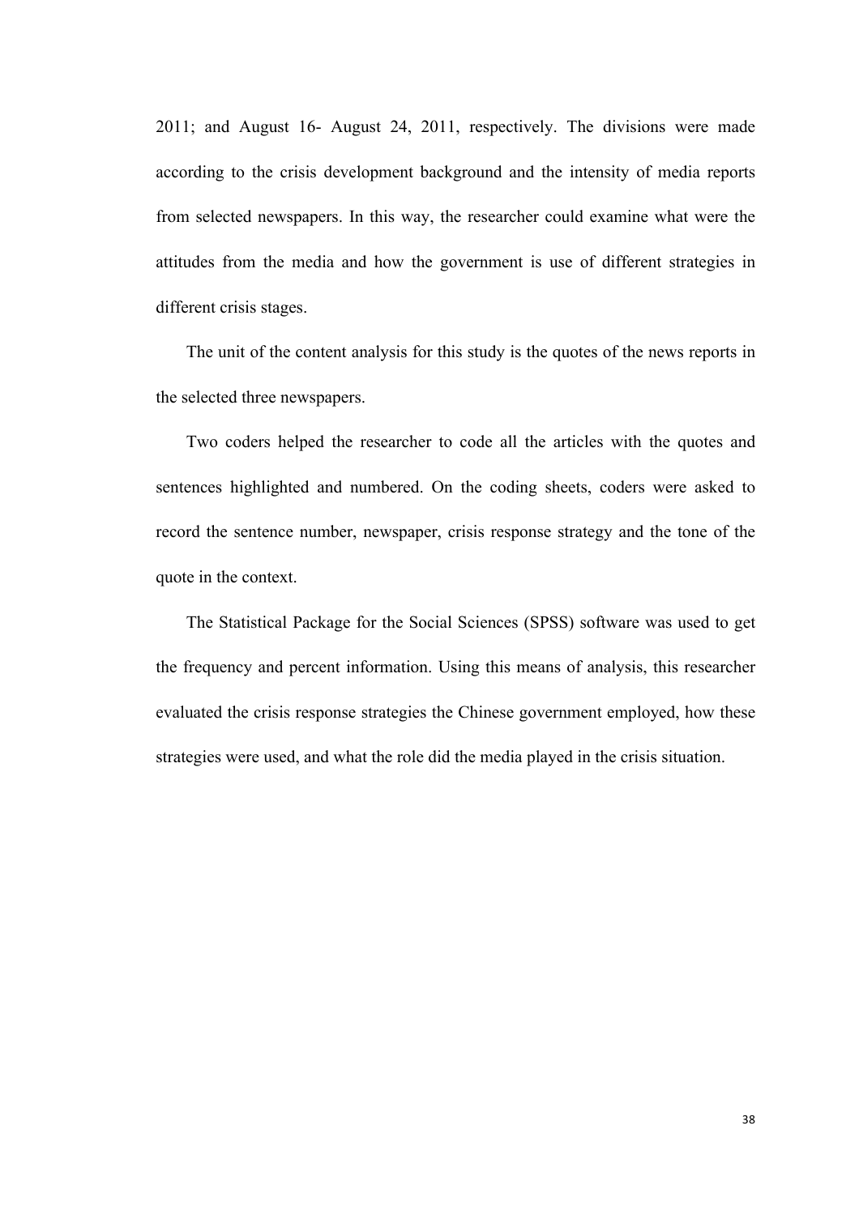2011; and August 16- August 24, 2011, respectively. The divisions were made according to the crisis development background and the intensity of media reports from selected newspapers. In this way, the researcher could examine what were the attitudes from the media and how the government is use of different strategies in different crisis stages.

The unit of the content analysis for this study is the quotes of the news reports in the selected three newspapers.

Two coders helped the researcher to code all the articles with the quotes and sentences highlighted and numbered. On the coding sheets, coders were asked to record the sentence number, newspaper, crisis response strategy and the tone of the quote in the context.

The Statistical Package for the Social Sciences (SPSS) software was used to get the frequency and percent information. Using this means of analysis, this researcher evaluated the crisis response strategies the Chinese government employed, how these strategies were used, and what the role did the media played in the crisis situation.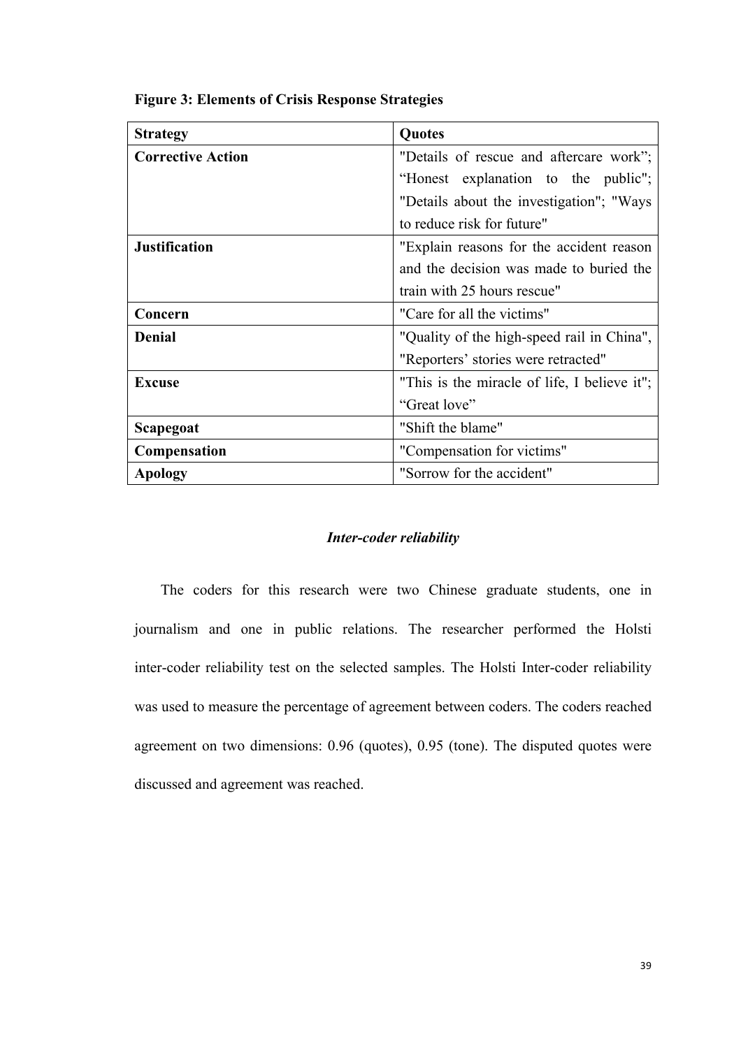**Figure 3: Elements of Crisis Response Strategies**

| Strategy | Quotes |
|---|---|
| **Corrective Action** | "Details of rescue and aftercare work”; “Honest explanation to the public"; "Details about the investigation"; "Ways to reduce risk for future" |
| **Justification** | "Explain reasons for the accident reason and the decision was made to buried the train with 25 hours rescue" |
| **Concern** | "Care for all the victims" |
| **Denial** | "Quality of the high-speed rail in China", "Reporters’ stories were retracted" |
| **Excuse** | "This is the miracle of life, I believe it"; “Great love” |
| **Scapegoat** | "Shift the blame" |
| **Compensation** | "Compensation for victims" |
| **Apology** | "Sorrow for the accident" |

***Inter-coder reliability***

The coders for this research were two Chinese graduate students, one in journalism and one in public relations. The researcher performed the Holsti inter-coder reliability test on the selected samples. The Holsti Inter-coder reliability was used to measure the percentage of agreement between coders. The coders reached agreement on two dimensions: 0.96 (quotes), 0.95 (tone). The disputed quotes were discussed and agreement was reached.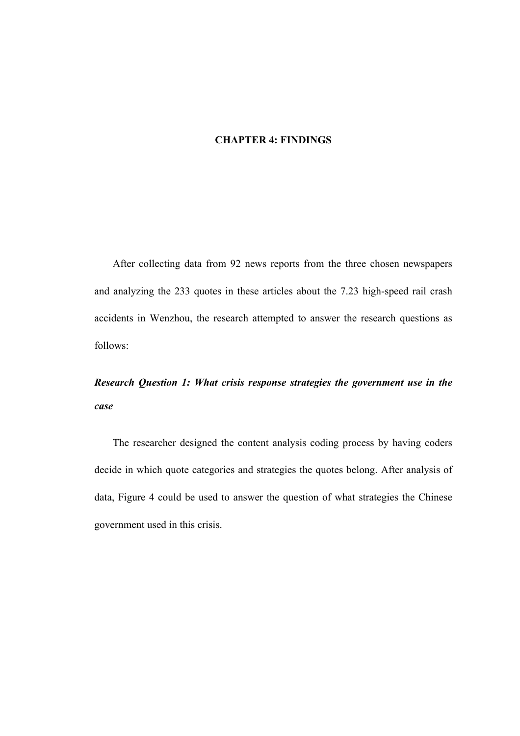# CHAPTER 4: FINDINGS

After collecting data from 92 news reports from the three chosen newspapers and analyzing the 233 quotes in these articles about the 7.23 high-speed rail crash accidents in Wenzhou, the research attempted to answer the research questions as follows:

***Research Question 1: What crisis response strategies the government use in the case***

The researcher designed the content analysis coding process by having coders decide in which quote categories and strategies the quotes belong. After analysis of data, Figure 4 could be used to answer the question of what strategies the Chinese government used in this crisis.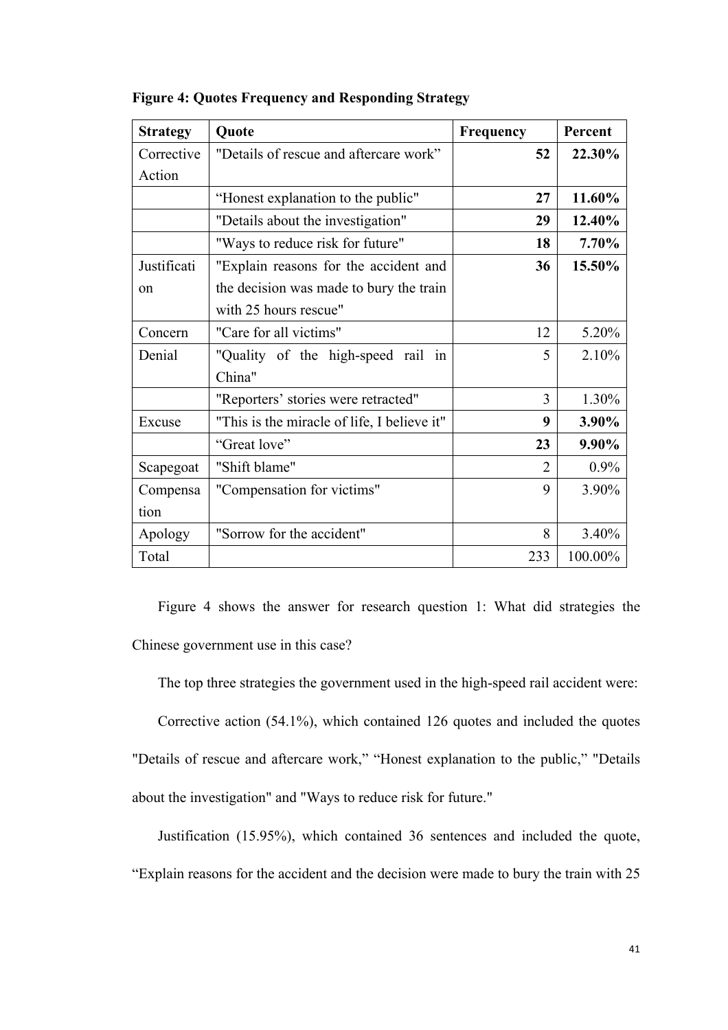**Figure 4: Quotes Frequency and Responding Strategy**

| Strategy | Quote | Frequency | Percent |
|---|---|---|---|
| Corrective Action | "Details of rescue and aftercare work" | **52** | **22.30%** |
| | "Honest explanation to the public" | **27** | **11.60%** |
| | "Details about the investigation" | **29** | **12.40%** |
| | "Ways to reduce risk for future" | **18** | **7.70%** |
| Justification | "Explain reasons for the accident and the decision was made to bury the train with 25 hours rescue" | **36** | **15.50%** |
| Concern | "Care for all victims" | 12 | 5.20% |
| Denial | "Quality of the high-speed rail in China" | 5 | 2.10% |
| | "Reporters' stories were retracted" | 3 | 1.30% |
| Excuse | "This is the miracle of life, I believe it" | **9** | **3.90%** |
| | "Great love" | **23** | **9.90%** |
| Scapegoat | "Shift blame" | 2 | 0.9% |
| Compensation | "Compensation for victims" | 9 | 3.90% |
| Apology | "Sorrow for the accident" | 8 | 3.40% |
| Total | | 233 | 100.00% |

Figure 4 shows the answer for research question 1: What did strategies the Chinese government use in this case?

The top three strategies the government used in the high-speed rail accident were:

Corrective action (54.1%), which contained 126 quotes and included the quotes "Details of rescue and aftercare work," "Honest explanation to the public," "Details about the investigation" and "Ways to reduce risk for future."

Justification (15.95%), which contained 36 sentences and included the quote, "Explain reasons for the accident and the decision were made to bury the train with 25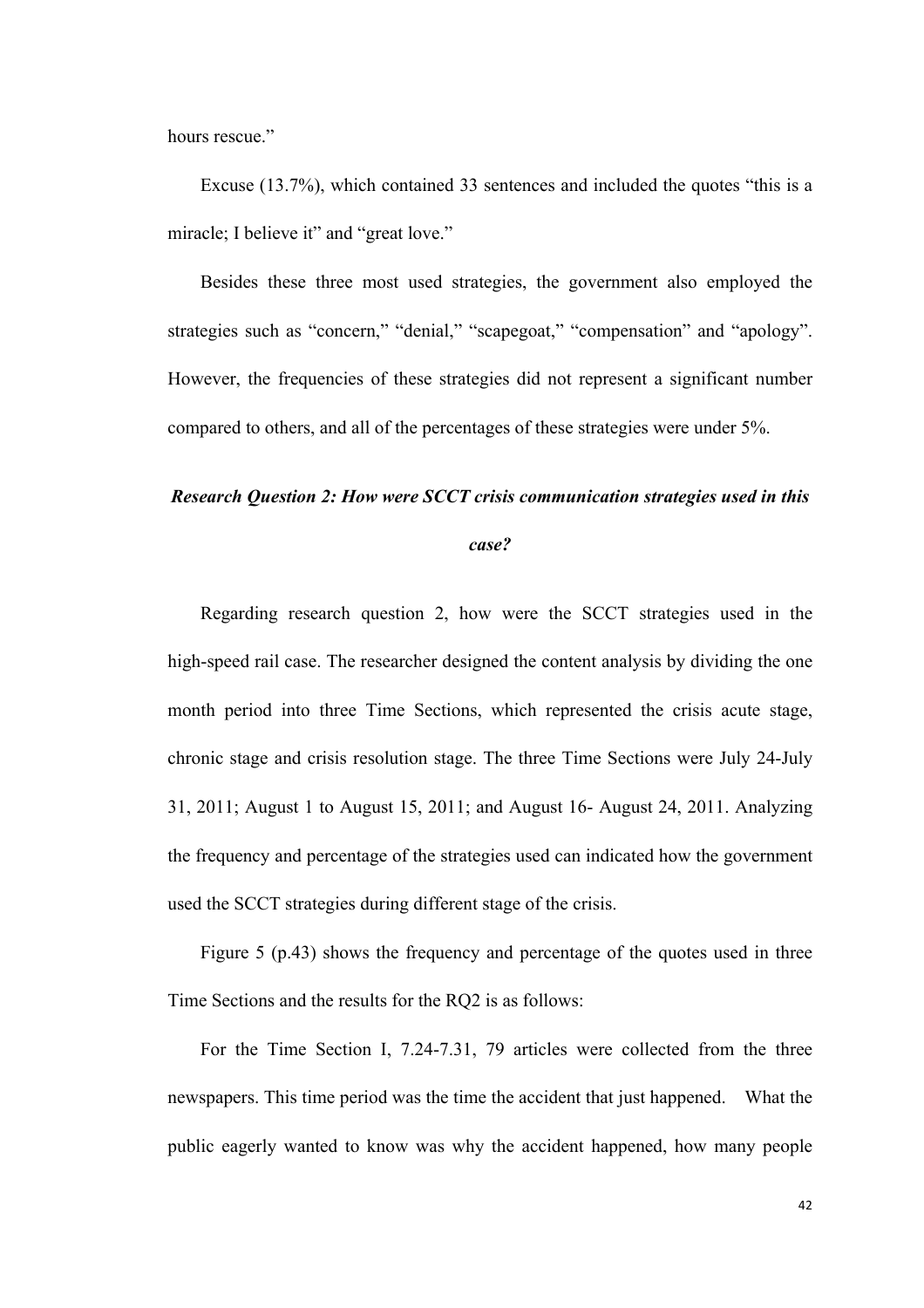hours rescue."

Excuse (13.7%), which contained 33 sentences and included the quotes "this is a miracle; I believe it" and "great love."

Besides these three most used strategies, the government also employed the strategies such as "concern," "denial," "scapegoat," "compensation" and "apology". However, the frequencies of these strategies did not represent a significant number compared to others, and all of the percentages of these strategies were under 5%.

***Research Question 2: How were SCCT crisis communication strategies used in this case?***

Regarding research question 2, how were the SCCT strategies used in the high-speed rail case. The researcher designed the content analysis by dividing the one month period into three Time Sections, which represented the crisis acute stage, chronic stage and crisis resolution stage. The three Time Sections were July 24-July 31, 2011; August 1 to August 15, 2011; and August 16- August 24, 2011. Analyzing the frequency and percentage of the strategies used can indicated how the government used the SCCT strategies during different stage of the crisis.

Figure 5 (p.43) shows the frequency and percentage of the quotes used in three Time Sections and the results for the RQ2 is as follows:

For the Time Section I, 7.24-7.31, 79 articles were collected from the three newspapers. This time period was the time the accident that just happened. What the public eagerly wanted to know was why the accident happened, how many people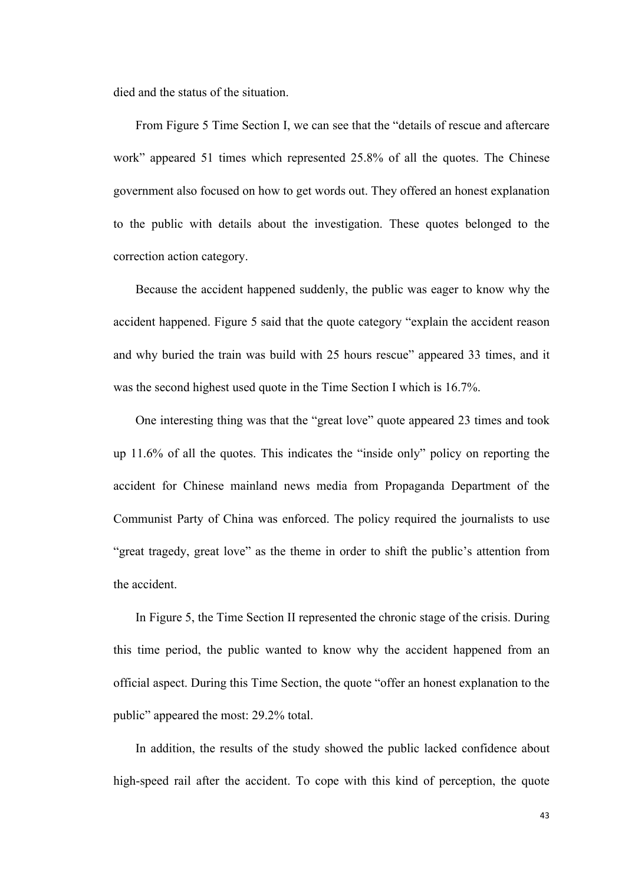died and the status of the situation.

From Figure 5 Time Section I, we can see that the "details of rescue and aftercare work" appeared 51 times which represented 25.8% of all the quotes. The Chinese government also focused on how to get words out. They offered an honest explanation to the public with details about the investigation. These quotes belonged to the correction action category.

Because the accident happened suddenly, the public was eager to know why the accident happened. Figure 5 said that the quote category "explain the accident reason and why buried the train was build with 25 hours rescue" appeared 33 times, and it was the second highest used quote in the Time Section I which is 16.7%.

One interesting thing was that the "great love" quote appeared 23 times and took up 11.6% of all the quotes. This indicates the "inside only" policy on reporting the accident for Chinese mainland news media from Propaganda Department of the Communist Party of China was enforced. The policy required the journalists to use "great tragedy, great love" as the theme in order to shift the public's attention from the accident.

In Figure 5, the Time Section II represented the chronic stage of the crisis. During this time period, the public wanted to know why the accident happened from an official aspect. During this Time Section, the quote "offer an honest explanation to the public" appeared the most: 29.2% total.

In addition, the results of the study showed the public lacked confidence about high-speed rail after the accident. To cope with this kind of perception, the quote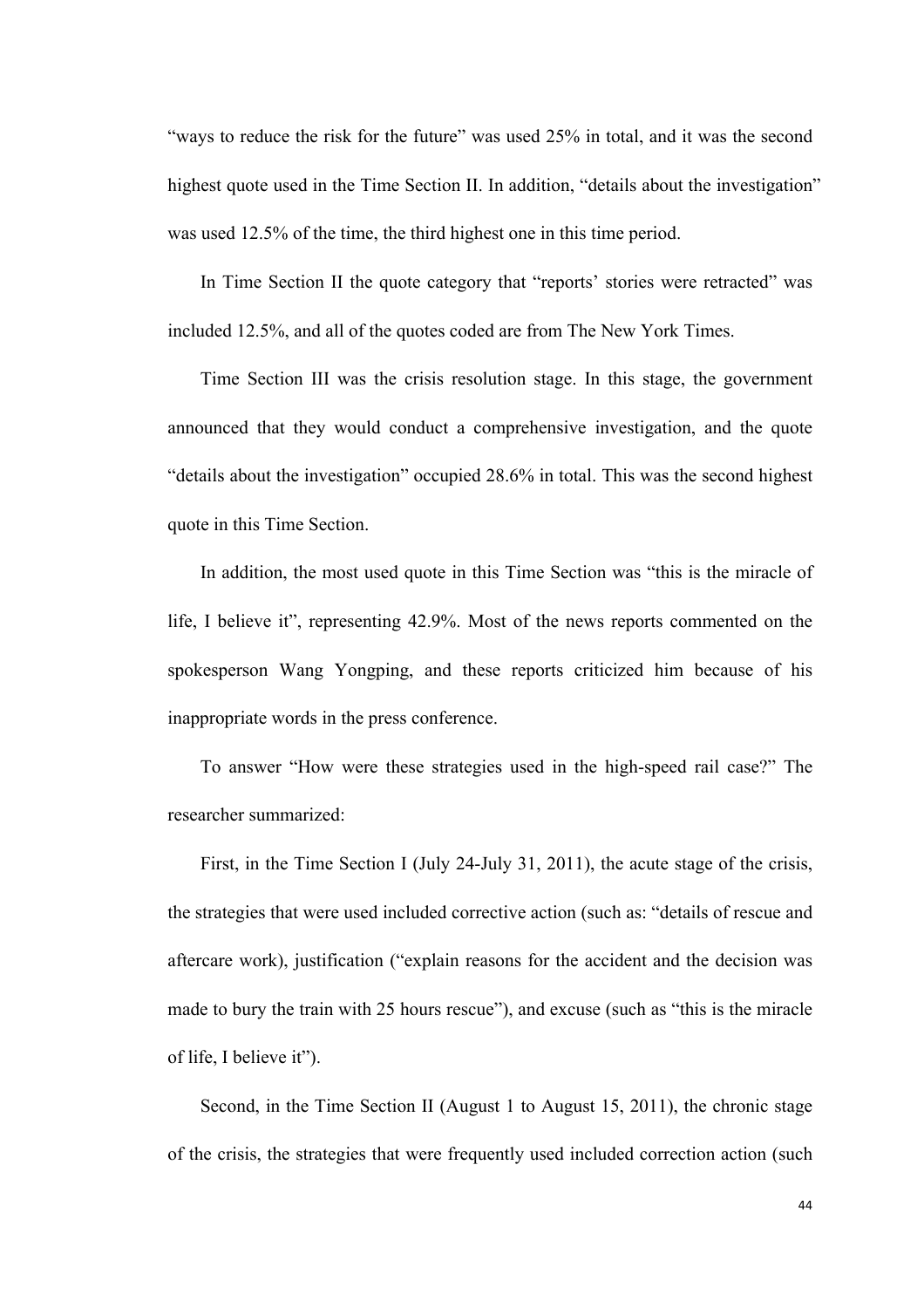"ways to reduce the risk for the future" was used 25% in total, and it was the second highest quote used in the Time Section II. In addition, "details about the investigation" was used 12.5% of the time, the third highest one in this time period.

In Time Section II the quote category that "reports' stories were retracted" was included 12.5%, and all of the quotes coded are from The New York Times.

Time Section III was the crisis resolution stage. In this stage, the government announced that they would conduct a comprehensive investigation, and the quote "details about the investigation" occupied 28.6% in total. This was the second highest quote in this Time Section.

In addition, the most used quote in this Time Section was "this is the miracle of life, I believe it", representing 42.9%. Most of the news reports commented on the spokesperson Wang Yongping, and these reports criticized him because of his inappropriate words in the press conference.

To answer "How were these strategies used in the high-speed rail case?" The researcher summarized:

First, in the Time Section I (July 24-July 31, 2011), the acute stage of the crisis, the strategies that were used included corrective action (such as: "details of rescue and aftercare work), justification ("explain reasons for the accident and the decision was made to bury the train with 25 hours rescue"), and excuse (such as "this is the miracle of life, I believe it").

Second, in the Time Section II (August 1 to August 15, 2011), the chronic stage of the crisis, the strategies that were frequently used included correction action (such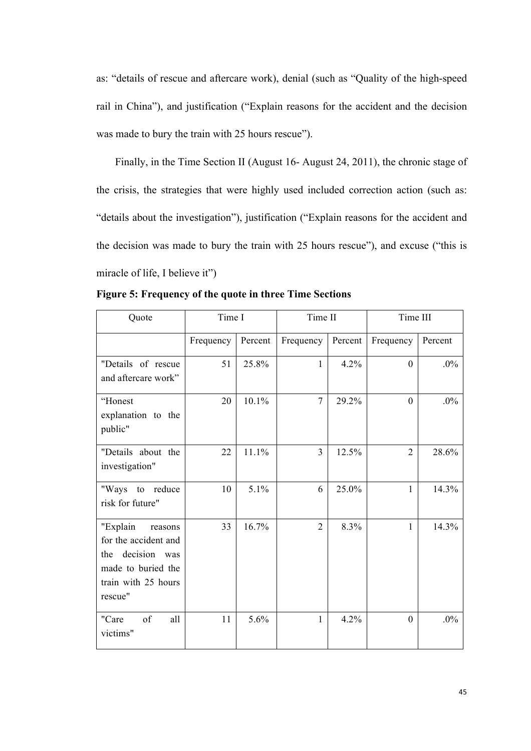as: "details of rescue and aftercare work), denial (such as "Quality of the high-speed rail in China"), and justification ("Explain reasons for the accident and the decision was made to bury the train with 25 hours rescue").

Finally, in the Time Section II (August 16- August 24, 2011), the chronic stage of the crisis, the strategies that were highly used included correction action (such as: "details about the investigation"), justification ("Explain reasons for the accident and the decision was made to bury the train with 25 hours rescue"), and excuse ("this is miracle of life, I believe it")

**Figure 5: Frequency of the quote in three Time Sections**

| Quote | Time I | | Time II | | Time III | |
|---|---|---|---|---|---|---|
| | Frequency | Percent | Frequency | Percent | Frequency | Percent |
| "Details of rescue and aftercare work" | 51 | 25.8% | 1 | 4.2% | 0 | .0% |
| "Honest explanation to the public" | 20 | 10.1% | 7 | 29.2% | 0 | .0% |
| "Details about the investigation" | 22 | 11.1% | 3 | 12.5% | 2 | 28.6% |
| "Ways to reduce risk for future" | 10 | 5.1% | 6 | 25.0% | 1 | 14.3% |
| "Explain reasons for the accident and the decision was made to buried the train with 25 hours rescue" | 33 | 16.7% | 2 | 8.3% | 1 | 14.3% |
| "Care of all victims" | 11 | 5.6% | 1 | 4.2% | 0 | .0% |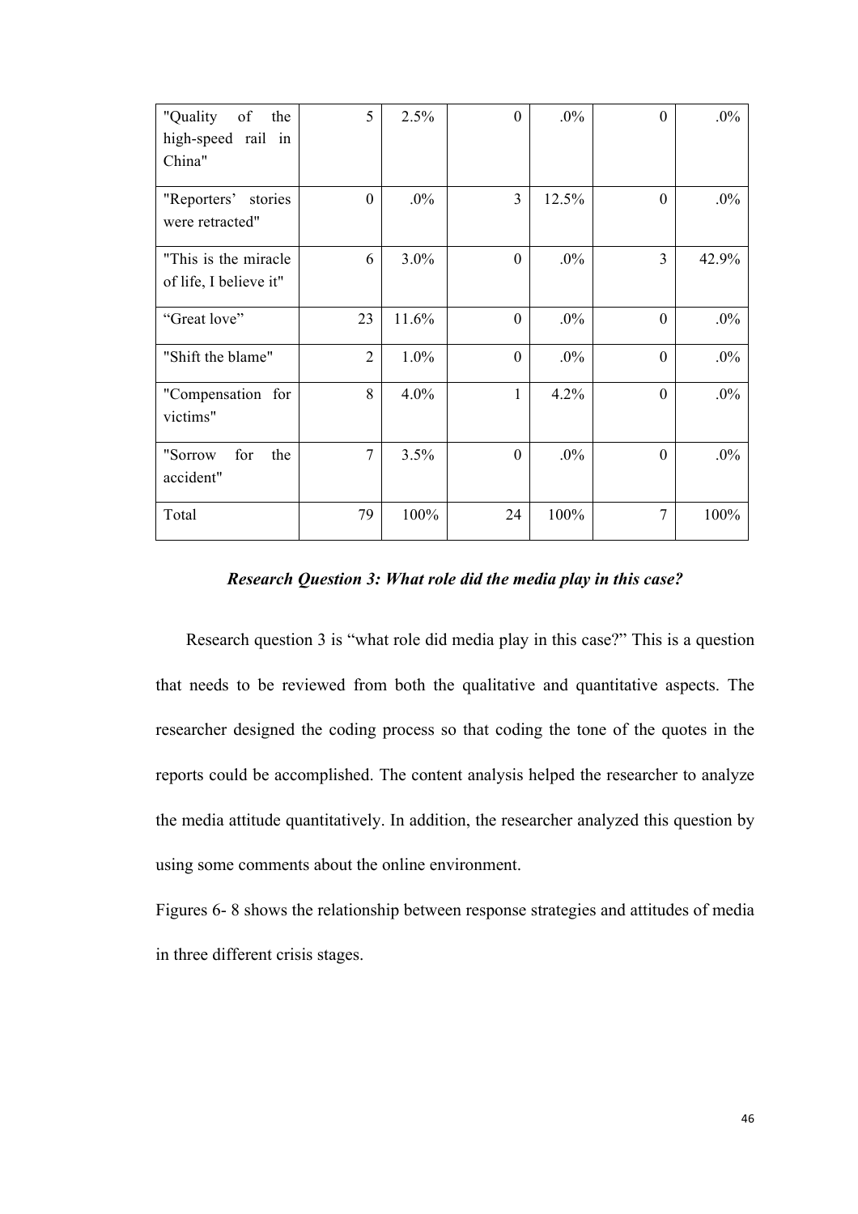| "Quality of the high-speed rail in China" | 5 | 2.5% | 0 | .0% | 0 | .0% |
|---|---|---|---|---|---|---|
| "Reporters' stories were retracted" | 0 | .0% | 3 | 12.5% | 0 | .0% |
| "This is the miracle of life, I believe it" | 6 | 3.0% | 0 | .0% | 3 | 42.9% |
| "Great love" | 23 | 11.6% | 0 | .0% | 0 | .0% |
| "Shift the blame" | 2 | 1.0% | 0 | .0% | 0 | .0% |
| "Compensation for victims" | 8 | 4.0% | 1 | 4.2% | 0 | .0% |
| "Sorrow for the accident" | 7 | 3.5% | 0 | .0% | 0 | .0% |
| Total | 79 | 100% | 24 | 100% | 7 | 100% |

***Research Question 3: What role did the media play in this case?***

Research question 3 is "what role did media play in this case?" This is a question that needs to be reviewed from both the qualitative and quantitative aspects. The researcher designed the coding process so that coding the tone of the quotes in the reports could be accomplished. The content analysis helped the researcher to analyze the media attitude quantitatively. In addition, the researcher analyzed this question by using some comments about the online environment.

Figures 6- 8 shows the relationship between response strategies and attitudes of media in three different crisis stages.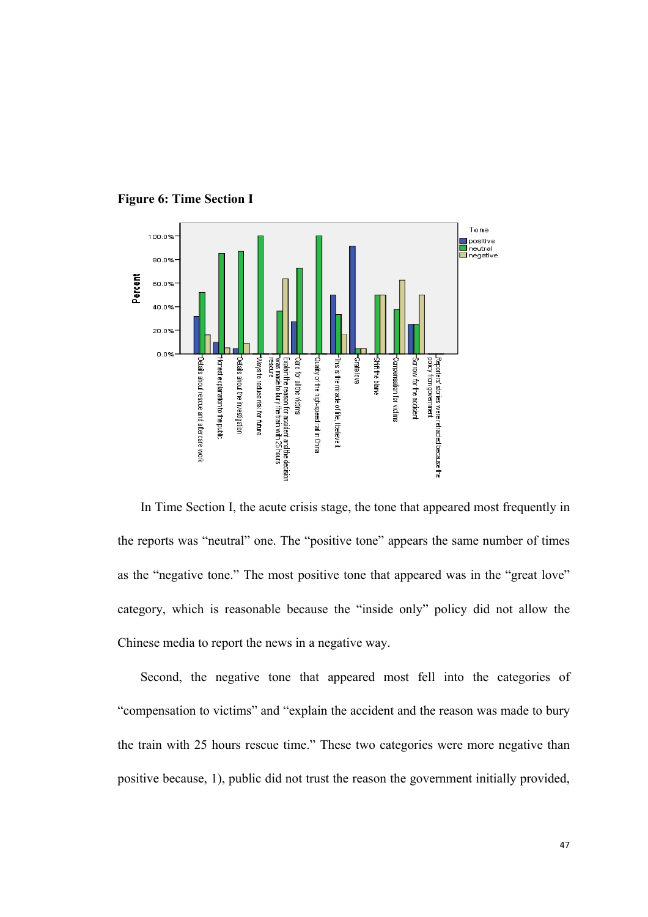**Figure 6: Time Section I**

In Time Section I, the acute crisis stage, the tone that appeared most frequently in the reports was "neutral" one. The "positive tone" appears the same number of times as the "negative tone." The most positive tone that appeared was in the "great love" category, which is reasonable because the "inside only" policy did not allow the Chinese media to report the news in a negative way.

Second, the negative tone that appeared most fell into the categories of "compensation to victims" and "explain the accident and the reason was made to bury the train with 25 hours rescue time." These two categories were more negative than positive because, 1), public did not trust the reason the government initially provided,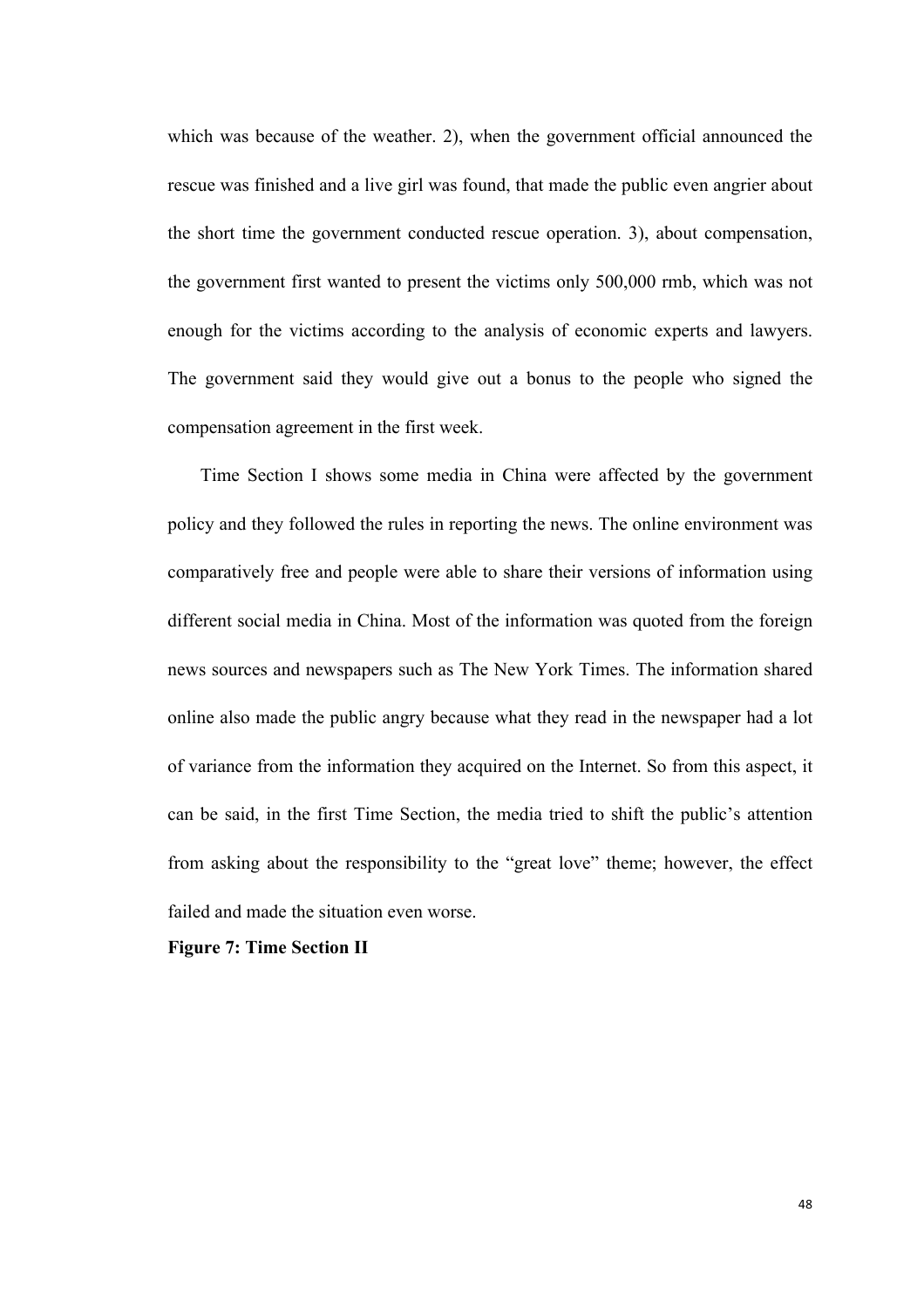which was because of the weather. 2), when the government official announced the rescue was finished and a live girl was found, that made the public even angrier about the short time the government conducted rescue operation. 3), about compensation, the government first wanted to present the victims only 500,000 rmb, which was not enough for the victims according to the analysis of economic experts and lawyers. The government said they would give out a bonus to the people who signed the compensation agreement in the first week.

Time Section I shows some media in China were affected by the government policy and they followed the rules in reporting the news. The online environment was comparatively free and people were able to share their versions of information using different social media in China. Most of the information was quoted from the foreign news sources and newspapers such as The New York Times. The information shared online also made the public angry because what they read in the newspaper had a lot of variance from the information they acquired on the Internet. So from this aspect, it can be said, in the first Time Section, the media tried to shift the public's attention from asking about the responsibility to the "great love" theme; however, the effect failed and made the situation even worse.

**Figure 7: Time Section II**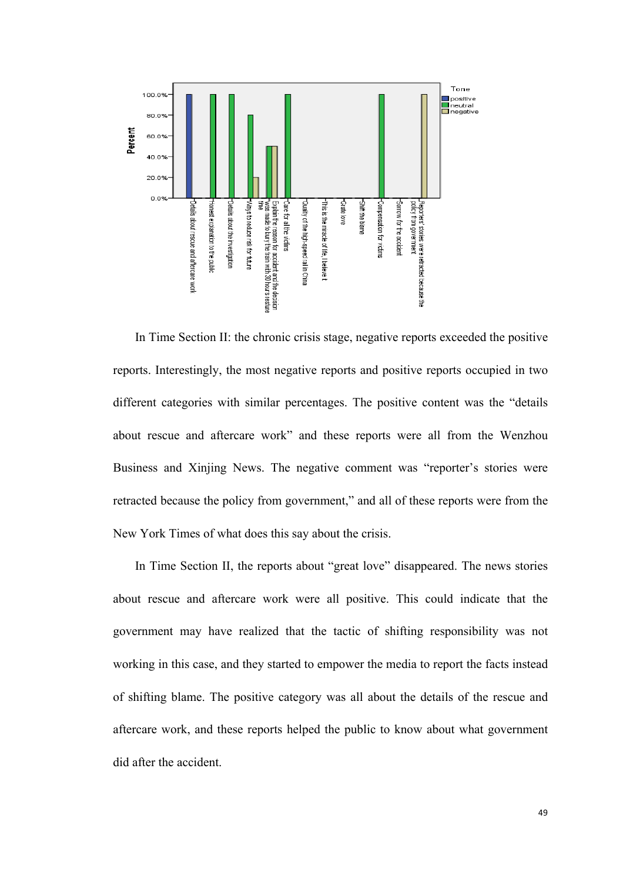In Time Section II: the chronic crisis stage, negative reports exceeded the positive reports. Interestingly, the most negative reports and positive reports occupied in two different categories with similar percentages. The positive content was the "details about rescue and aftercare work" and these reports were all from the Wenzhou Business and Xinjing News. The negative comment was "reporter's stories were retracted because the policy from government," and all of these reports were from the New York Times of what does this say about the crisis.

In Time Section II, the reports about "great love" disappeared. The news stories about rescue and aftercare work were all positive. This could indicate that the government may have realized that the tactic of shifting responsibility was not working in this case, and they started to empower the media to report the facts instead of shifting blame. The positive category was all about the details of the rescue and aftercare work, and these reports helped the public to know about what government did after the accident.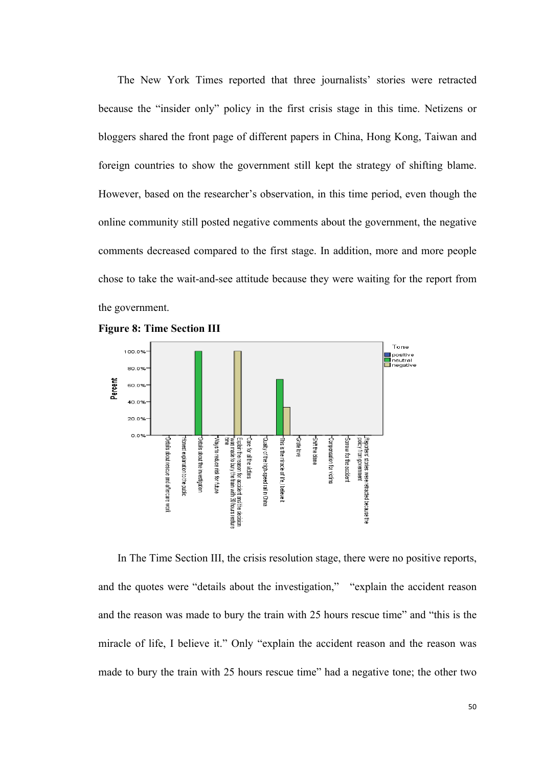The New York Times reported that three journalists' stories were retracted because the "insider only" policy in the first crisis stage in this time. Netizens or bloggers shared the front page of different papers in China, Hong Kong, Taiwan and foreign countries to show the government still kept the strategy of shifting blame. However, based on the researcher's observation, in this time period, even though the online community still posted negative comments about the government, the negative comments decreased compared to the first stage. In addition, more and more people chose to take the wait-and-see attitude because they were waiting for the report from the government.

**Figure 8: Time Section III**

In The Time Section III, the crisis resolution stage, there were no positive reports, and the quotes were "details about the investigation," "explain the accident reason and the reason was made to bury the train with 25 hours rescue time" and "this is the miracle of life, I believe it." Only "explain the accident reason and the reason was made to bury the train with 25 hours rescue time" had a negative tone; the other two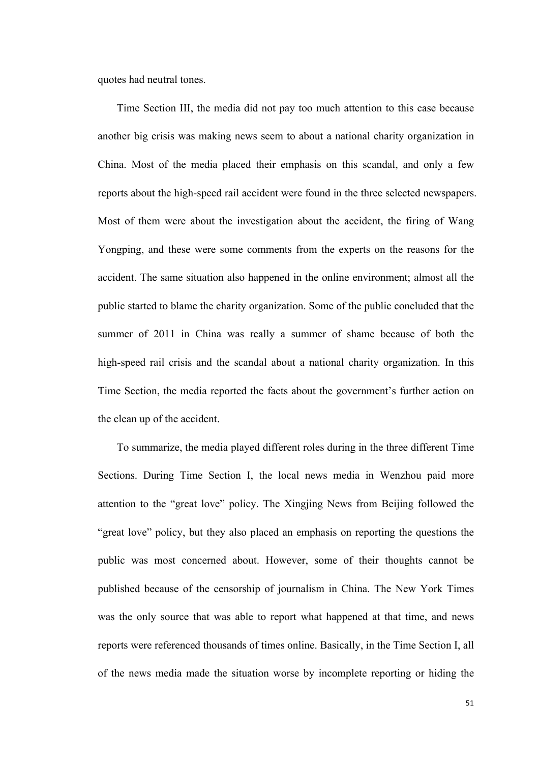quotes had neutral tones.

Time Section III, the media did not pay too much attention to this case because another big crisis was making news seem to about a national charity organization in China. Most of the media placed their emphasis on this scandal, and only a few reports about the high-speed rail accident were found in the three selected newspapers. Most of them were about the investigation about the accident, the firing of Wang Yongping, and these were some comments from the experts on the reasons for the accident. The same situation also happened in the online environment; almost all the public started to blame the charity organization. Some of the public concluded that the summer of 2011 in China was really a summer of shame because of both the high-speed rail crisis and the scandal about a national charity organization. In this Time Section, the media reported the facts about the government's further action on the clean up of the accident.

To summarize, the media played different roles during in the three different Time Sections. During Time Section I, the local news media in Wenzhou paid more attention to the "great love" policy. The Xingjing News from Beijing followed the "great love" policy, but they also placed an emphasis on reporting the questions the public was most concerned about. However, some of their thoughts cannot be published because of the censorship of journalism in China. The New York Times was the only source that was able to report what happened at that time, and news reports were referenced thousands of times online. Basically, in the Time Section I, all of the news media made the situation worse by incomplete reporting or hiding the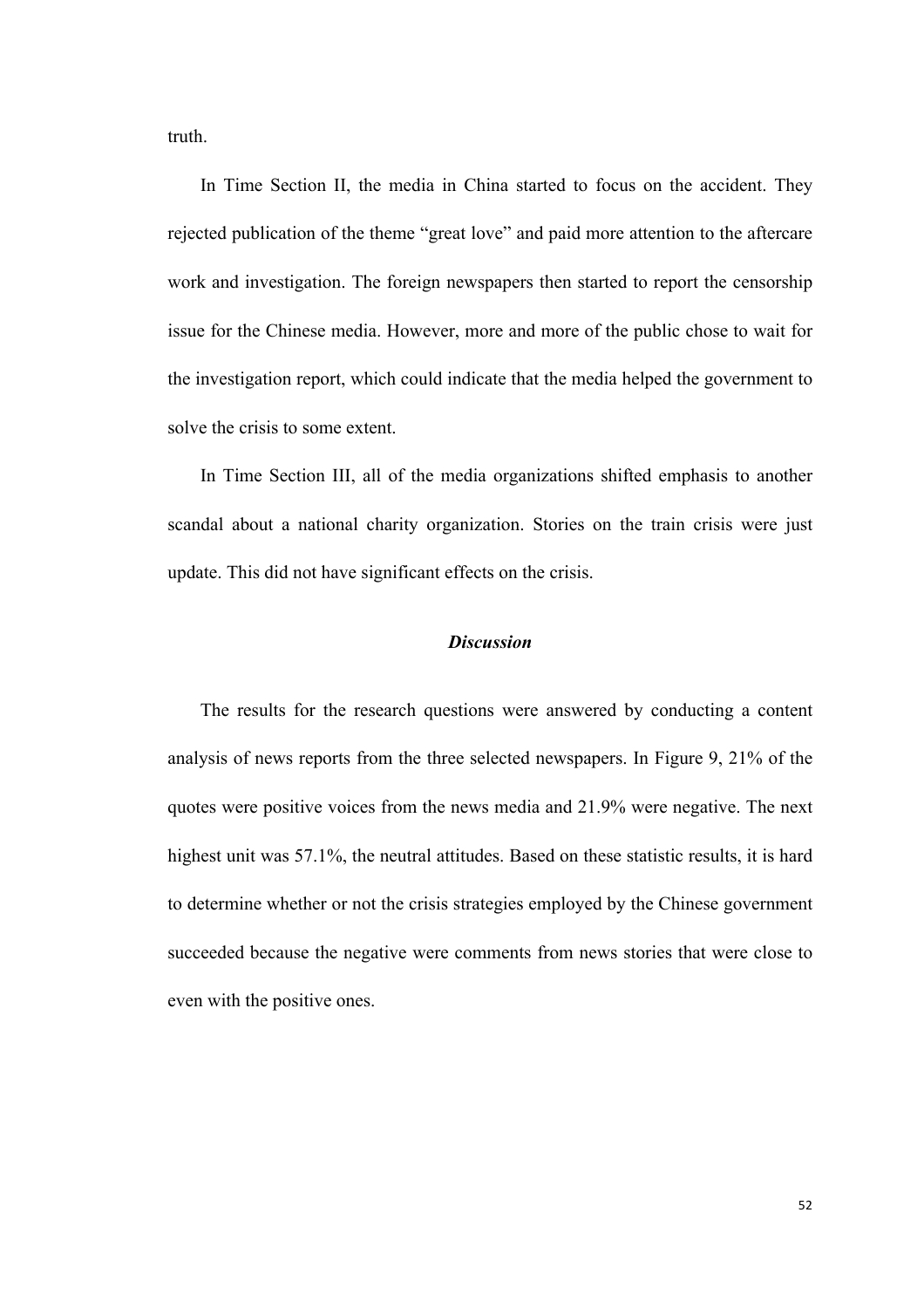truth.

In Time Section II, the media in China started to focus on the accident. They rejected publication of the theme "great love" and paid more attention to the aftercare work and investigation. The foreign newspapers then started to report the censorship issue for the Chinese media. However, more and more of the public chose to wait for the investigation report, which could indicate that the media helped the government to solve the crisis to some extent.

In Time Section III, all of the media organizations shifted emphasis to another scandal about a national charity organization. Stories on the train crisis were just update. This did not have significant effects on the crisis.

### *Discussion*

The results for the research questions were answered by conducting a content analysis of news reports from the three selected newspapers. In Figure 9, 21% of the quotes were positive voices from the news media and 21.9% were negative. The next highest unit was 57.1%, the neutral attitudes. Based on these statistic results, it is hard to determine whether or not the crisis strategies employed by the Chinese government succeeded because the negative were comments from news stories that were close to even with the positive ones.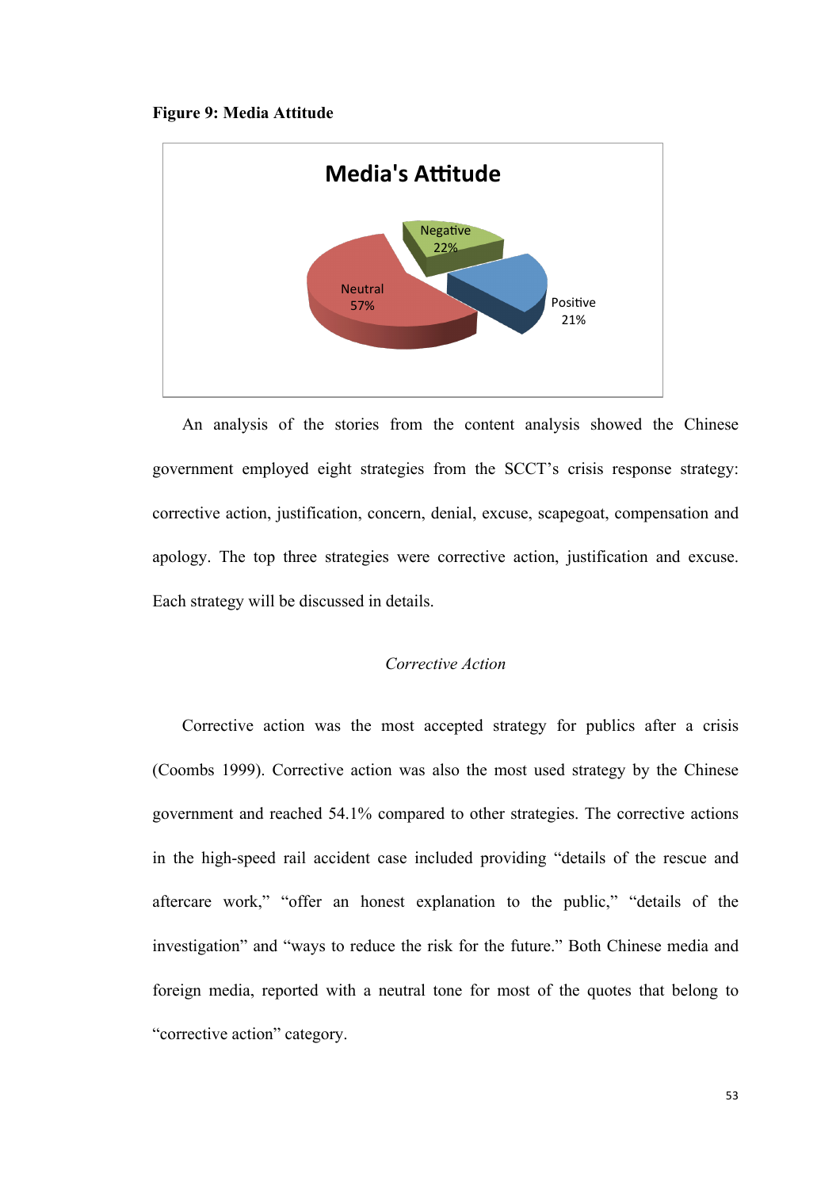**Figure 9: Media Attitude**

An analysis of the stories from the content analysis showed the Chinese government employed eight strategies from the SCCT's crisis response strategy: corrective action, justification, concern, denial, excuse, scapegoat, compensation and apology. The top three strategies were corrective action, justification and excuse. Each strategy will be discussed in details.

*Corrective Action*

Corrective action was the most accepted strategy for publics after a crisis (Coombs 1999). Corrective action was also the most used strategy by the Chinese government and reached 54.1% compared to other strategies. The corrective actions in the high-speed rail accident case included providing "details of the rescue and aftercare work," "offer an honest explanation to the public," "details of the investigation" and "ways to reduce the risk for the future." Both Chinese media and foreign media, reported with a neutral tone for most of the quotes that belong to "corrective action" category.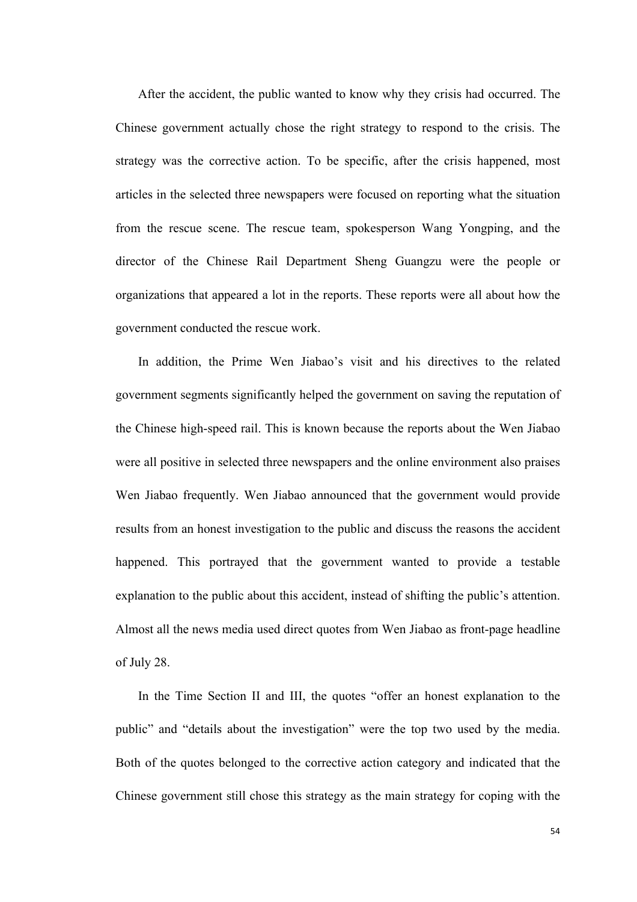After the accident, the public wanted to know why they crisis had occurred. The Chinese government actually chose the right strategy to respond to the crisis. The strategy was the corrective action. To be specific, after the crisis happened, most articles in the selected three newspapers were focused on reporting what the situation from the rescue scene. The rescue team, spokesperson Wang Yongping, and the director of the Chinese Rail Department Sheng Guangzu were the people or organizations that appeared a lot in the reports. These reports were all about how the government conducted the rescue work.

In addition, the Prime Wen Jiabao's visit and his directives to the related government segments significantly helped the government on saving the reputation of the Chinese high-speed rail. This is known because the reports about the Wen Jiabao were all positive in selected three newspapers and the online environment also praises Wen Jiabao frequently. Wen Jiabao announced that the government would provide results from an honest investigation to the public and discuss the reasons the accident happened. This portrayed that the government wanted to provide a testable explanation to the public about this accident, instead of shifting the public's attention. Almost all the news media used direct quotes from Wen Jiabao as front-page headline of July 28.

In the Time Section II and III, the quotes "offer an honest explanation to the public" and "details about the investigation" were the top two used by the media. Both of the quotes belonged to the corrective action category and indicated that the Chinese government still chose this strategy as the main strategy for coping with the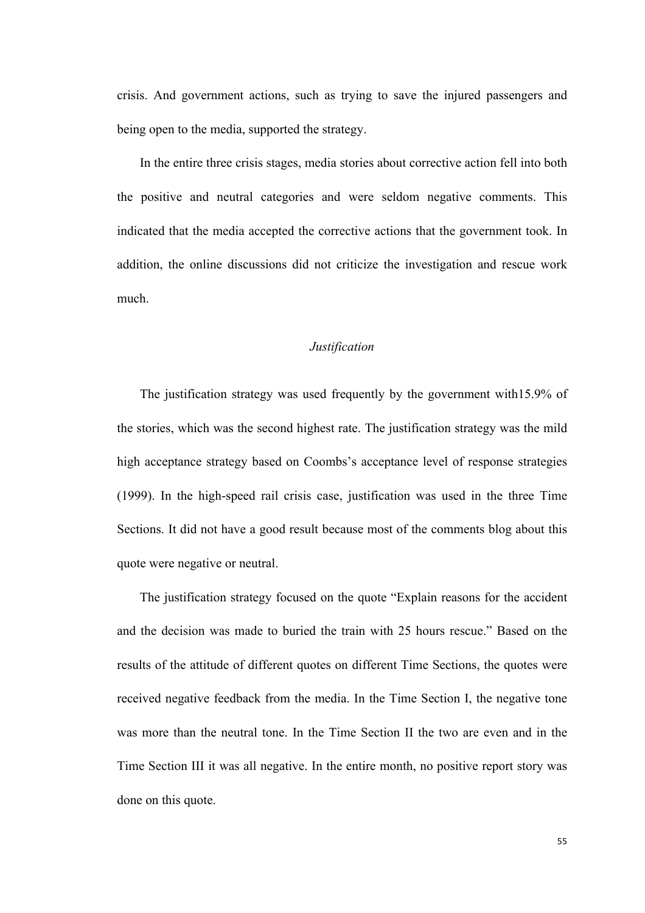crisis. And government actions, such as trying to save the injured passengers and being open to the media, supported the strategy.

In the entire three crisis stages, media stories about corrective action fell into both the positive and neutral categories and were seldom negative comments. This indicated that the media accepted the corrective actions that the government took. In addition, the online discussions did not criticize the investigation and rescue work much.

### *Justification*

The justification strategy was used frequently by the government with15.9% of the stories, which was the second highest rate. The justification strategy was the mild high acceptance strategy based on Coombs's acceptance level of response strategies (1999). In the high-speed rail crisis case, justification was used in the three Time Sections. It did not have a good result because most of the comments blog about this quote were negative or neutral.

The justification strategy focused on the quote "Explain reasons for the accident and the decision was made to buried the train with 25 hours rescue." Based on the results of the attitude of different quotes on different Time Sections, the quotes were received negative feedback from the media. In the Time Section I, the negative tone was more than the neutral tone. In the Time Section II the two are even and in the Time Section III it was all negative. In the entire month, no positive report story was done on this quote.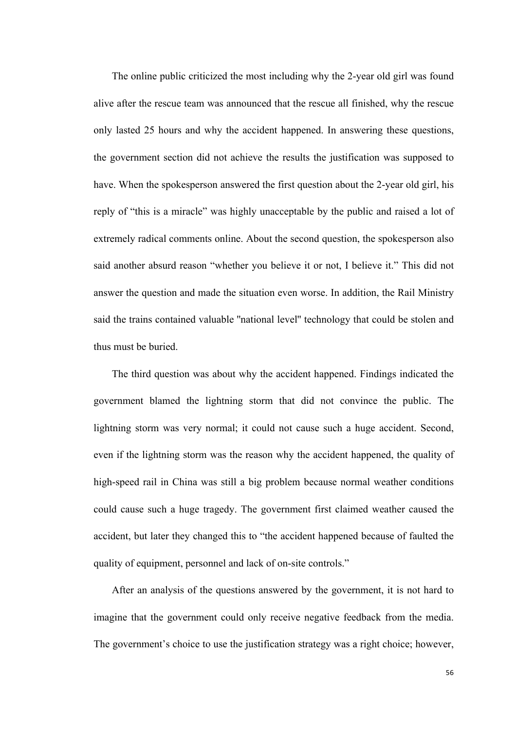The online public criticized the most including why the 2-year old girl was found alive after the rescue team was announced that the rescue all finished, why the rescue only lasted 25 hours and why the accident happened. In answering these questions, the government section did not achieve the results the justification was supposed to have. When the spokesperson answered the first question about the 2-year old girl, his reply of “this is a miracle” was highly unacceptable by the public and raised a lot of extremely radical comments online. About the second question, the spokesperson also said another absurd reason “whether you believe it or not, I believe it.” This did not answer the question and made the situation even worse. In addition, the Rail Ministry said the trains contained valuable "national level" technology that could be stolen and thus must be buried.

The third question was about why the accident happened. Findings indicated the government blamed the lightning storm that did not convince the public. The lightning storm was very normal; it could not cause such a huge accident. Second, even if the lightning storm was the reason why the accident happened, the quality of high-speed rail in China was still a big problem because normal weather conditions could cause such a huge tragedy. The government first claimed weather caused the accident, but later they changed this to “the accident happened because of faulted the quality of equipment, personnel and lack of on-site controls.”

After an analysis of the questions answered by the government, it is not hard to imagine that the government could only receive negative feedback from the media. The government’s choice to use the justification strategy was a right choice; however,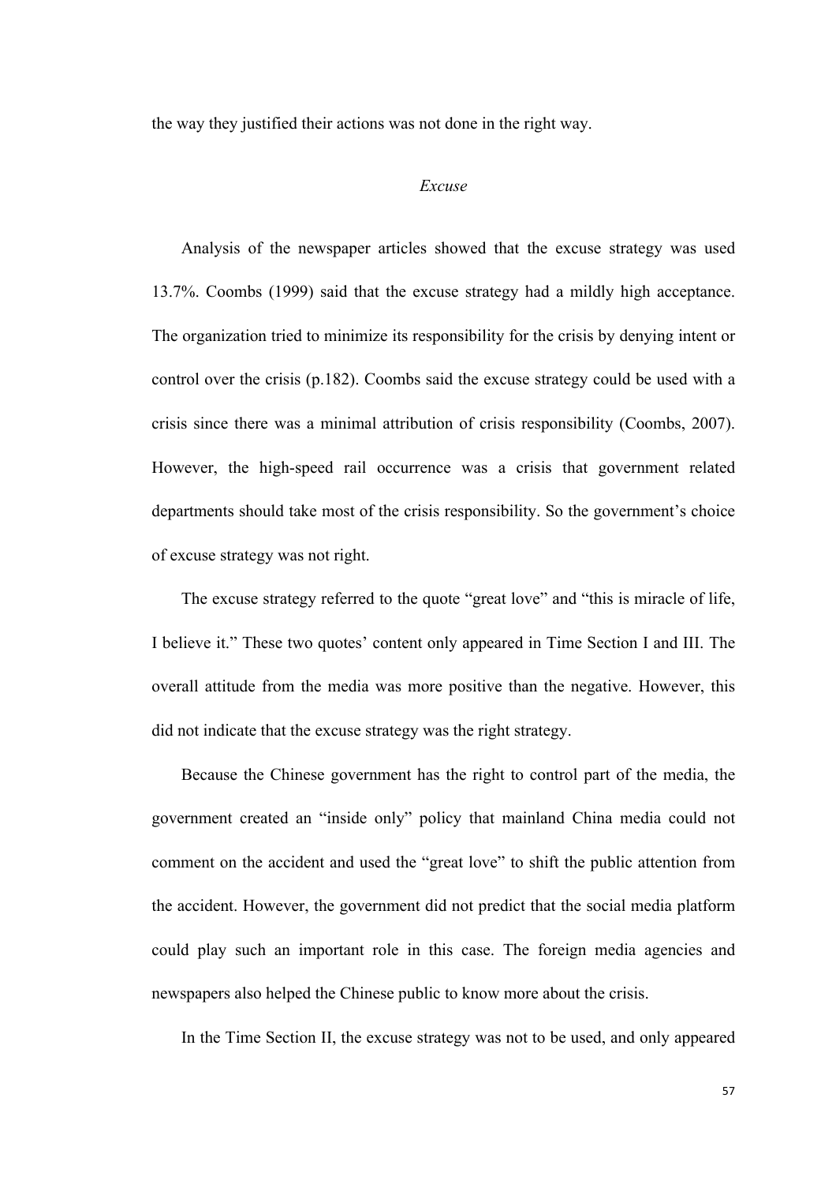the way they justified their actions was not done in the right way.

*Excuse*

Analysis of the newspaper articles showed that the excuse strategy was used 13.7%. Coombs (1999) said that the excuse strategy had a mildly high acceptance. The organization tried to minimize its responsibility for the crisis by denying intent or control over the crisis (p.182). Coombs said the excuse strategy could be used with a crisis since there was a minimal attribution of crisis responsibility (Coombs, 2007). However, the high-speed rail occurrence was a crisis that government related departments should take most of the crisis responsibility. So the government's choice of excuse strategy was not right.

The excuse strategy referred to the quote "great love" and "this is miracle of life, I believe it." These two quotes' content only appeared in Time Section I and III. The overall attitude from the media was more positive than the negative. However, this did not indicate that the excuse strategy was the right strategy.

Because the Chinese government has the right to control part of the media, the government created an "inside only" policy that mainland China media could not comment on the accident and used the "great love" to shift the public attention from the accident. However, the government did not predict that the social media platform could play such an important role in this case. The foreign media agencies and newspapers also helped the Chinese public to know more about the crisis.

In the Time Section II, the excuse strategy was not to be used, and only appeared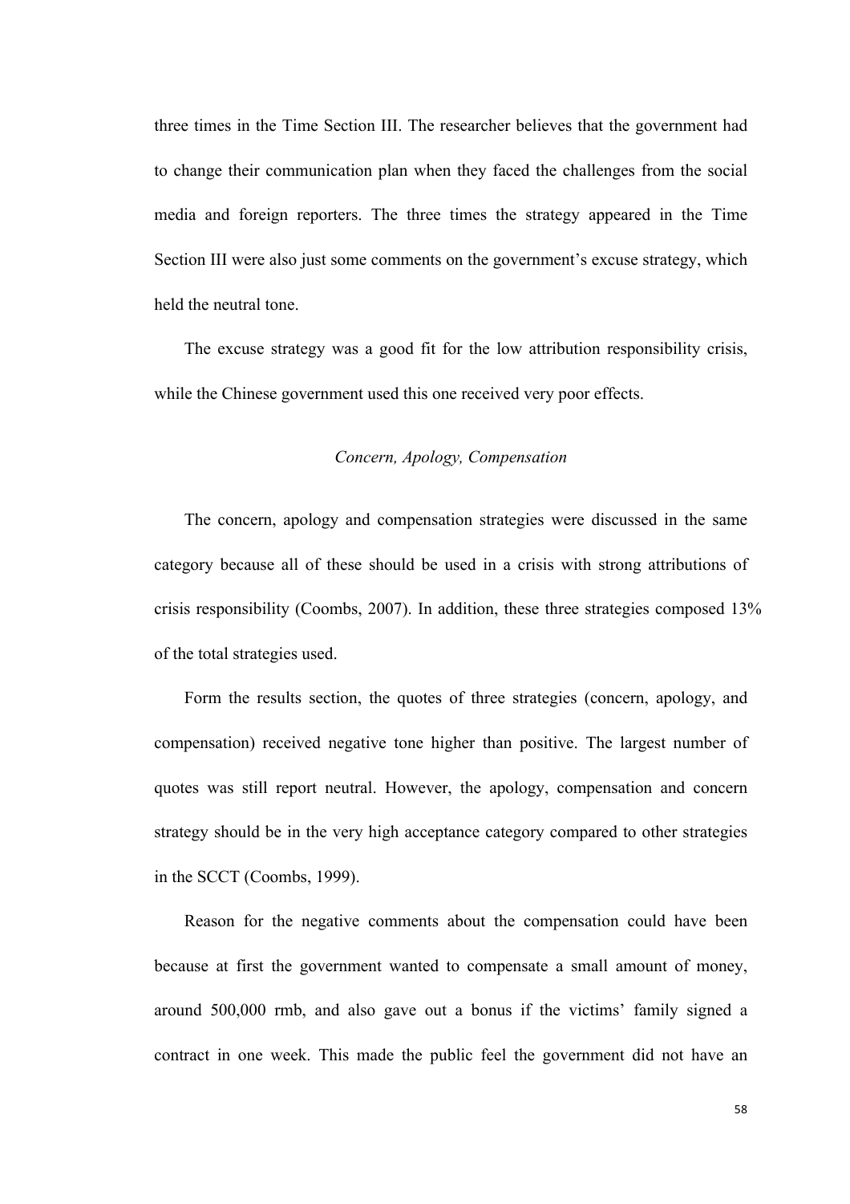three times in the Time Section III. The researcher believes that the government had to change their communication plan when they faced the challenges from the social media and foreign reporters. The three times the strategy appeared in the Time Section III were also just some comments on the government's excuse strategy, which held the neutral tone.

The excuse strategy was a good fit for the low attribution responsibility crisis, while the Chinese government used this one received very poor effects.

### *Concern, Apology, Compensation*

The concern, apology and compensation strategies were discussed in the same category because all of these should be used in a crisis with strong attributions of crisis responsibility (Coombs, 2007). In addition, these three strategies composed 13% of the total strategies used.

Form the results section, the quotes of three strategies (concern, apology, and compensation) received negative tone higher than positive. The largest number of quotes was still report neutral. However, the apology, compensation and concern strategy should be in the very high acceptance category compared to other strategies in the SCCT (Coombs, 1999).

Reason for the negative comments about the compensation could have been because at first the government wanted to compensate a small amount of money, around 500,000 rmb, and also gave out a bonus if the victims' family signed a contract in one week. This made the public feel the government did not have an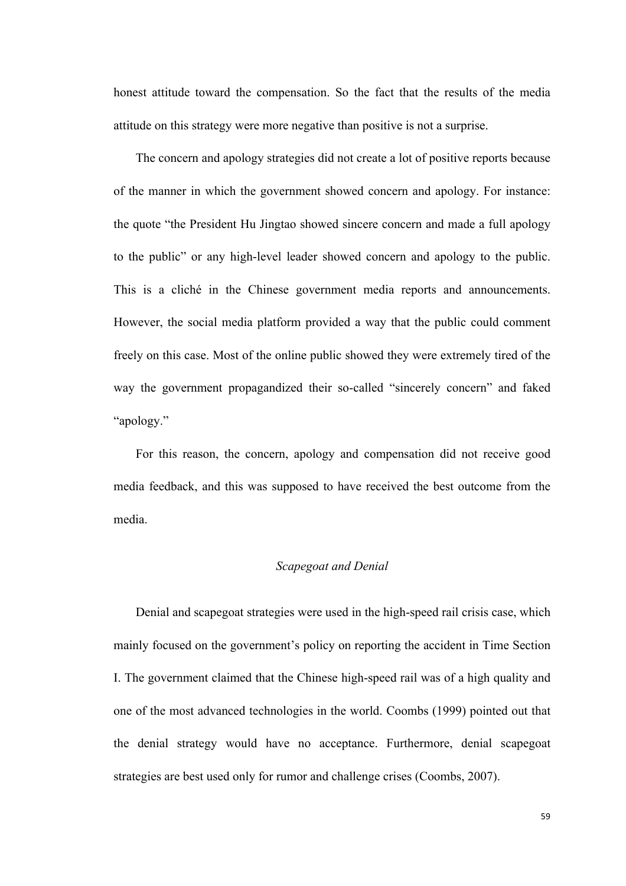honest attitude toward the compensation. So the fact that the results of the media attitude on this strategy were more negative than positive is not a surprise.

The concern and apology strategies did not create a lot of positive reports because of the manner in which the government showed concern and apology. For instance: the quote "the President Hu Jingtao showed sincere concern and made a full apology to the public" or any high-level leader showed concern and apology to the public. This is a cliché in the Chinese government media reports and announcements. However, the social media platform provided a way that the public could comment freely on this case. Most of the online public showed they were extremely tired of the way the government propagandized their so-called "sincerely concern" and faked "apology."

For this reason, the concern, apology and compensation did not receive good media feedback, and this was supposed to have received the best outcome from the media.

### *Scapegoat and Denial*

Denial and scapegoat strategies were used in the high-speed rail crisis case, which mainly focused on the government's policy on reporting the accident in Time Section I. The government claimed that the Chinese high-speed rail was of a high quality and one of the most advanced technologies in the world. Coombs (1999) pointed out that the denial strategy would have no acceptance. Furthermore, denial scapegoat strategies are best used only for rumor and challenge crises (Coombs, 2007).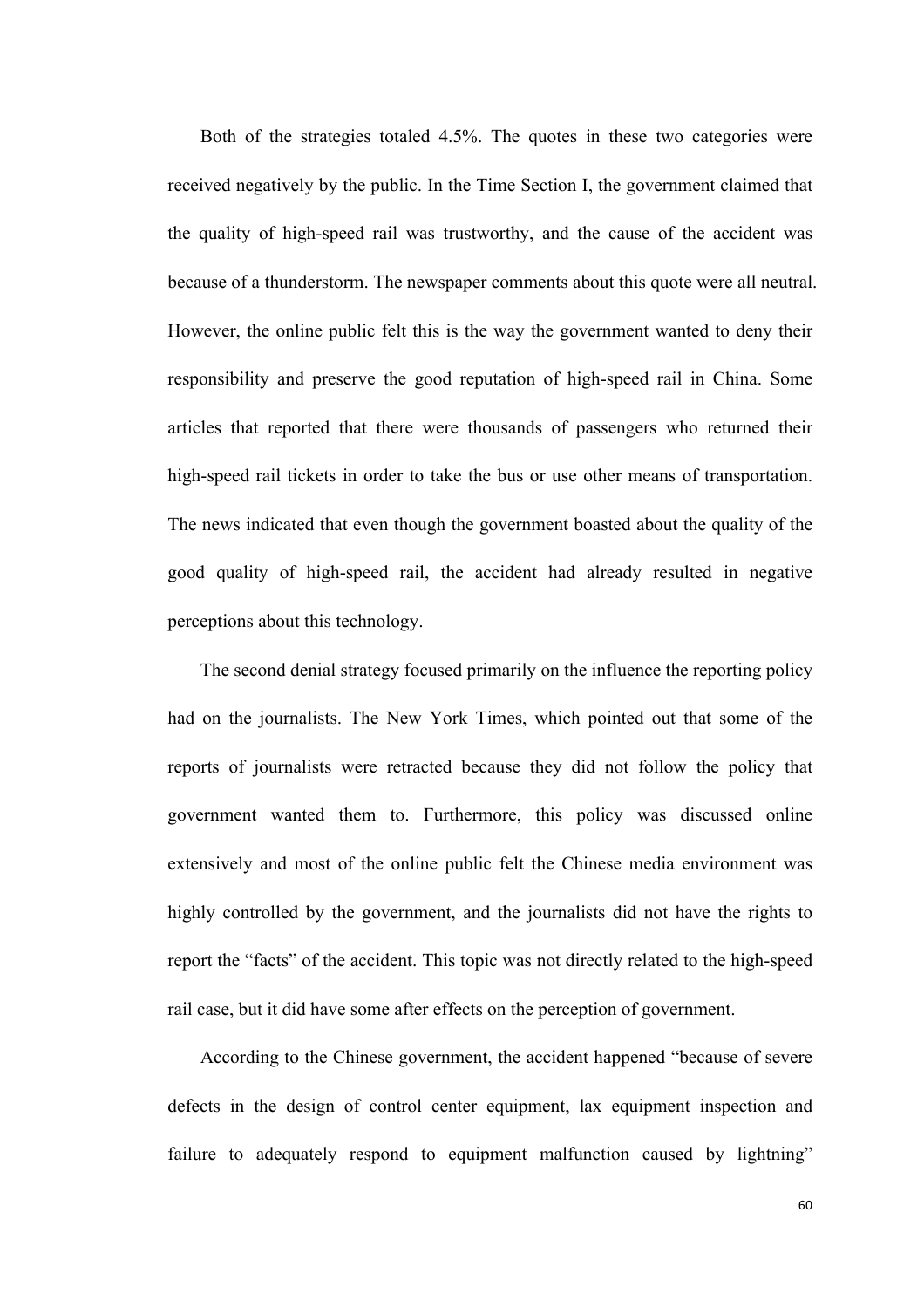Both of the strategies totaled 4.5%. The quotes in these two categories were received negatively by the public. In the Time Section I, the government claimed that the quality of high-speed rail was trustworthy, and the cause of the accident was because of a thunderstorm. The newspaper comments about this quote were all neutral. However, the online public felt this is the way the government wanted to deny their responsibility and preserve the good reputation of high-speed rail in China. Some articles that reported that there were thousands of passengers who returned their high-speed rail tickets in order to take the bus or use other means of transportation. The news indicated that even though the government boasted about the quality of the good quality of high-speed rail, the accident had already resulted in negative perceptions about this technology.

The second denial strategy focused primarily on the influence the reporting policy had on the journalists. The New York Times, which pointed out that some of the reports of journalists were retracted because they did not follow the policy that government wanted them to. Furthermore, this policy was discussed online extensively and most of the online public felt the Chinese media environment was highly controlled by the government, and the journalists did not have the rights to report the "facts" of the accident. This topic was not directly related to the high-speed rail case, but it did have some after effects on the perception of government.

According to the Chinese government, the accident happened "because of severe defects in the design of control center equipment, lax equipment inspection and failure to adequately respond to equipment malfunction caused by lightning"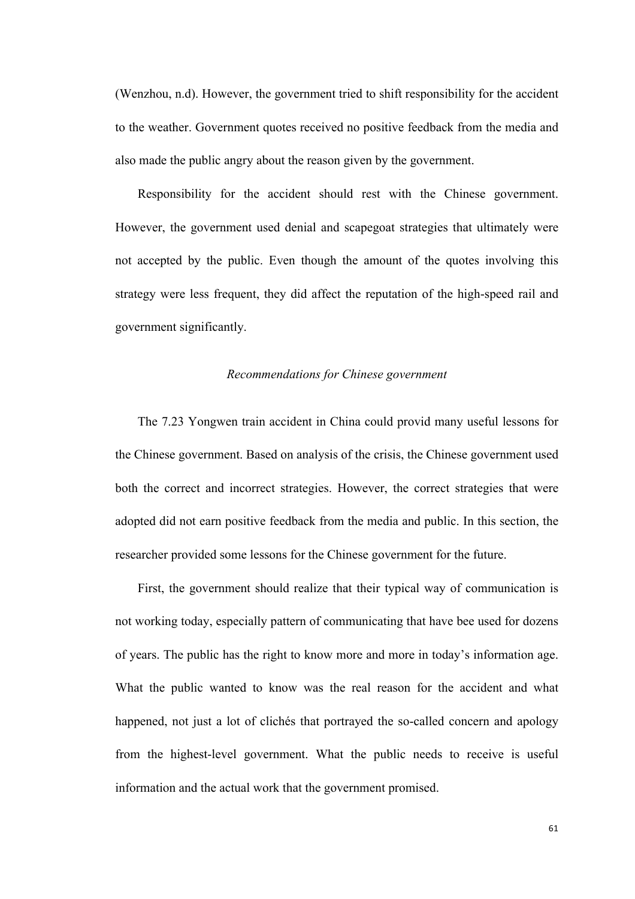(Wenzhou, n.d). However, the government tried to shift responsibility for the accident to the weather. Government quotes received no positive feedback from the media and also made the public angry about the reason given by the government.

Responsibility for the accident should rest with the Chinese government. However, the government used denial and scapegoat strategies that ultimately were not accepted by the public. Even though the amount of the quotes involving this strategy were less frequent, they did affect the reputation of the high-speed rail and government significantly.

### *Recommendations for Chinese government*

The 7.23 Yongwen train accident in China could provid many useful lessons for the Chinese government. Based on analysis of the crisis, the Chinese government used both the correct and incorrect strategies. However, the correct strategies that were adopted did not earn positive feedback from the media and public. In this section, the researcher provided some lessons for the Chinese government for the future.

First, the government should realize that their typical way of communication is not working today, especially pattern of communicating that have bee used for dozens of years. The public has the right to know more and more in today's information age. What the public wanted to know was the real reason for the accident and what happened, not just a lot of clichés that portrayed the so-called concern and apology from the highest-level government. What the public needs to receive is useful information and the actual work that the government promised.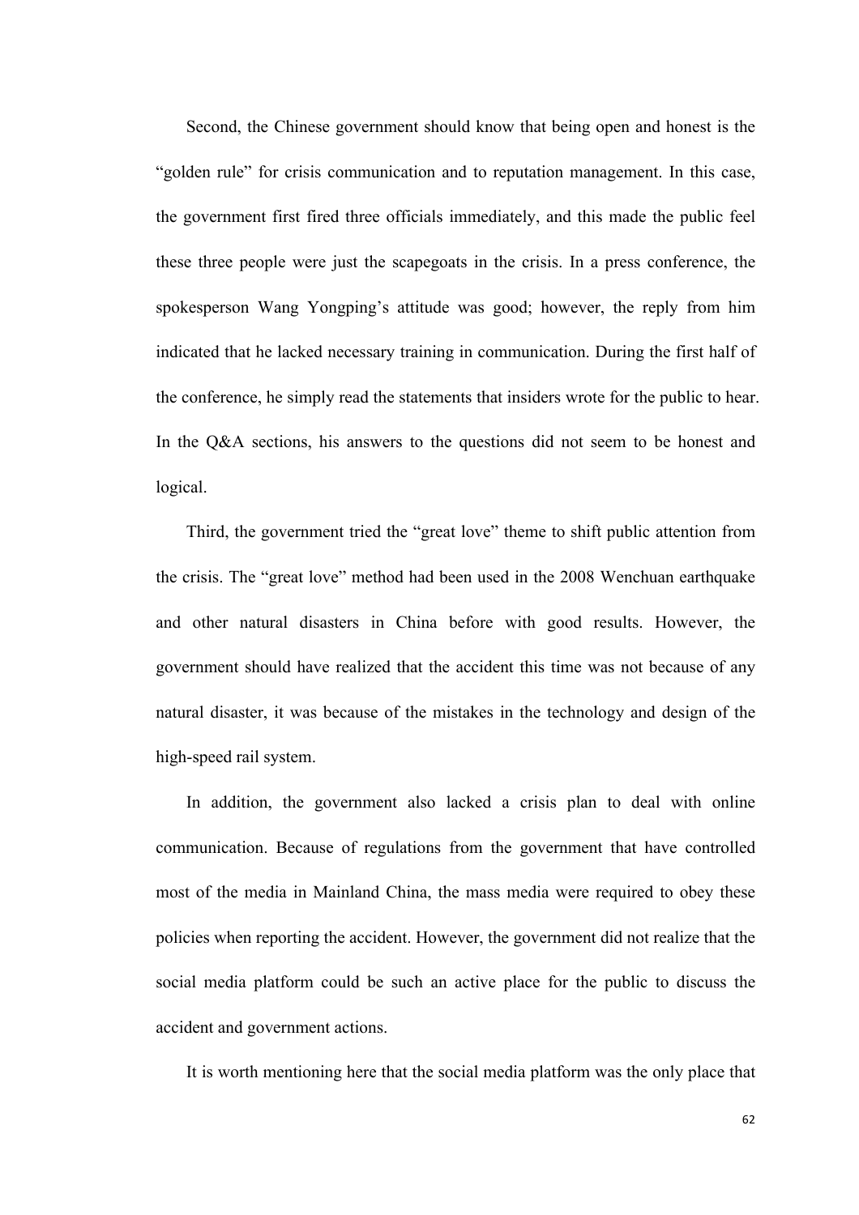Second, the Chinese government should know that being open and honest is the "golden rule" for crisis communication and to reputation management. In this case, the government first fired three officials immediately, and this made the public feel these three people were just the scapegoats in the crisis. In a press conference, the spokesperson Wang Yongping's attitude was good; however, the reply from him indicated that he lacked necessary training in communication. During the first half of the conference, he simply read the statements that insiders wrote for the public to hear. In the Q&A sections, his answers to the questions did not seem to be honest and logical.

Third, the government tried the "great love" theme to shift public attention from the crisis. The "great love" method had been used in the 2008 Wenchuan earthquake and other natural disasters in China before with good results. However, the government should have realized that the accident this time was not because of any natural disaster, it was because of the mistakes in the technology and design of the high-speed rail system.

In addition, the government also lacked a crisis plan to deal with online communication. Because of regulations from the government that have controlled most of the media in Mainland China, the mass media were required to obey these policies when reporting the accident. However, the government did not realize that the social media platform could be such an active place for the public to discuss the accident and government actions.

It is worth mentioning here that the social media platform was the only place that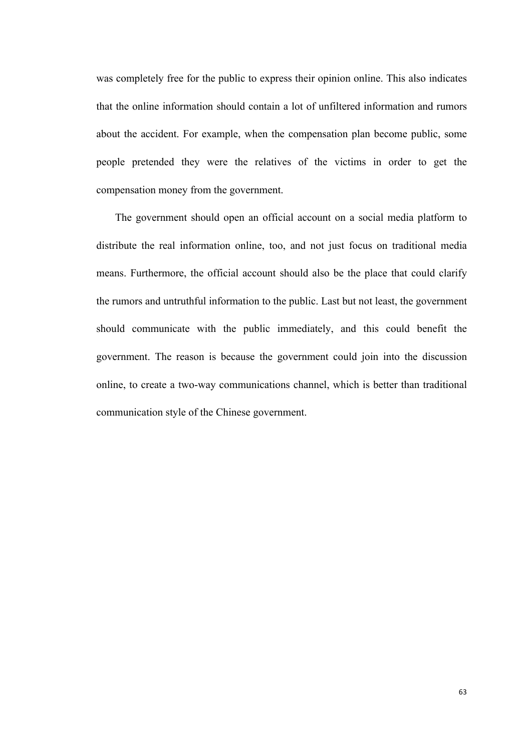was completely free for the public to express their opinion online. This also indicates that the online information should contain a lot of unfiltered information and rumors about the accident. For example, when the compensation plan become public, some people pretended they were the relatives of the victims in order to get the compensation money from the government.

The government should open an official account on a social media platform to distribute the real information online, too, and not just focus on traditional media means. Furthermore, the official account should also be the place that could clarify the rumors and untruthful information to the public. Last but not least, the government should communicate with the public immediately, and this could benefit the government. The reason is because the government could join into the discussion online, to create a two-way communications channel, which is better than traditional communication style of the Chinese government.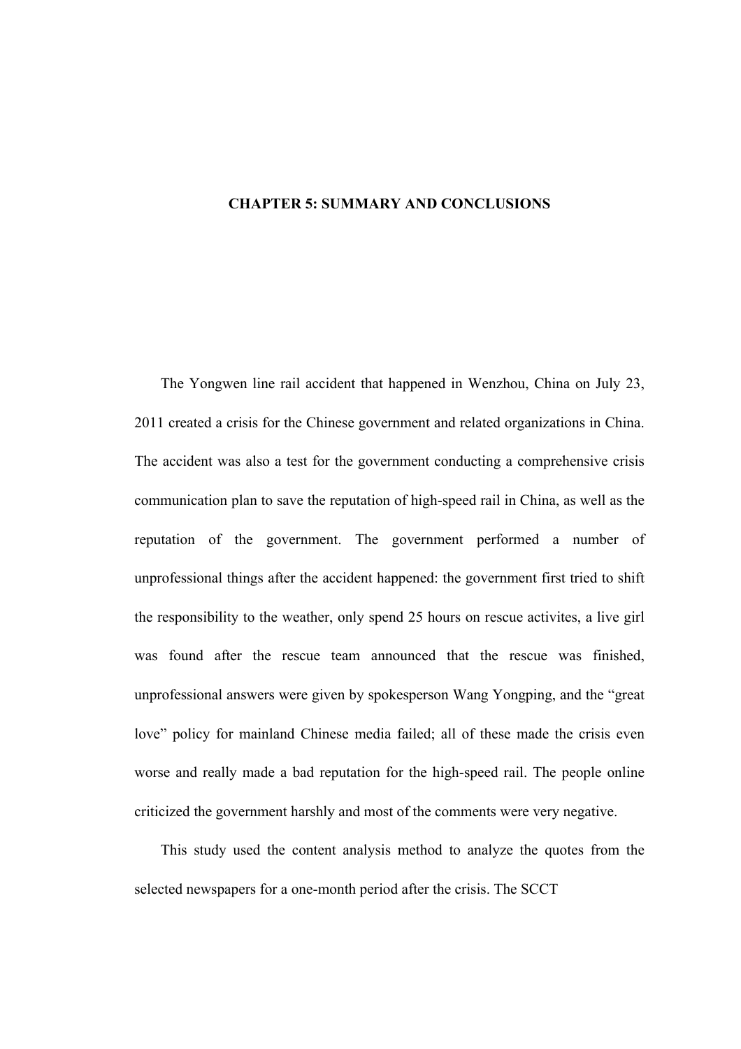# CHAPTER 5: SUMMARY AND CONCLUSIONS

The Yongwen line rail accident that happened in Wenzhou, China on July 23, 2011 created a crisis for the Chinese government and related organizations in China. The accident was also a test for the government conducting a comprehensive crisis communication plan to save the reputation of high-speed rail in China, as well as the reputation of the government. The government performed a number of unprofessional things after the accident happened: the government first tried to shift the responsibility to the weather, only spend 25 hours on rescue activites, a live girl was found after the rescue team announced that the rescue was finished, unprofessional answers were given by spokesperson Wang Yongping, and the "great love" policy for mainland Chinese media failed; all of these made the crisis even worse and really made a bad reputation for the high-speed rail. The people online criticized the government harshly and most of the comments were very negative.

This study used the content analysis method to analyze the quotes from the selected newspapers for a one-month period after the crisis. The SCCT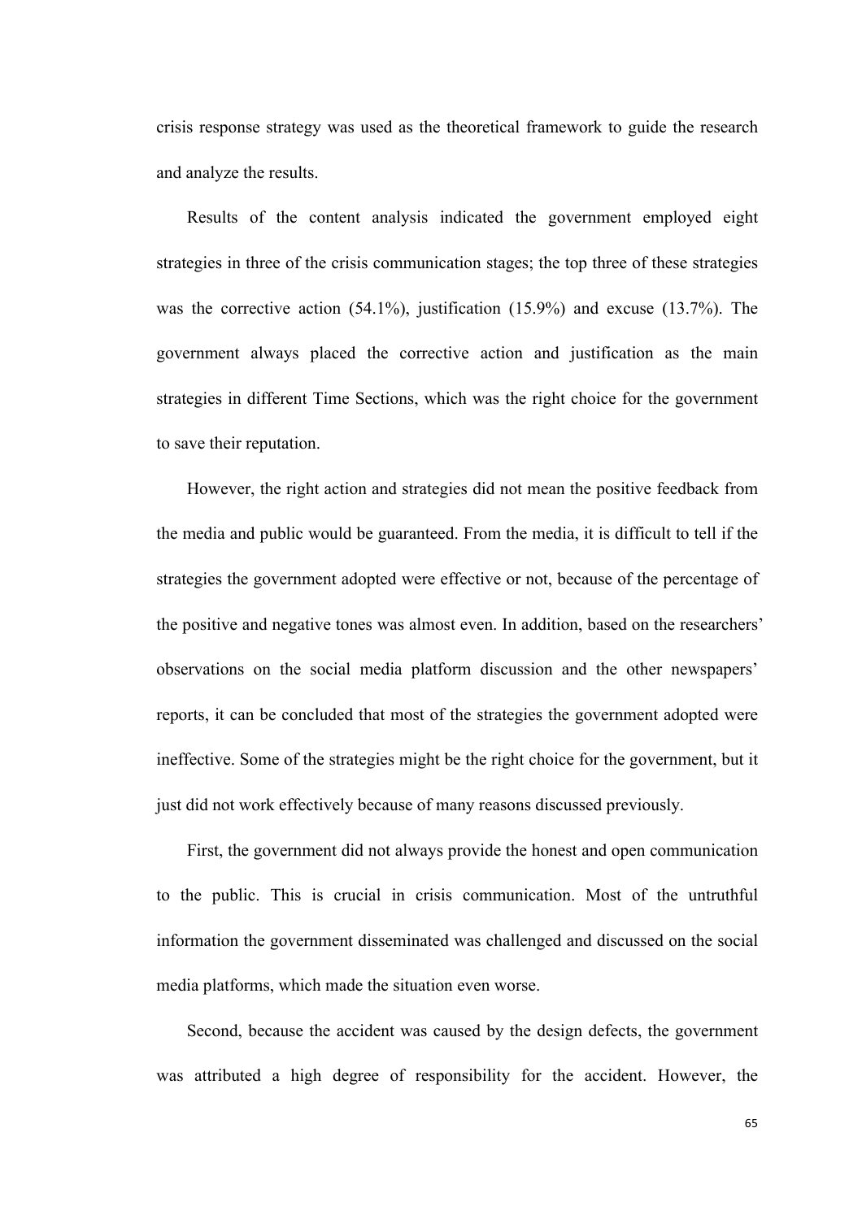crisis response strategy was used as the theoretical framework to guide the research and analyze the results.

Results of the content analysis indicated the government employed eight strategies in three of the crisis communication stages; the top three of these strategies was the corrective action (54.1%), justification (15.9%) and excuse (13.7%). The government always placed the corrective action and justification as the main strategies in different Time Sections, which was the right choice for the government to save their reputation.

However, the right action and strategies did not mean the positive feedback from the media and public would be guaranteed. From the media, it is difficult to tell if the strategies the government adopted were effective or not, because of the percentage of the positive and negative tones was almost even. In addition, based on the researchers' observations on the social media platform discussion and the other newspapers' reports, it can be concluded that most of the strategies the government adopted were ineffective. Some of the strategies might be the right choice for the government, but it just did not work effectively because of many reasons discussed previously.

First, the government did not always provide the honest and open communication to the public. This is crucial in crisis communication. Most of the untruthful information the government disseminated was challenged and discussed on the social media platforms, which made the situation even worse.

Second, because the accident was caused by the design defects, the government was attributed a high degree of responsibility for the accident. However, the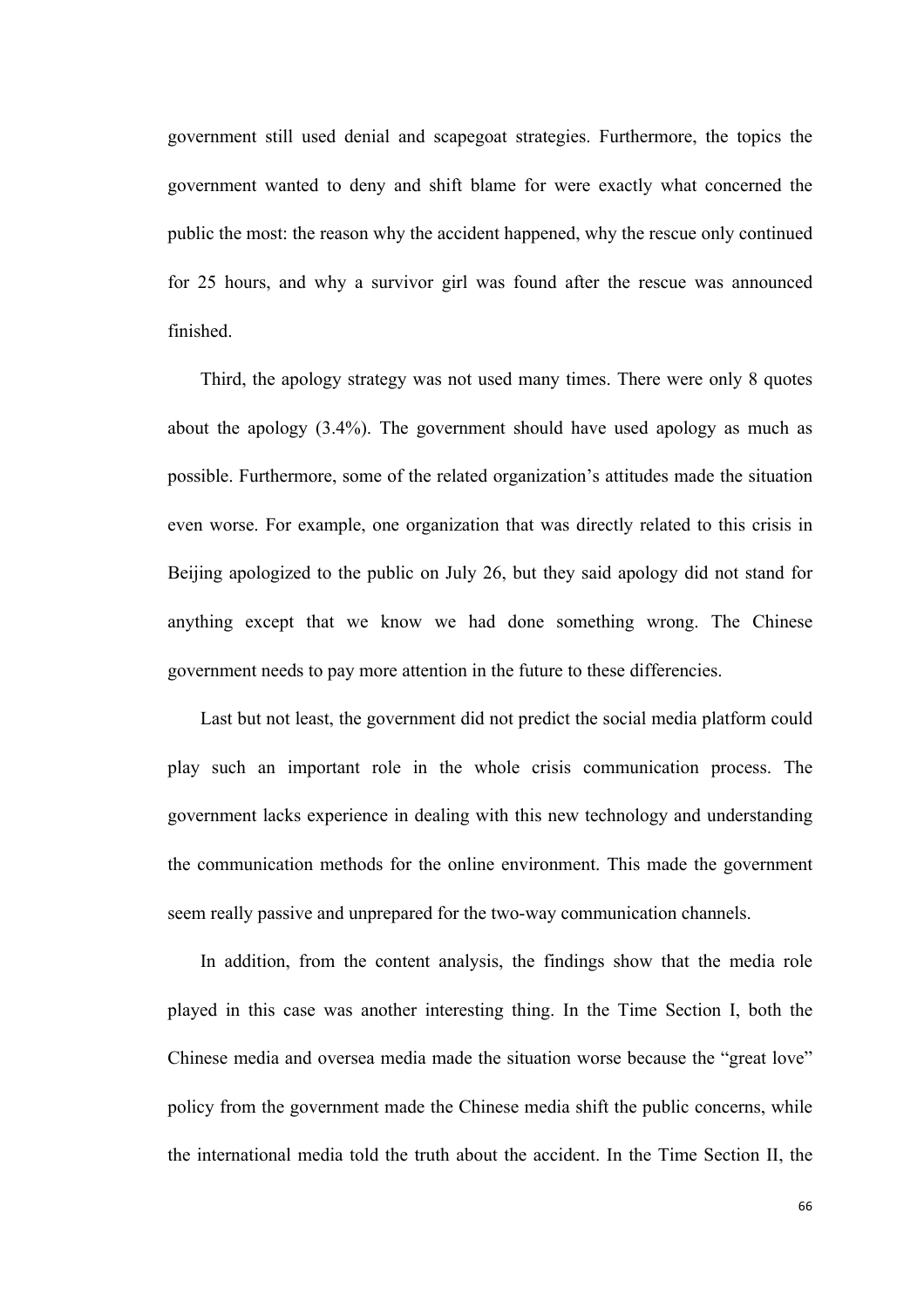government still used denial and scapegoat strategies. Furthermore, the topics the government wanted to deny and shift blame for were exactly what concerned the public the most: the reason why the accident happened, why the rescue only continued for 25 hours, and why a survivor girl was found after the rescue was announced finished.

Third, the apology strategy was not used many times. There were only 8 quotes about the apology (3.4%). The government should have used apology as much as possible. Furthermore, some of the related organization's attitudes made the situation even worse. For example, one organization that was directly related to this crisis in Beijing apologized to the public on July 26, but they said apology did not stand for anything except that we know we had done something wrong. The Chinese government needs to pay more attention in the future to these differencies.

Last but not least, the government did not predict the social media platform could play such an important role in the whole crisis communication process. The government lacks experience in dealing with this new technology and understanding the communication methods for the online environment. This made the government seem really passive and unprepared for the two-way communication channels.

In addition, from the content analysis, the findings show that the media role played in this case was another interesting thing. In the Time Section I, both the Chinese media and oversea media made the situation worse because the "great love" policy from the government made the Chinese media shift the public concerns, while the international media told the truth about the accident. In the Time Section II, the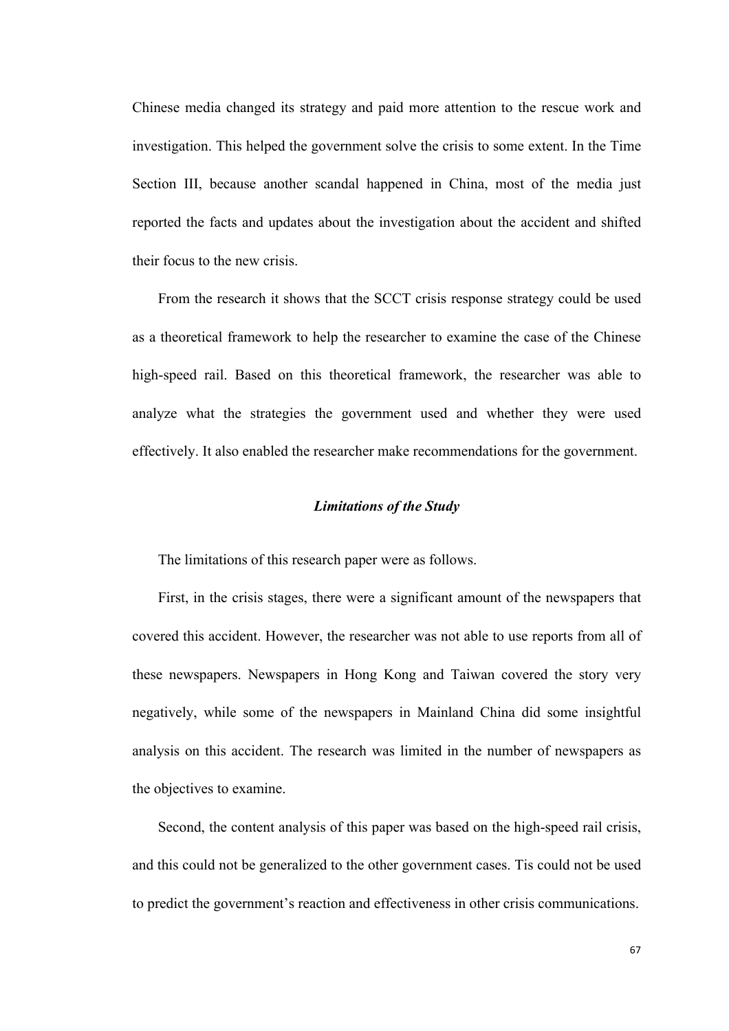Chinese media changed its strategy and paid more attention to the rescue work and investigation. This helped the government solve the crisis to some extent. In the Time Section III, because another scandal happened in China, most of the media just reported the facts and updates about the investigation about the accident and shifted their focus to the new crisis.

From the research it shows that the SCCT crisis response strategy could be used as a theoretical framework to help the researcher to examine the case of the Chinese high-speed rail. Based on this theoretical framework, the researcher was able to analyze what the strategies the government used and whether they were used effectively. It also enabled the researcher make recommendations for the government.

### *Limitations of the Study*

The limitations of this research paper were as follows.

First, in the crisis stages, there were a significant amount of the newspapers that covered this accident. However, the researcher was not able to use reports from all of these newspapers. Newspapers in Hong Kong and Taiwan covered the story very negatively, while some of the newspapers in Mainland China did some insightful analysis on this accident. The research was limited in the number of newspapers as the objectives to examine.

Second, the content analysis of this paper was based on the high-speed rail crisis, and this could not be generalized to the other government cases. Tis could not be used to predict the government's reaction and effectiveness in other crisis communications.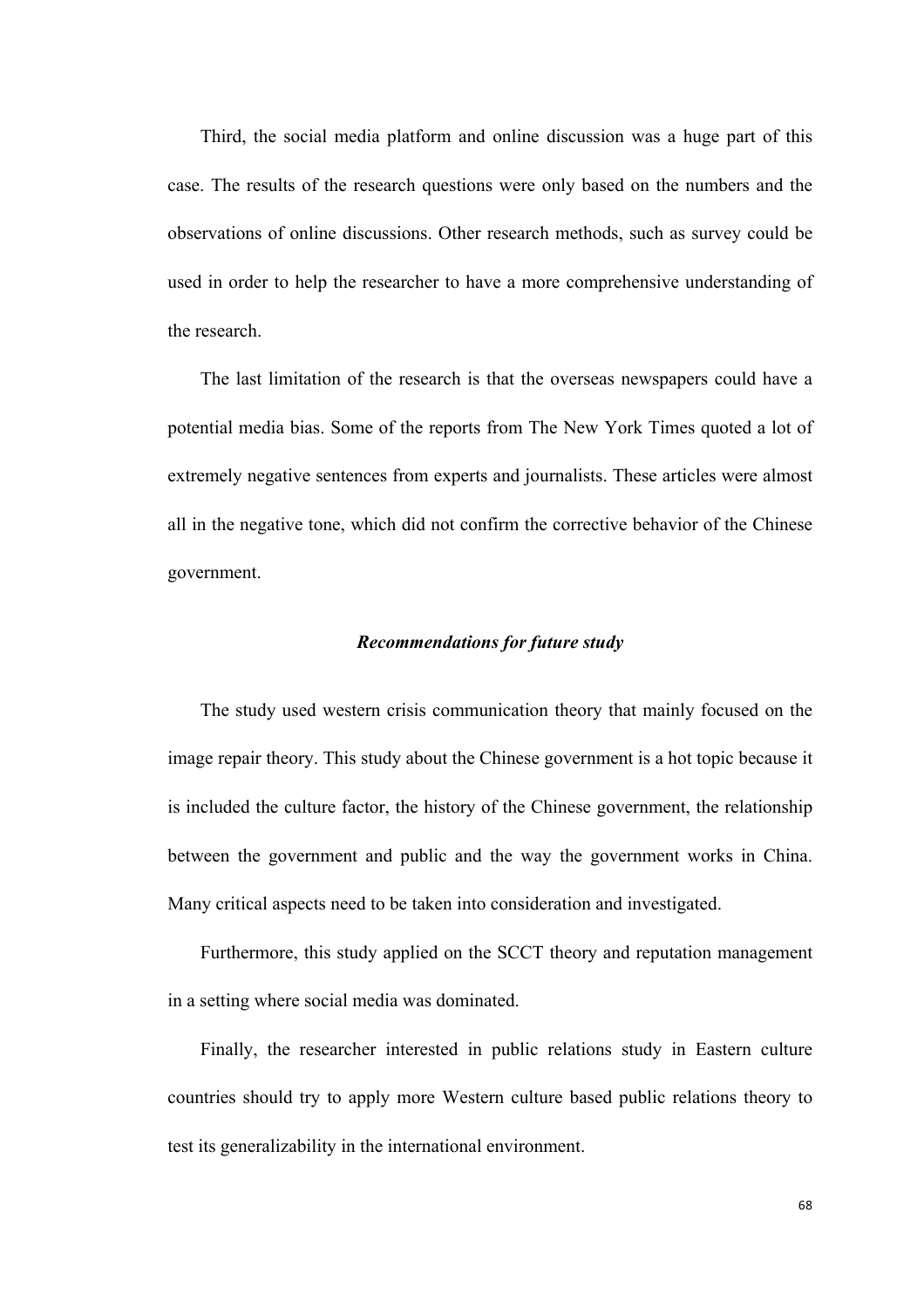Third, the social media platform and online discussion was a huge part of this case. The results of the research questions were only based on the numbers and the observations of online discussions. Other research methods, such as survey could be used in order to help the researcher to have a more comprehensive understanding of the research.

The last limitation of the research is that the overseas newspapers could have a potential media bias. Some of the reports from The New York Times quoted a lot of extremely negative sentences from experts and journalists. These articles were almost all in the negative tone, which did not confirm the corrective behavior of the Chinese government.

### *Recommendations for future study*

The study used western crisis communication theory that mainly focused on the image repair theory. This study about the Chinese government is a hot topic because it is included the culture factor, the history of the Chinese government, the relationship between the government and public and the way the government works in China. Many critical aspects need to be taken into consideration and investigated.

Furthermore, this study applied on the SCCT theory and reputation management in a setting where social media was dominated.

Finally, the researcher interested in public relations study in Eastern culture countries should try to apply more Western culture based public relations theory to test its generalizability in the international environment.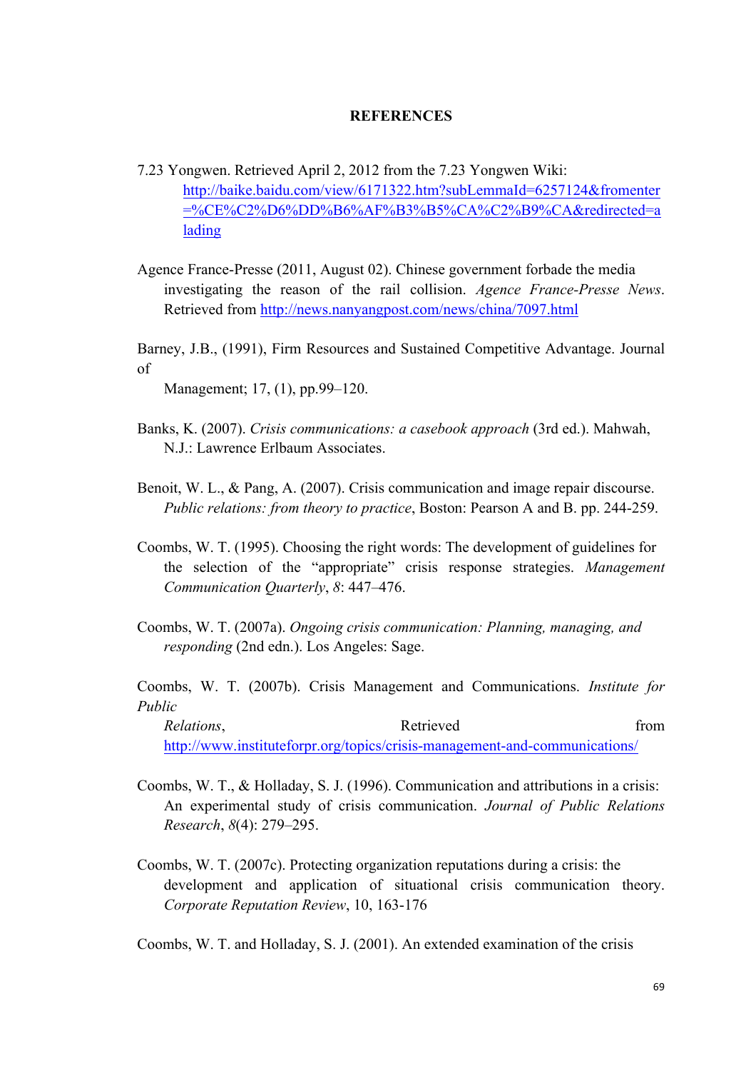# REFERENCES

7.23 Yongwen. Retrieved April 2, 2012 from the 7.23 Yongwen Wiki: http://baike.baidu.com/view/6171322.htm?subLemmaId=6257124&fromenter=%CE%C2%D6%DD%B6%AF%B3%B5%CA%C2%B9%CA&redirected=alading

Agence France-Presse (2011, August 02). Chinese government forbade the media investigating the reason of the rail collision. *Agence France-Presse News*. Retrieved from http://news.nanyangpost.com/news/china/7097.html

Barney, J.B., (1991), Firm Resources and Sustained Competitive Advantage. Journal of Management; 17, (1), pp.99–120.

Banks, K. (2007). *Crisis communications: a casebook approach* (3rd ed.). Mahwah, N.J.: Lawrence Erlbaum Associates.

Benoit, W. L., & Pang, A. (2007). Crisis communication and image repair discourse. *Public relations: from theory to practice*, Boston: Pearson A and B. pp. 244-259.

Coombs, W. T. (1995). Choosing the right words: The development of guidelines for the selection of the "appropriate" crisis response strategies. *Management Communication Quarterly*, *8*: 447–476.

Coombs, W. T. (2007a). *Ongoing crisis communication: Planning, managing, and responding* (2nd edn.). Los Angeles: Sage.

Coombs, W. T. (2007b). Crisis Management and Communications. *Institute for Public Relations*, Retrieved from http://www.instituteforpr.org/topics/crisis-management-and-communications/

Coombs, W. T., & Holladay, S. J. (1996). Communication and attributions in a crisis: An experimental study of crisis communication. *Journal of Public Relations Research*, *8*(4): 279–295.

Coombs, W. T. (2007c). Protecting organization reputations during a crisis: the development and application of situational crisis communication theory. *Corporate Reputation Review*, 10, 163-176

Coombs, W. T. and Holladay, S. J. (2001). An extended examination of the crisis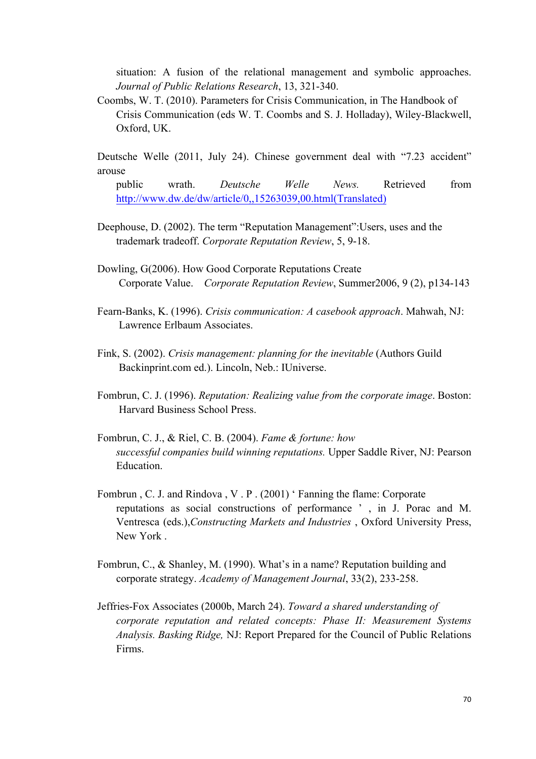situation: A fusion of the relational management and symbolic approaches. *Journal of Public Relations Research*, 13, 321-340.

Coombs, W. T. (2010). Parameters for Crisis Communication, in The Handbook of Crisis Communication (eds W. T. Coombs and S. J. Holladay), Wiley-Blackwell, Oxford, UK.

Deutsche Welle (2011, July 24). Chinese government deal with "7.23 accident" arouse public wrath. *Deutsche Welle News.* Retrieved from http://www.dw.de/dw/article/0,,15263039,00.html(Translated)

Deephouse, D. (2002). The term "Reputation Management":Users, uses and the trademark tradeoff. *Corporate Reputation Review*, 5, 9-18.

Dowling, G(2006). How Good Corporate Reputations Create Corporate Value. *Corporate Reputation Review*, Summer2006, 9 (2), p134-143

Fearn-Banks, K. (1996). *Crisis communication: A casebook approach*. Mahwah, NJ: Lawrence Erlbaum Associates.

Fink, S. (2002). *Crisis management: planning for the inevitable* (Authors Guild Backinprint.com ed.). Lincoln, Neb.: IUniverse.

Fombrun, C. J. (1996). *Reputation: Realizing value from the corporate image*. Boston: Harvard Business School Press.

Fombrun, C. J., & Riel, C. B. (2004). *Fame & fortune: how successful companies build winning reputations.* Upper Saddle River, NJ: Pearson Education.

Fombrun , C. J. and Rindova , V . P . (2001) ' Fanning the flame: Corporate reputations as social constructions of performance ' , in J. Porac and M. Ventresca (eds.),*Constructing Markets and Industries* , Oxford University Press, New York .

Fombrun, C., & Shanley, M. (1990). What's in a name? Reputation building and corporate strategy. *Academy of Management Journal*, 33(2), 233-258.

Jeffries-Fox Associates (2000b, March 24). *Toward a shared understanding of corporate reputation and related concepts: Phase II: Measurement Systems Analysis. Basking Ridge,* NJ: Report Prepared for the Council of Public Relations Firms.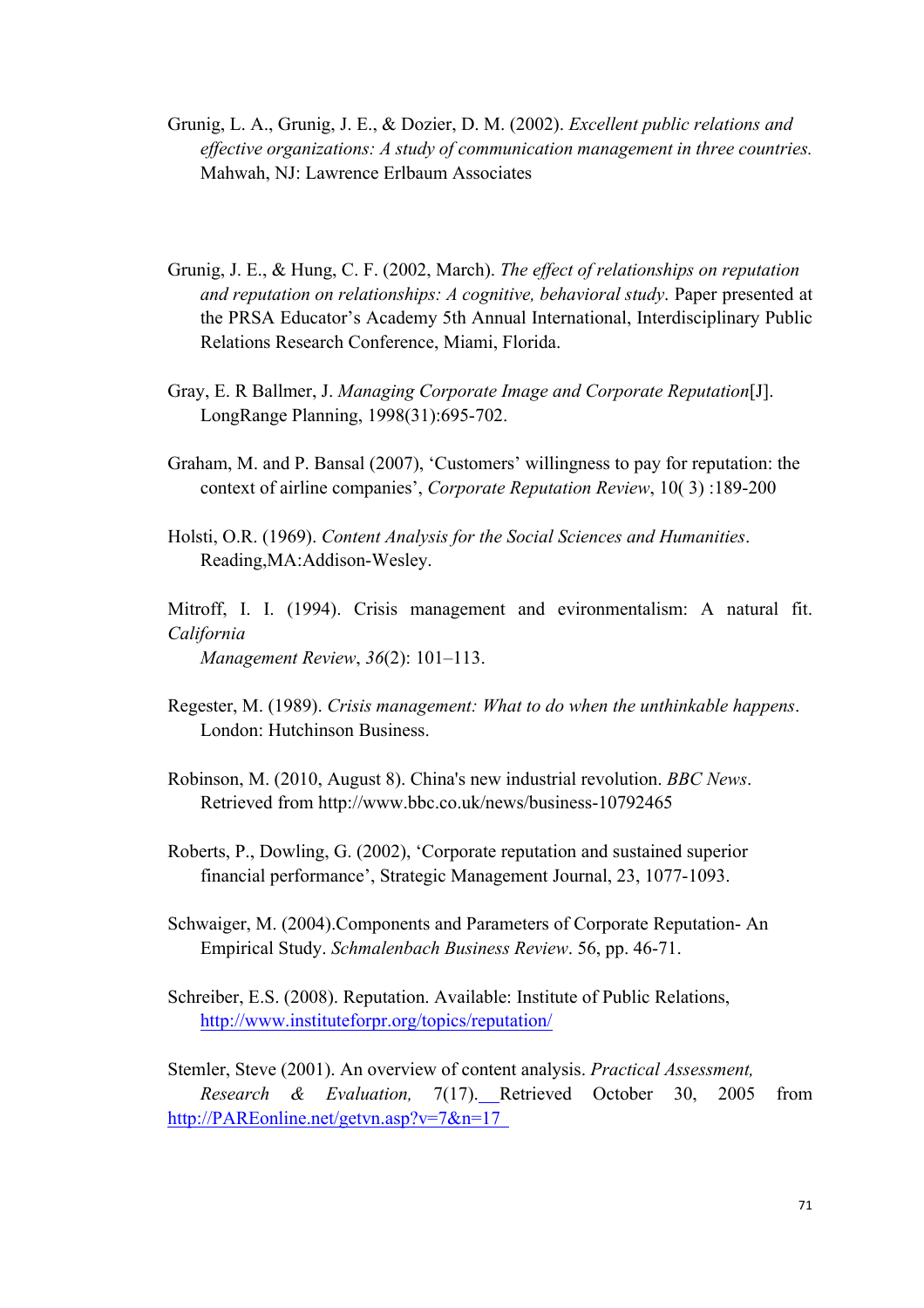Grunig, L. A., Grunig, J. E., & Dozier, D. M. (2002). *Excellent public relations and effective organizations: A study of communication management in three countries.* Mahwah, NJ: Lawrence Erlbaum Associates

Grunig, J. E., & Hung, C. F. (2002, March). *The effect of relationships on reputation and reputation on relationships: A cognitive, behavioral study*. Paper presented at the PRSA Educator's Academy 5th Annual International, Interdisciplinary Public Relations Research Conference, Miami, Florida.

Gray, E. R Ballmer, J. *Managing Corporate Image and Corporate Reputation*[J]. LongRange Planning, 1998(31):695-702.

Graham, M. and P. Bansal (2007), 'Customers' willingness to pay for reputation: the context of airline companies', *Corporate Reputation Review*, 10( 3) :189-200

Holsti, O.R. (1969). *Content Analysis for the Social Sciences and Humanities*. Reading,MA:Addison-Wesley.

Mitroff, I. I. (1994). Crisis management and evironmentalism: A natural fit. *California Management Review*, *36*(2): 101–113.

Regester, M. (1989). *Crisis management: What to do when the unthinkable happens*. London: Hutchinson Business.

Robinson, M. (2010, August 8). China's new industrial revolution. *BBC News*. Retrieved from http://www.bbc.co.uk/news/business-10792465

Roberts, P., Dowling, G. (2002), 'Corporate reputation and sustained superior financial performance', Strategic Management Journal, 23, 1077-1093.

Schwaiger, M. (2004).Components and Parameters of Corporate Reputation- An Empirical Study. *Schmalenbach Business Review*. 56, pp. 46-71.

Schreiber, E.S. (2008). Reputation. Available: Institute of Public Relations, http://www.instituteforpr.org/topics/reputation/

Stemler, Steve (2001). An overview of content analysis. *Practical Assessment, Research & Evaluation,* 7(17). Retrieved October 30, 2005 from http://PAREonline.net/getvn.asp?v=7&n=17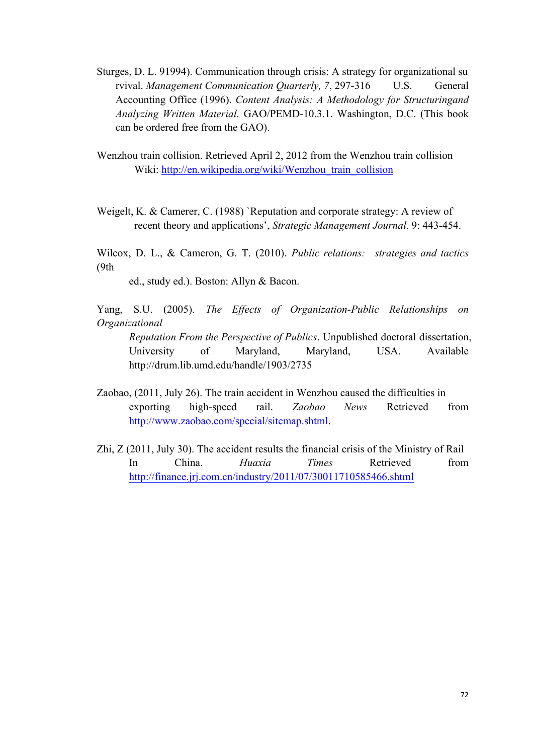Sturges, D. L. 91994). Communication through crisis: A strategy for organizational su rvival. *Management Communication Quarterly, 7*, 297-316 U.S. General Accounting Office (1996). *Content Analysis: A Methodology for Structuringand Analyzing Written Material.* GAO/PEMD-10.3.1. Washington, D.C. (This book can be ordered free from the GAO).

Wenzhou train collision. Retrieved April 2, 2012 from the Wenzhou train collision Wiki: http://en.wikipedia.org/wiki/Wenzhou_train_collision

Weigelt, K. & Camerer, C. (1988) `Reputation and corporate strategy: A review of recent theory and applications', *Strategic Management Journal.* 9: 443-454.

Wilcox, D. L., & Cameron, G. T. (2010). *Public relations: strategies and tactics* (9th ed., study ed.). Boston: Allyn & Bacon.

Yang, S.U. (2005). *The Effects of Organization-Public Relationships on Organizational Reputation From the Perspective of Publics*. Unpublished doctoral dissertation, University of Maryland, Maryland, USA. Available http://drum.lib.umd.edu/handle/1903/2735

Zaobao, (2011, July 26). The train accident in Wenzhou caused the difficulties in exporting high-speed rail. *Zaobao News* Retrieved from http://www.zaobao.com/special/sitemap.shtml.

Zhi, Z (2011, July 30). The accident results the financial crisis of the Ministry of Rail In China. *Huaxia Times* Retrieved from http://finance.jrj.com.cn/industry/2011/07/30011710585466.shtml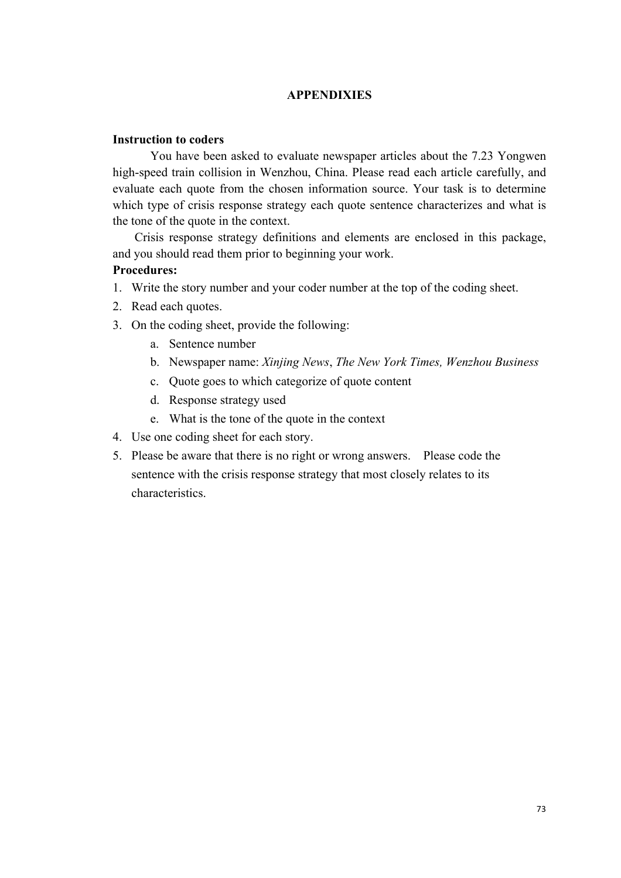# APPENDIXIES

**Instruction to coders**

You have been asked to evaluate newspaper articles about the 7.23 Yongwen high-speed train collision in Wenzhou, China. Please read each article carefully, and evaluate each quote from the chosen information source. Your task is to determine which type of crisis response strategy each quote sentence characterizes and what is the tone of the quote in the context.

Crisis response strategy definitions and elements are enclosed in this package, and you should read them prior to beginning your work.

**Procedures:**

1. Write the story number and your coder number at the top of the coding sheet.
2. Read each quotes.
3. On the coding sheet, provide the following:
   a. Sentence number
   b. Newspaper name: *Xinjing News*, *The New York Times, Wenzhou Business*
   c. Quote goes to which categorize of quote content
   d. Response strategy used
   e. What is the tone of the quote in the context
4. Use one coding sheet for each story.
5. Please be aware that there is no right or wrong answers. Please code the sentence with the crisis response strategy that most closely relates to its characteristics.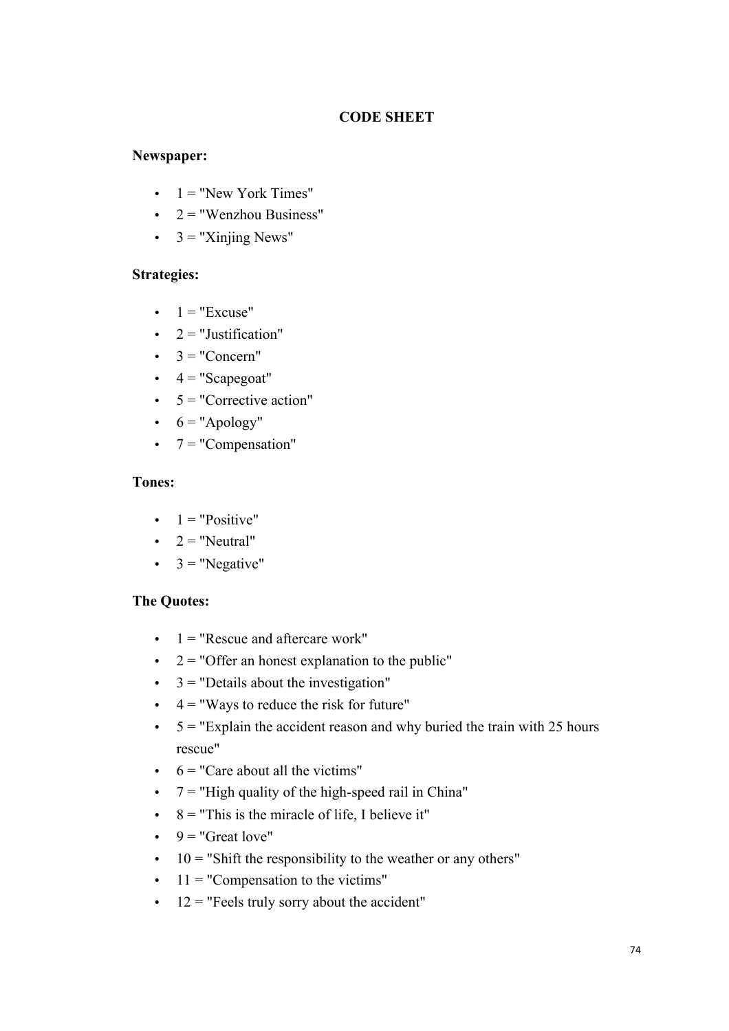## CODE SHEET

**Newspaper:**

- 1 = "New York Times"
- 2 = "Wenzhou Business"
- 3 = "Xinjing News"

**Strategies:**

- 1 = "Excuse"
- 2 = "Justification"
- 3 = "Concern"
- 4 = "Scapegoat"
- 5 = "Corrective action"
- 6 = "Apology"
- 7 = "Compensation"

**Tones:**

- 1 = "Positive"
- 2 = "Neutral"
- 3 = "Negative"

**The Quotes:**

- 1 = "Rescue and aftercare work"
- 2 = "Offer an honest explanation to the public"
- 3 = "Details about the investigation"
- 4 = "Ways to reduce the risk for future"
- 5 = "Explain the accident reason and why buried the train with 25 hours rescue"
- 6 = "Care about all the victims"
- 7 = "High quality of the high-speed rail in China"
- 8 = "This is the miracle of life, I believe it"
- 9 = "Great love"
- 10 = "Shift the responsibility to the weather or any others"
- 11 = "Compensation to the victims"
- 12 = "Feels truly sorry about the accident"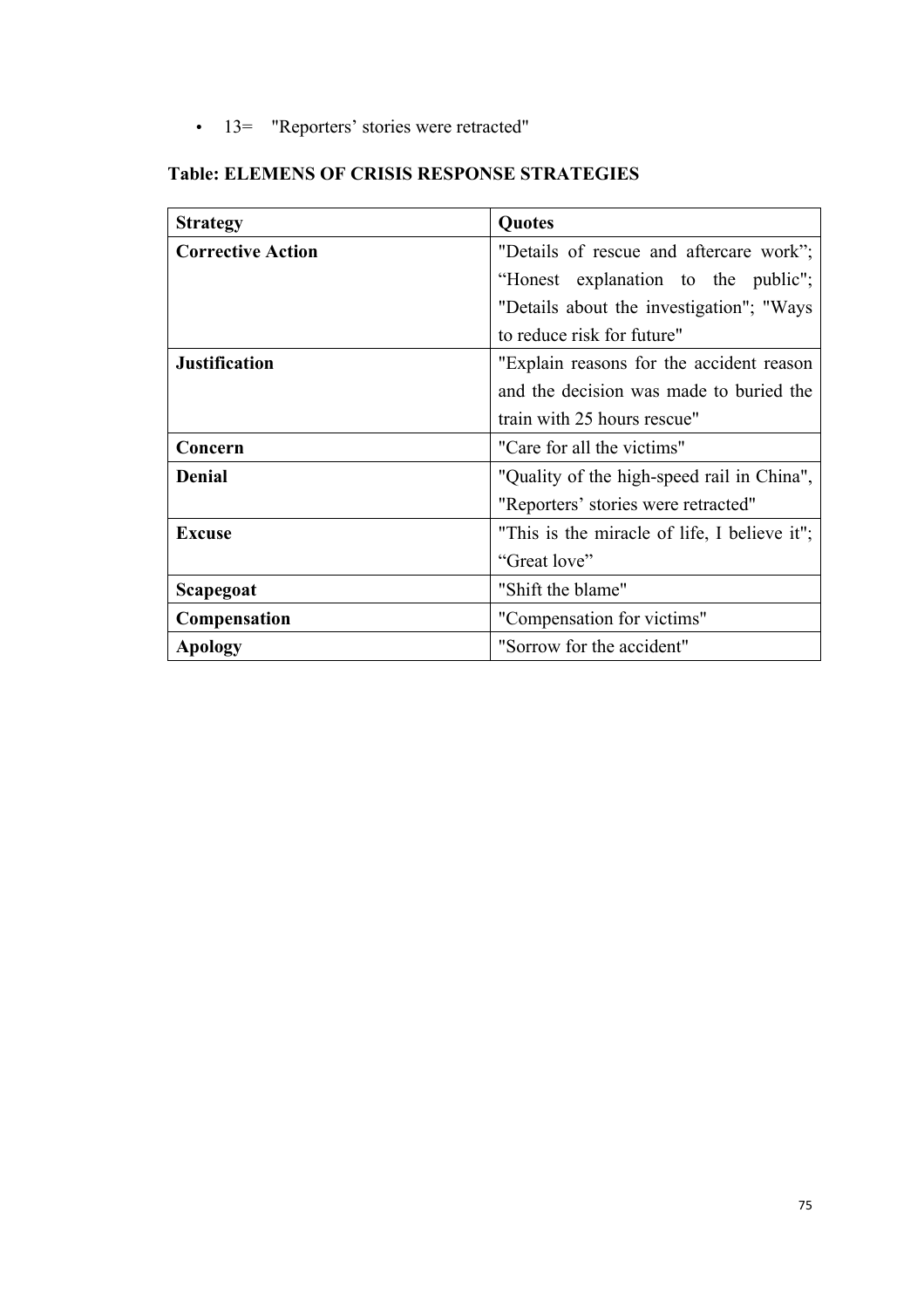- 13= "Reporters' stories were retracted"

**Table: ELEMENS OF CRISIS RESPONSE STRATEGIES**

| Strategy | Quotes |
|---|---|
| **Corrective Action** | "Details of rescue and aftercare work"; "Honest explanation to the public"; "Details about the investigation"; "Ways to reduce risk for future" |
| **Justification** | "Explain reasons for the accident reason and the decision was made to buried the train with 25 hours rescue" |
| **Concern** | "Care for all the victims" |
| **Denial** | "Quality of the high-speed rail in China", "Reporters' stories were retracted" |
| **Excuse** | "This is the miracle of life, I believe it"; "Great love" |
| **Scapegoat** | "Shift the blame" |
| **Compensation** | "Compensation for victims" |
| **Apology** | "Sorrow for the accident" |